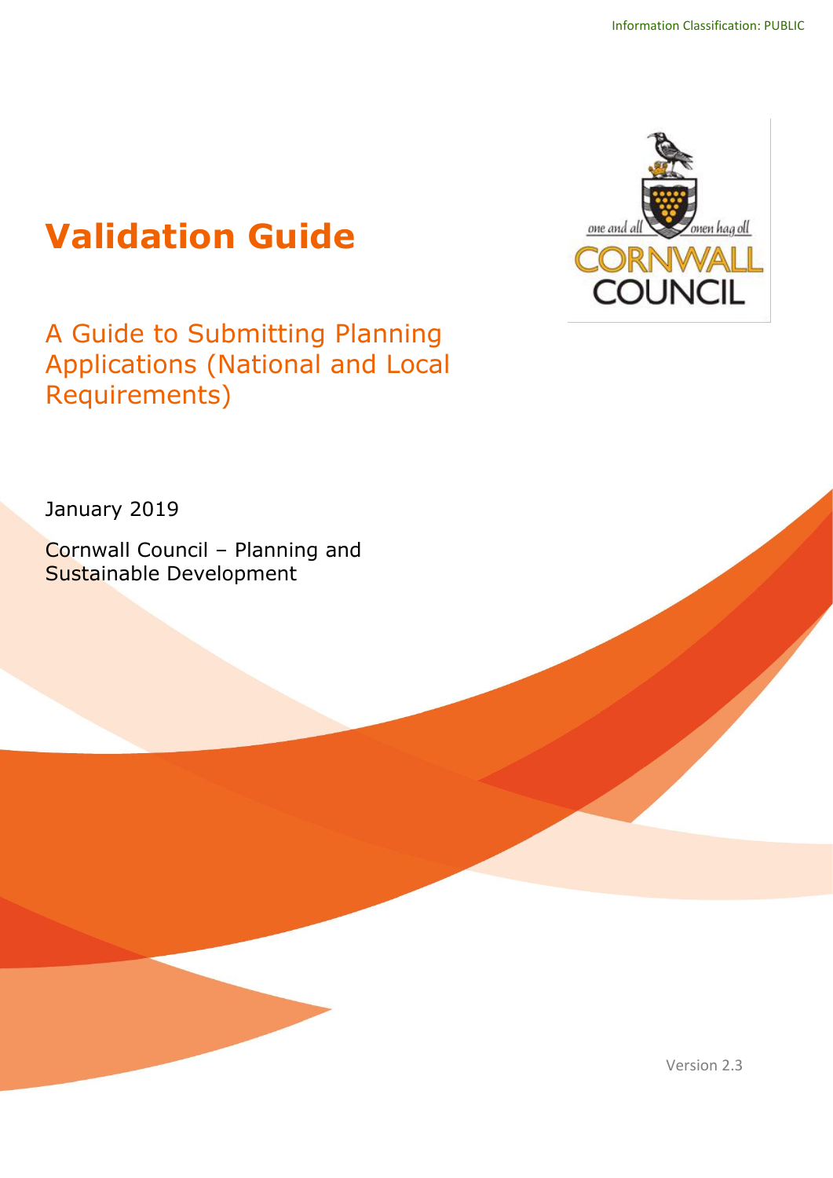Information Classification: PUBLIC

# Validation Guide

## A Guide to Submitting Planning Applications (National and Local Requirements)

January 2019

Cornwall Council – Planning and Sustainable Development

Version 2.3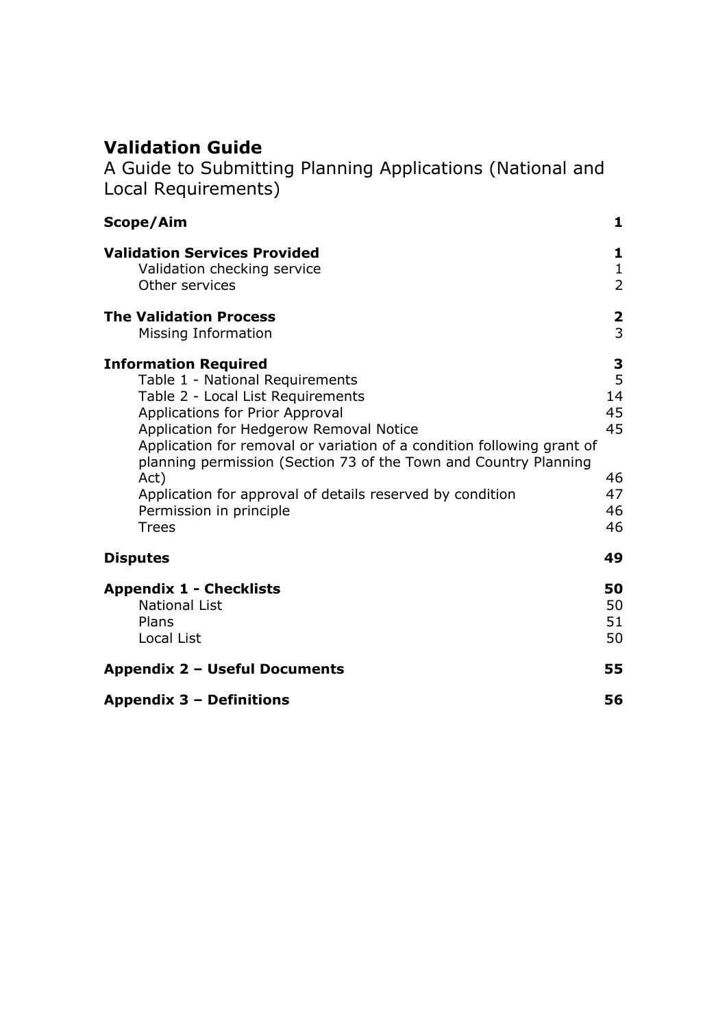# Validation Guide

A Guide to Submitting Planning Applications (National and Local Requirements)

| | |
|---|---|
| **Scope/Aim** | **1** |
| **Validation Services Provided** | **1** |
| Validation checking service | 1 |
| Other services | 2 |
| **The Validation Process** | **2** |
| Missing Information | 3 |
| **Information Required** | **3** |
| Table 1 - National Requirements | 5 |
| Table 2 - Local List Requirements | 14 |
| Applications for Prior Approval | 45 |
| Application for Hedgerow Removal Notice | 45 |
| Application for removal or variation of a condition following grant of planning permission (Section 73 of the Town and Country Planning Act) | 46 |
| Application for approval of details reserved by condition | 47 |
| Permission in principle | 46 |
| Trees | 46 |
| **Disputes** | **49** |
| **Appendix 1 - Checklists** | **50** |
| National List | 50 |
| Plans | 51 |
| Local List | 50 |
| **Appendix 2 – Useful Documents** | **55** |
| **Appendix 3 – Definitions** | **56** |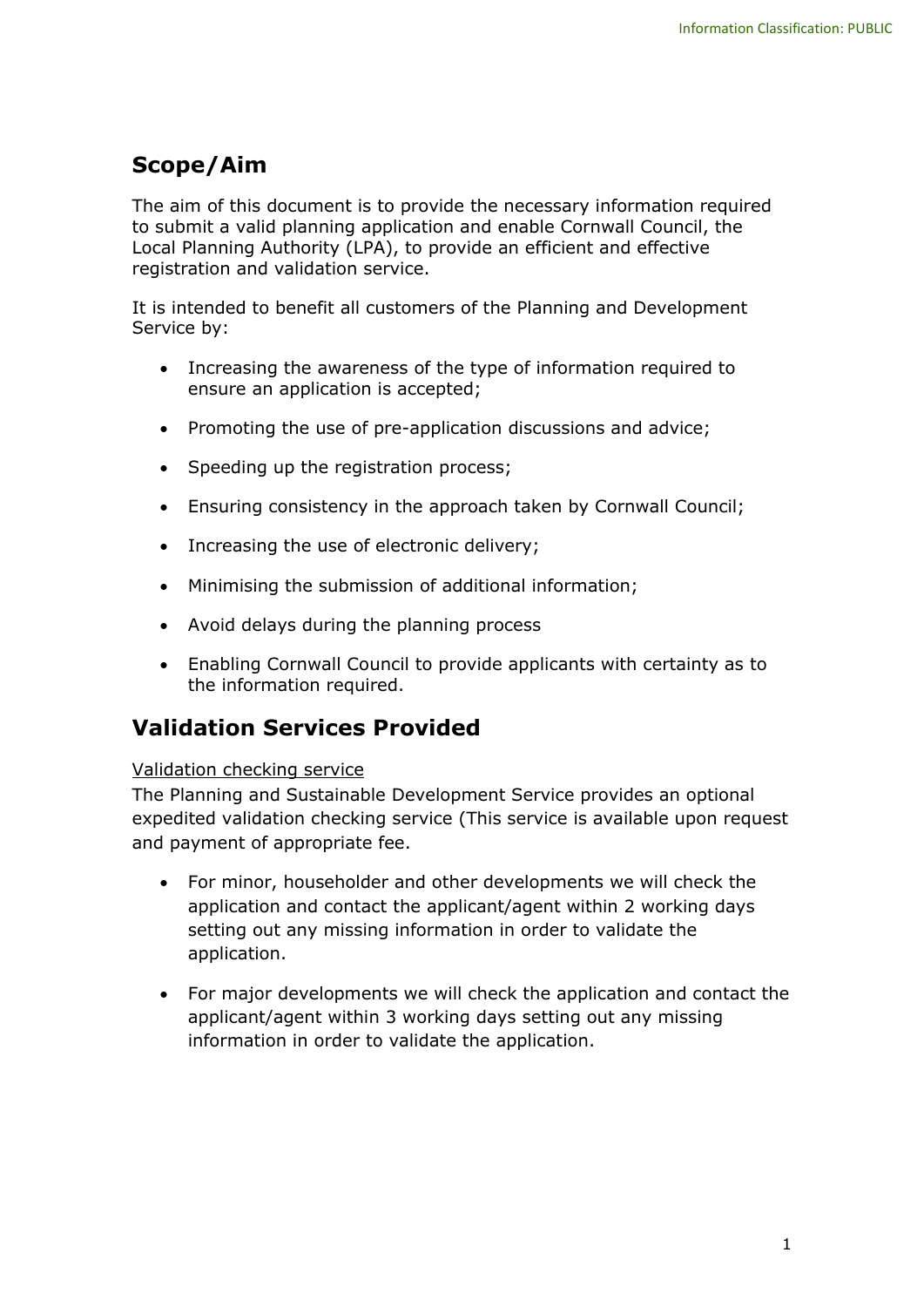## Scope/Aim

The aim of this document is to provide the necessary information required to submit a valid planning application and enable Cornwall Council, the Local Planning Authority (LPA), to provide an efficient and effective registration and validation service.

It is intended to benefit all customers of the Planning and Development Service by:

- Increasing the awareness of the type of information required to ensure an application is accepted;
- Promoting the use of pre-application discussions and advice;
- Speeding up the registration process;
- Ensuring consistency in the approach taken by Cornwall Council;
- Increasing the use of electronic delivery;
- Minimising the submission of additional information;
- Avoid delays during the planning process
- Enabling Cornwall Council to provide applicants with certainty as to the information required.

## Validation Services Provided

<u>Validation checking service</u>

The Planning and Sustainable Development Service provides an optional expedited validation checking service (This service is available upon request and payment of appropriate fee.

- For minor, householder and other developments we will check the application and contact the applicant/agent within 2 working days setting out any missing information in order to validate the application.
- For major developments we will check the application and contact the applicant/agent within 3 working days setting out any missing information in order to validate the application.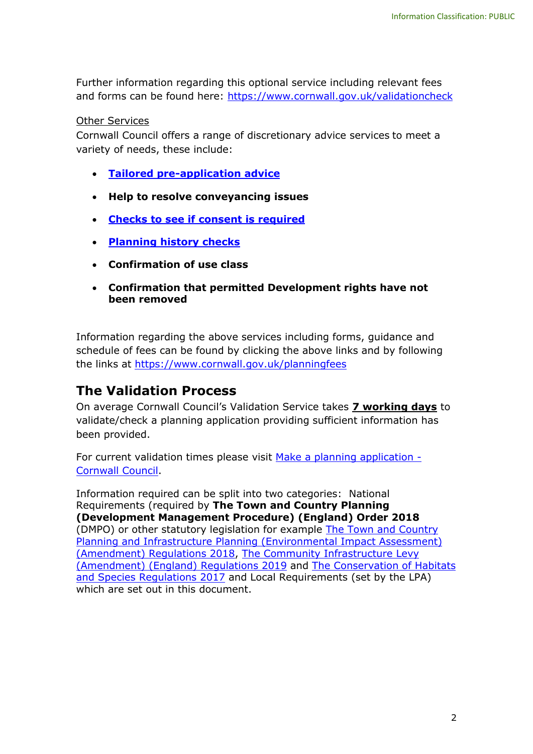Further information regarding this optional service including relevant fees and forms can be found here: [https://www.cornwall.gov.uk/validationcheck](https://www.cornwall.gov.uk/validationcheck)

Other Services

Cornwall Council offers a range of discretionary advice services to meet a variety of needs, these include:

- **Tailored pre-application advice**
- **Help to resolve conveyancing issues**
- **Checks to see if consent is required**
- **Planning history checks**
- **Confirmation of use class**
- **Confirmation that permitted Development rights have not been removed**

Information regarding the above services including forms, guidance and schedule of fees can be found by clicking the above links and by following the links at [https://www.cornwall.gov.uk/planningfees](https://www.cornwall.gov.uk/planningfees)

## The Validation Process

On average Cornwall Council's Validation Service takes **7 working days** to validate/check a planning application providing sufficient information has been provided.

For current validation times please visit Make a planning application - Cornwall Council.

Information required can be split into two categories: National Requirements (required by **The Town and Country Planning (Development Management Procedure) (England) Order 2018** (DMPO) or other statutory legislation for example The Town and Country Planning and Infrastructure Planning (Environmental Impact Assessment) (Amendment) Regulations 2018, The Community Infrastructure Levy (Amendment) (England) Regulations 2019 and The Conservation of Habitats and Species Regulations 2017 and Local Requirements (set by the LPA) which are set out in this document.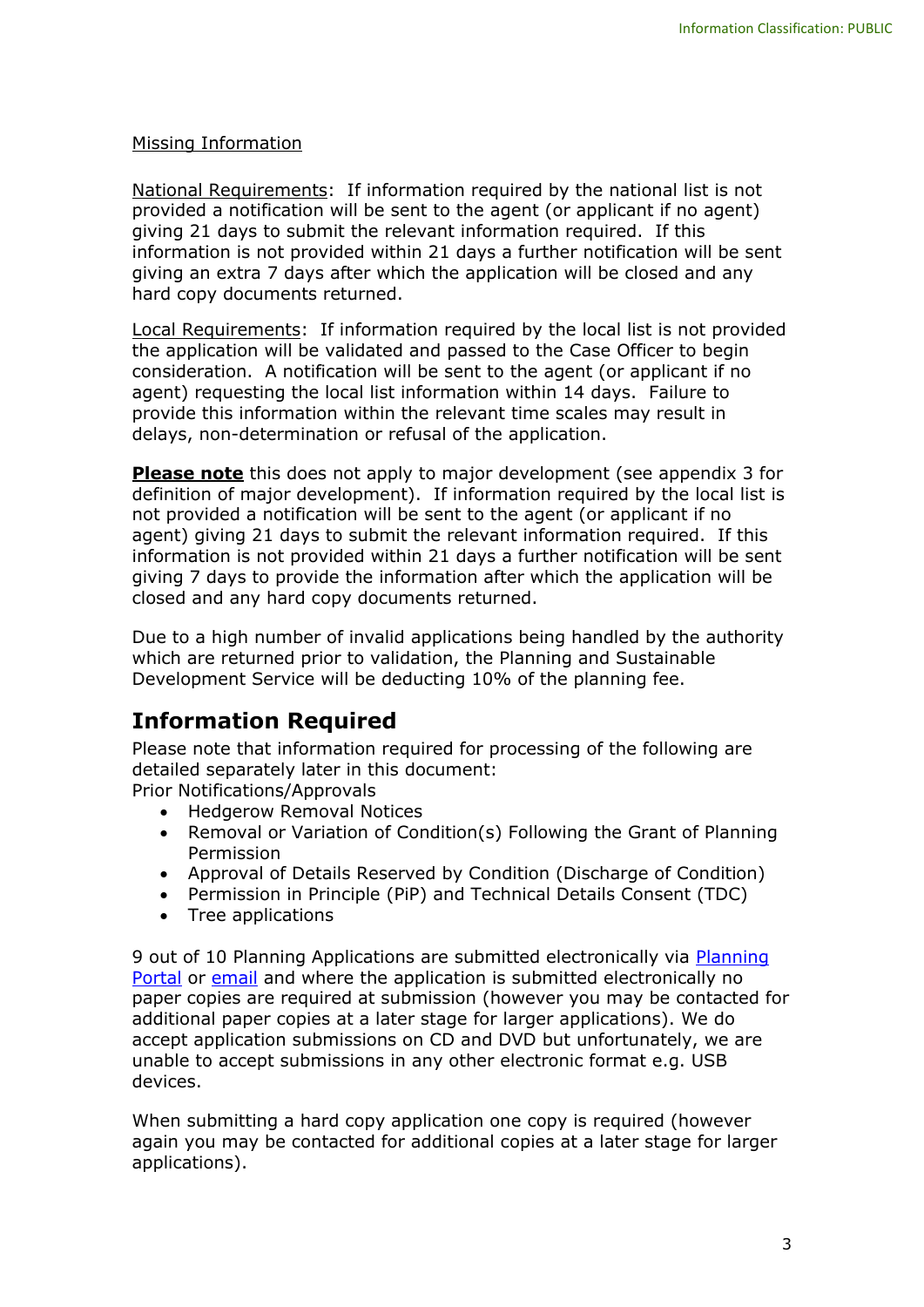Missing Information

National Requirements: If information required by the national list is not provided a notification will be sent to the agent (or applicant if no agent) giving 21 days to submit the relevant information required. If this information is not provided within 21 days a further notification will be sent giving an extra 7 days after which the application will be closed and any hard copy documents returned.

Local Requirements: If information required by the local list is not provided the application will be validated and passed to the Case Officer to begin consideration. A notification will be sent to the agent (or applicant if no agent) requesting the local list information within 14 days. Failure to provide this information within the relevant time scales may result in delays, non-determination or refusal of the application.

**Please note** this does not apply to major development (see appendix 3 for definition of major development). If information required by the local list is not provided a notification will be sent to the agent (or applicant if no agent) giving 21 days to submit the relevant information required. If this information is not provided within 21 days a further notification will be sent giving 7 days to provide the information after which the application will be closed and any hard copy documents returned.

Due to a high number of invalid applications being handled by the authority which are returned prior to validation, the Planning and Sustainable Development Service will be deducting 10% of the planning fee.

## Information Required

Please note that information required for processing of the following are detailed separately later in this document:
Prior Notifications/Approvals

- Hedgerow Removal Notices
- Removal or Variation of Condition(s) Following the Grant of Planning Permission
- Approval of Details Reserved by Condition (Discharge of Condition)
- Permission in Principle (PiP) and Technical Details Consent (TDC)
- Tree applications

9 out of 10 Planning Applications are submitted electronically via Planning Portal or email and where the application is submitted electronically no paper copies are required at submission (however you may be contacted for additional paper copies at a later stage for larger applications). We do accept application submissions on CD and DVD but unfortunately, we are unable to accept submissions in any other electronic format e.g. USB devices.

When submitting a hard copy application one copy is required (however again you may be contacted for additional copies at a later stage for larger applications).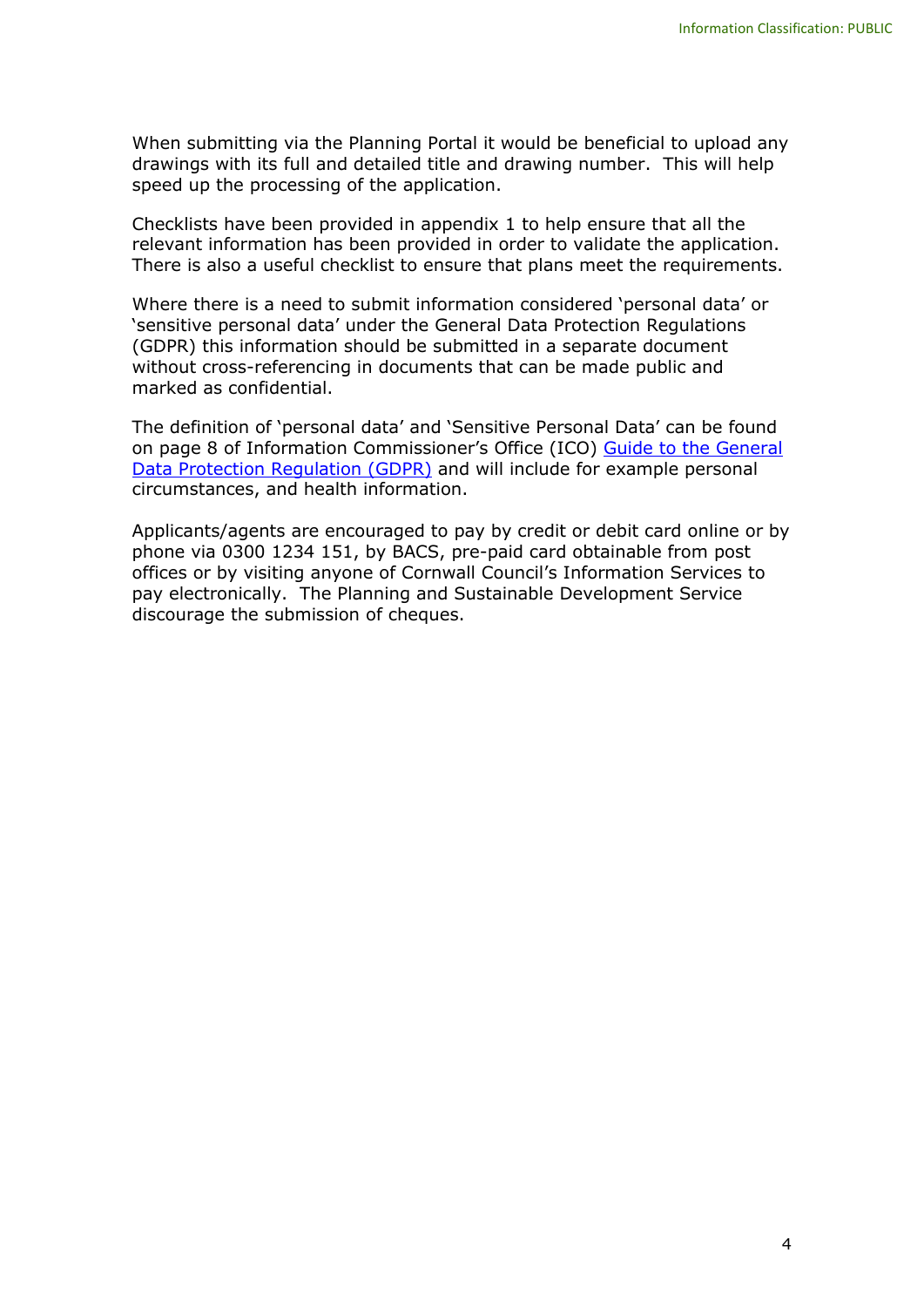When submitting via the Planning Portal it would be beneficial to upload any drawings with its full and detailed title and drawing number. This will help speed up the processing of the application.

Checklists have been provided in appendix 1 to help ensure that all the relevant information has been provided in order to validate the application. There is also a useful checklist to ensure that plans meet the requirements.

Where there is a need to submit information considered 'personal data' or 'sensitive personal data' under the General Data Protection Regulations (GDPR) this information should be submitted in a separate document without cross-referencing in documents that can be made public and marked as confidential.

The definition of 'personal data' and 'Sensitive Personal Data' can be found on page 8 of Information Commissioner's Office (ICO) Guide to the General Data Protection Regulation (GDPR) and will include for example personal circumstances, and health information.

Applicants/agents are encouraged to pay by credit or debit card online or by phone via 0300 1234 151, by BACS, pre-paid card obtainable from post offices or by visiting anyone of Cornwall Council's Information Services to pay electronically. The Planning and Sustainable Development Service discourage the submission of cheques.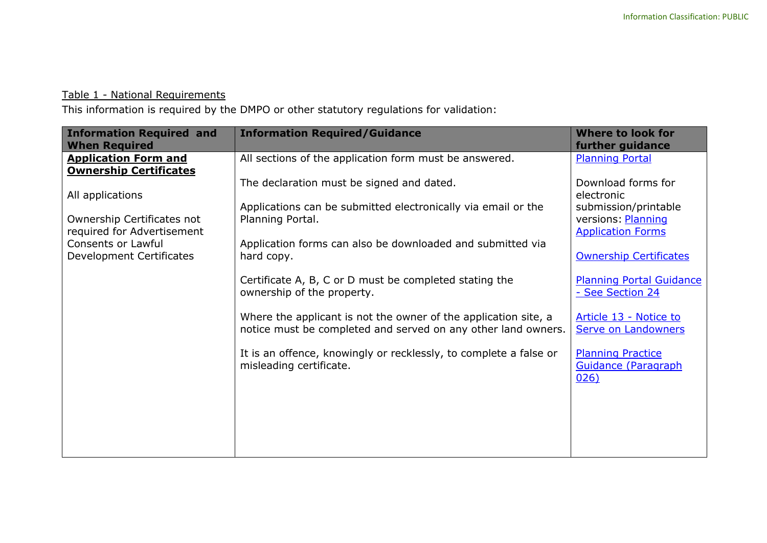Table 1 - National Requirements

This information is required by the DMPO or other statutory regulations for validation:

| Information Required and When Required | Information Required/Guidance | Where to look for further guidance |
|---|---|---|
| **Application Form and Ownership Certificates**<br><br>All applications<br><br>Ownership Certificates not required for Advertisement Consents or Lawful Development Certificates | All sections of the application form must be answered.<br><br>The declaration must be signed and dated.<br><br>Applications can be submitted electronically via email or the Planning Portal.<br><br>Application forms can also be downloaded and submitted via hard copy.<br><br>Certificate A, B, C or D must be completed stating the ownership of the property.<br><br>Where the applicant is not the owner of the application site, a notice must be completed and served on any other land owners.<br><br>It is an offence, knowingly or recklessly, to complete a false or misleading certificate. | Planning Portal<br><br>Download forms for electronic submission/printable versions: Planning Application Forms<br><br>Ownership Certificates<br><br>Planning Portal Guidance - See Section 24<br><br>Article 13 - Notice to Serve on Landowners<br><br>Planning Practice Guidance (Paragraph 026) |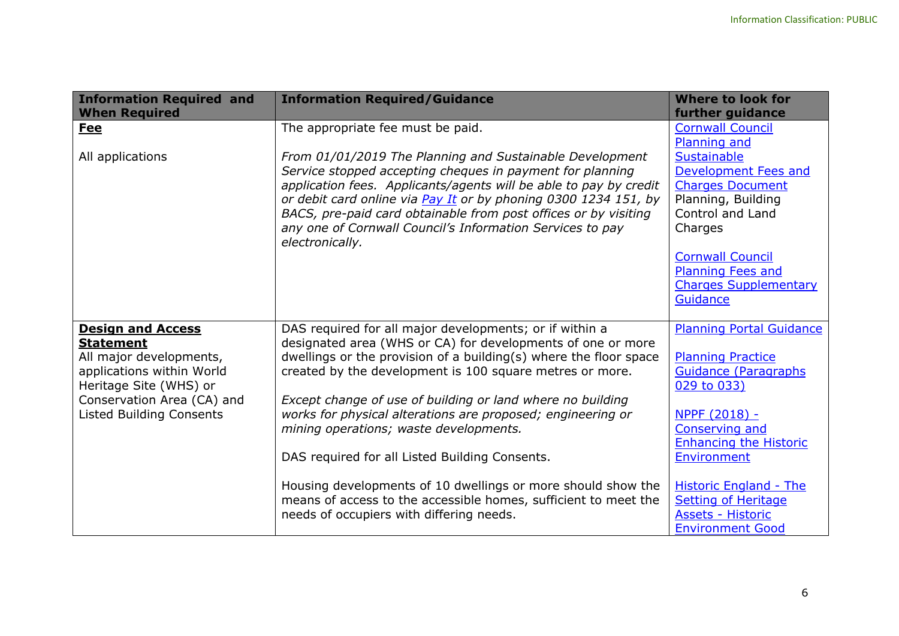| Information Required and When Required | Information Required/Guidance | Where to look for further guidance |
|---|---|---|
| **Fee**<br><br>All applications | The appropriate fee must be paid.<br><br>*From 01/01/2019 The Planning and Sustainable Development Service stopped accepting cheques in payment for planning application fees. Applicants/agents will be able to pay by credit or debit card online via Pay It or by phoning 0300 1234 151, by BACS, pre-paid card obtainable from post offices or by visiting any one of Cornwall Council's Information Services to pay electronically.* | Cornwall Council Planning and Sustainable Development Fees and Charges Document Planning, Building Control and Land Charges<br><br>Cornwall Council Planning Fees and Charges Supplementary Guidance |
| **Design and Access Statement**<br>All major developments, applications within World Heritage Site (WHS) or Conservation Area (CA) and Listed Building Consents | DAS required for all major developments; or if within a designated area (WHS or CA) for developments of one or more dwellings or the provision of a building(s) where the floor space created by the development is 100 square metres or more.<br><br>*Except change of use of building or land where no building works for physical alterations are proposed; engineering or mining operations; waste developments.*<br><br>DAS required for all Listed Building Consents.<br><br>Housing developments of 10 dwellings or more should show the means of access to the accessible homes, sufficient to meet the needs of occupiers with differing needs. | Planning Portal Guidance<br><br>Planning Practice Guidance (Paragraphs 029 to 033)<br><br>NPPF (2018) - Conserving and Enhancing the Historic Environment<br><br>Historic England - The Setting of Heritage Assets - Historic Environment Good |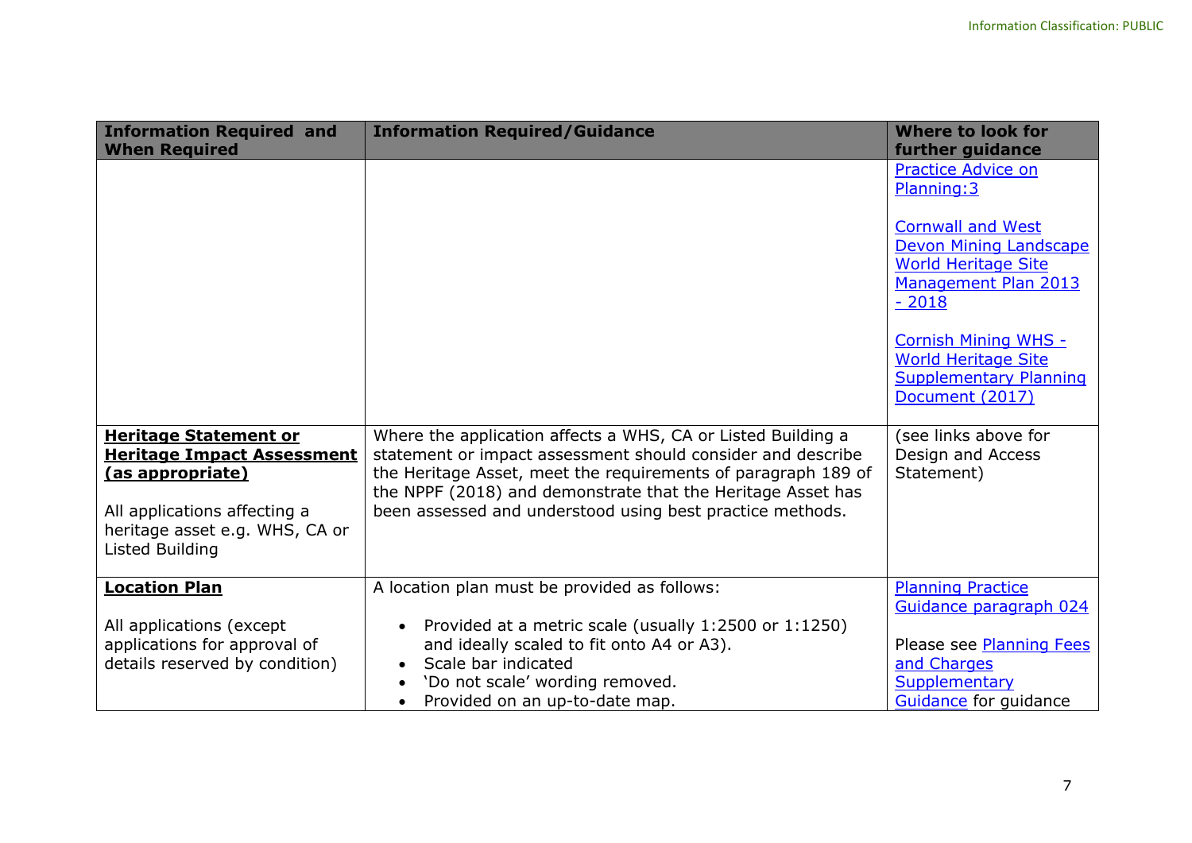| Information Required and When Required | Information Required/Guidance | Where to look for further guidance |
|---|---|---|
| | | Practice Advice on Planning:3<br><br>Cornwall and West Devon Mining Landscape World Heritage Site Management Plan 2013 - 2018<br><br>Cornish Mining WHS - World Heritage Site Supplementary Planning Document (2017) |
| **Heritage Statement or Heritage Impact Assessment (as appropriate)**<br><br>All applications affecting a heritage asset e.g. WHS, CA or Listed Building | Where the application affects a WHS, CA or Listed Building a statement or impact assessment should consider and describe the Heritage Asset, meet the requirements of paragraph 189 of the NPPF (2018) and demonstrate that the Heritage Asset has been assessed and understood using best practice methods. | (see links above for Design and Access Statement) |
| **Location Plan**<br><br>All applications (except applications for approval of details reserved by condition) | A location plan must be provided as follows:<br><br>• Provided at a metric scale (usually 1:2500 or 1:1250) and ideally scaled to fit onto A4 or A3).<br>• Scale bar indicated<br>• 'Do not scale' wording removed.<br>• Provided on an up-to-date map. | Planning Practice Guidance paragraph 024<br><br>Please see Planning Fees and Charges Supplementary Guidance for guidance |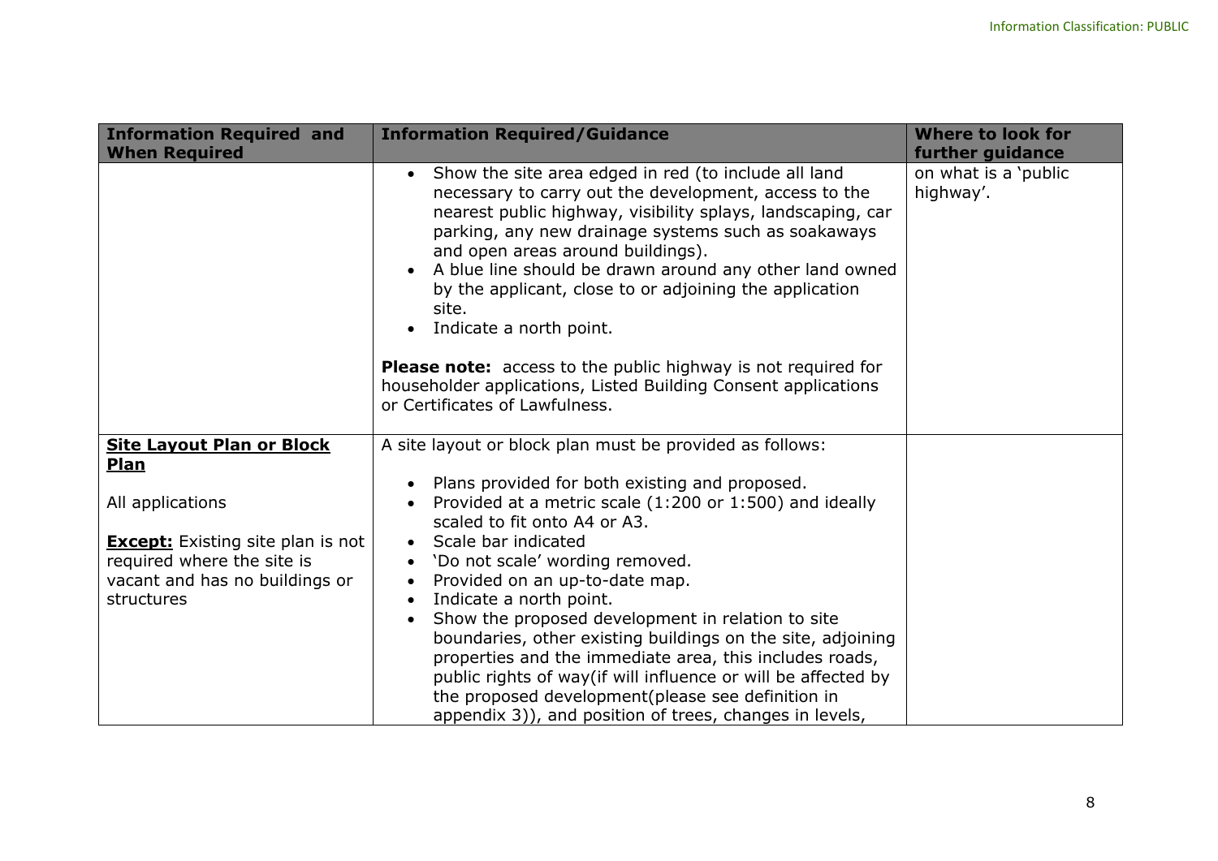| Information Required and When Required | Information Required/Guidance | Where to look for further guidance |
|---|---|---|
| | • Show the site area edged in red (to include all land necessary to carry out the development, access to the nearest public highway, visibility splays, landscaping, car parking, any new drainage systems such as soakaways and open areas around buildings).<br>• A blue line should be drawn around any other land owned by the applicant, close to or adjoining the application site.<br>• Indicate a north point.<br><br>**Please note:** access to the public highway is not required for householder applications, Listed Building Consent applications or Certificates of Lawfulness. | on what is a 'public highway'. |
| **Site Layout Plan or Block Plan**<br><br>All applications<br><br>**Except:** Existing site plan is not required where the site is vacant and has no buildings or structures | A site layout or block plan must be provided as follows:<br><br>• Plans provided for both existing and proposed.<br>• Provided at a metric scale (1:200 or 1:500) and ideally scaled to fit onto A4 or A3.<br>• Scale bar indicated<br>• 'Do not scale' wording removed.<br>• Provided on an up-to-date map.<br>• Indicate a north point.<br>• Show the proposed development in relation to site boundaries, other existing buildings on the site, adjoining properties and the immediate area, this includes roads, public rights of way(if will influence or will be affected by the proposed development(please see definition in appendix 3)), and position of trees, changes in levels, | |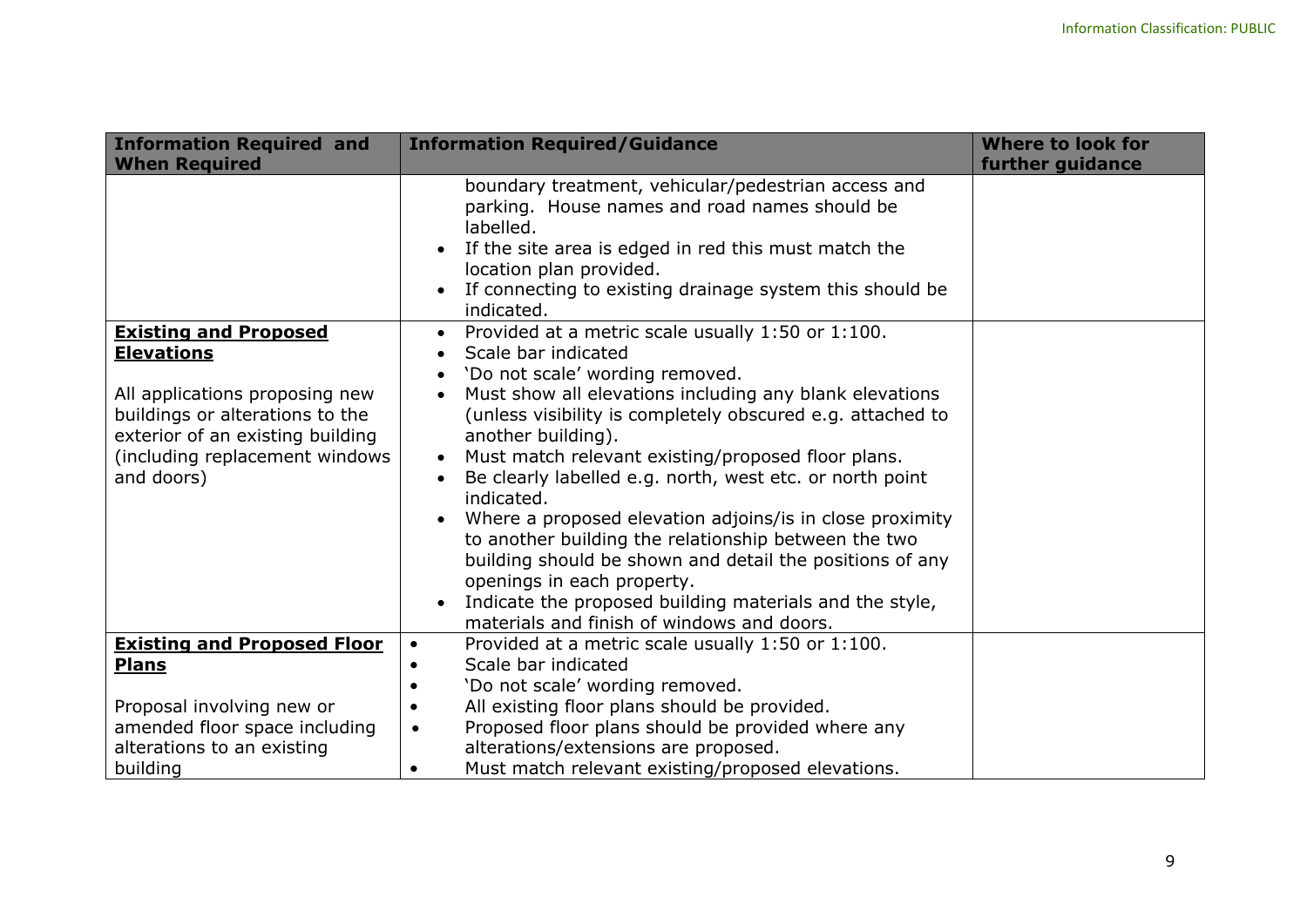| Information Required and When Required | Information Required/Guidance | Where to look for further guidance |
|---|---|---|
| | boundary treatment, vehicular/pedestrian access and parking. House names and road names should be labelled.<br>• If the site area is edged in red this must match the location plan provided.<br>• If connecting to existing drainage system this should be indicated. | |
| **Existing and Proposed Elevations**<br><br>All applications proposing new buildings or alterations to the exterior of an existing building (including replacement windows and doors) | • Provided at a metric scale usually 1:50 or 1:100.<br>• Scale bar indicated<br>• 'Do not scale' wording removed.<br>• Must show all elevations including any blank elevations (unless visibility is completely obscured e.g. attached to another building).<br>• Must match relevant existing/proposed floor plans.<br>• Be clearly labelled e.g. north, west etc. or north point indicated.<br>• Where a proposed elevation adjoins/is in close proximity to another building the relationship between the two building should be shown and detail the positions of any openings in each property.<br>• Indicate the proposed building materials and the style, materials and finish of windows and doors. | |
| **Existing and Proposed Floor Plans**<br><br>Proposal involving new or amended floor space including alterations to an existing building | • Provided at a metric scale usually 1:50 or 1:100.<br>• Scale bar indicated<br>• 'Do not scale' wording removed.<br>• All existing floor plans should be provided.<br>• Proposed floor plans should be provided where any alterations/extensions are proposed.<br>• Must match relevant existing/proposed elevations. | |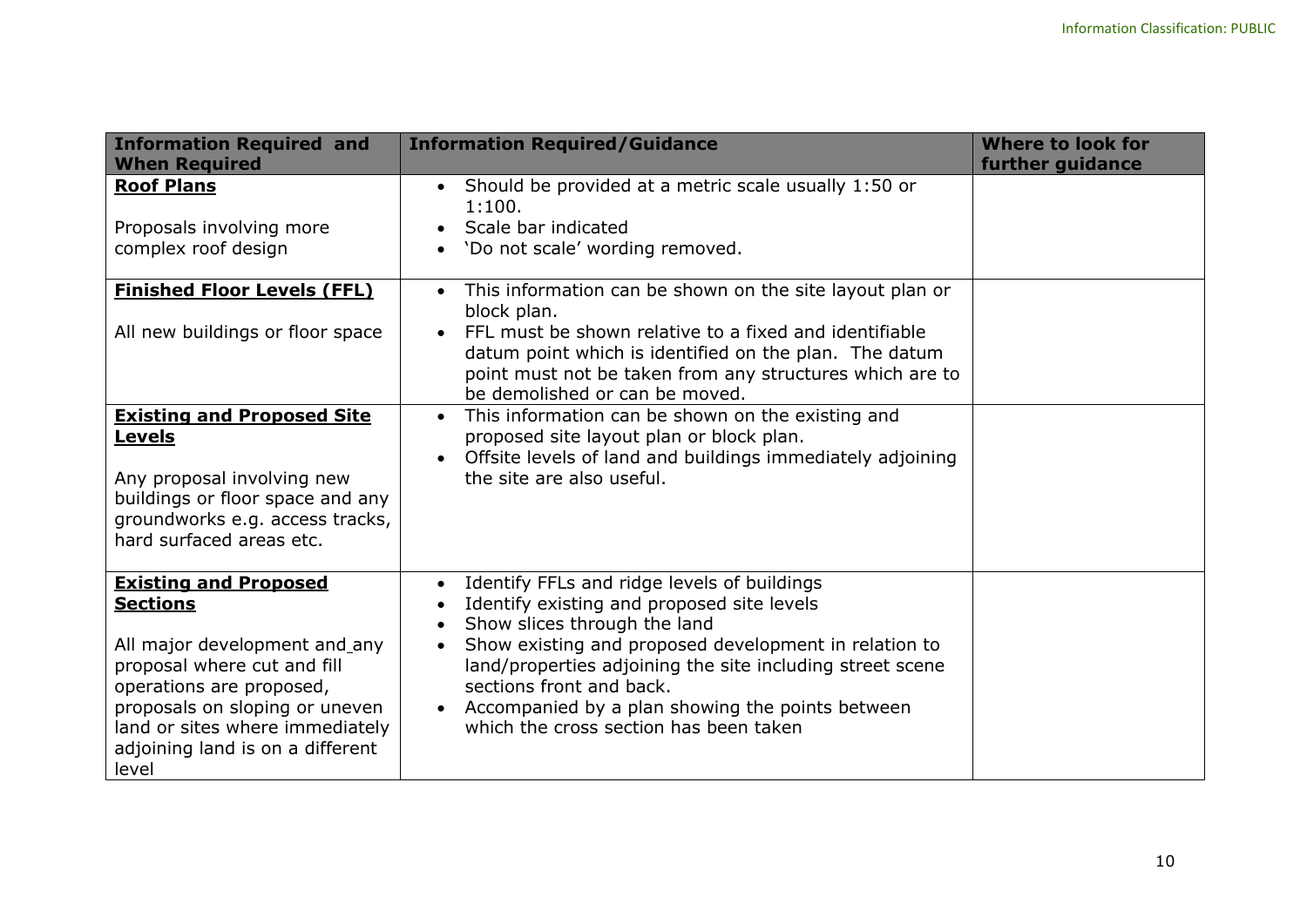| **Information Required and When Required** | **Information Required/Guidance** | **Where to look for further guidance** |
|---|---|---|
| **Roof Plans**<br><br>Proposals involving more complex roof design | • Should be provided at a metric scale usually 1:50 or 1:100.<br>• Scale bar indicated<br>• 'Do not scale' wording removed. | |
| **Finished Floor Levels (FFL)**<br><br>All new buildings or floor space | • This information can be shown on the site layout plan or block plan.<br>• FFL must be shown relative to a fixed and identifiable datum point which is identified on the plan. The datum point must not be taken from any structures which are to be demolished or can be moved. | |
| **Existing and Proposed Site Levels**<br><br>Any proposal involving new buildings or floor space and any groundworks e.g. access tracks, hard surfaced areas etc. | • This information can be shown on the existing and proposed site layout plan or block plan.<br>• Offsite levels of land and buildings immediately adjoining the site are also useful. | |
| **Existing and Proposed Sections**<br><br>All major development and any proposal where cut and fill operations are proposed, proposals on sloping or uneven land or sites where immediately adjoining land is on a different level | • Identify FFLs and ridge levels of buildings<br>• Identify existing and proposed site levels<br>• Show slices through the land<br>• Show existing and proposed development in relation to land/properties adjoining the site including street scene sections front and back.<br>• Accompanied by a plan showing the points between which the cross section has been taken | |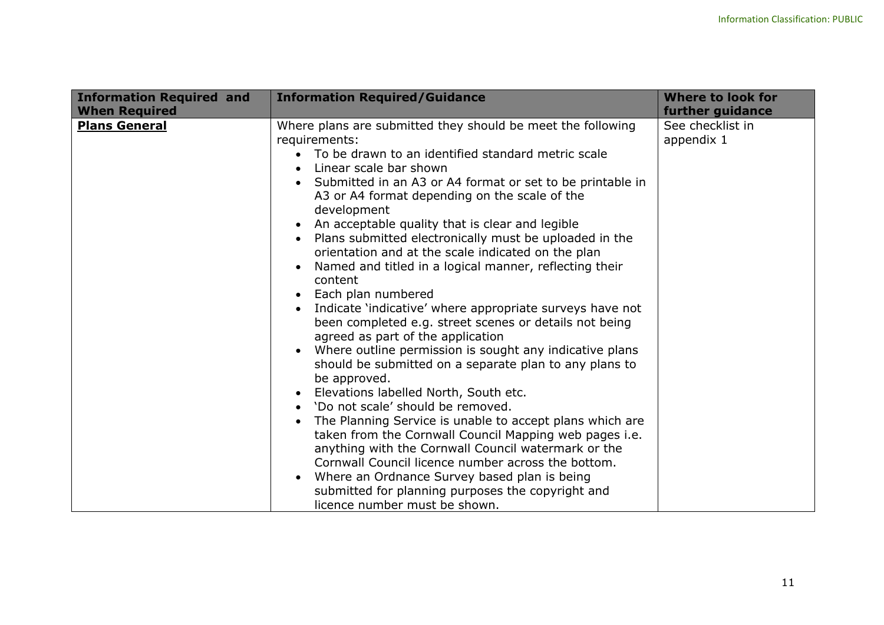| Information Required and When Required | Information Required/Guidance | Where to look for further guidance |
|---|---|---|
| **Plans General** | Where plans are submitted they should be meet the following requirements:<br>• To be drawn to an identified standard metric scale<br>• Linear scale bar shown<br>• Submitted in an A3 or A4 format or set to be printable in A3 or A4 format depending on the scale of the development<br>• An acceptable quality that is clear and legible<br>• Plans submitted electronically must be uploaded in the orientation and at the scale indicated on the plan<br>• Named and titled in a logical manner, reflecting their content<br>• Each plan numbered<br>• Indicate 'indicative' where appropriate surveys have not been completed e.g. street scenes or details not being agreed as part of the application<br>• Where outline permission is sought any indicative plans should be submitted on a separate plan to any plans to be approved.<br>• Elevations labelled North, South etc.<br>• 'Do not scale' should be removed.<br>• The Planning Service is unable to accept plans which are taken from the Cornwall Council Mapping web pages i.e. anything with the Cornwall Council watermark or the Cornwall Council licence number across the bottom.<br>• Where an Ordnance Survey based plan is being submitted for planning purposes the copyright and licence number must be shown. | See checklist in appendix 1 |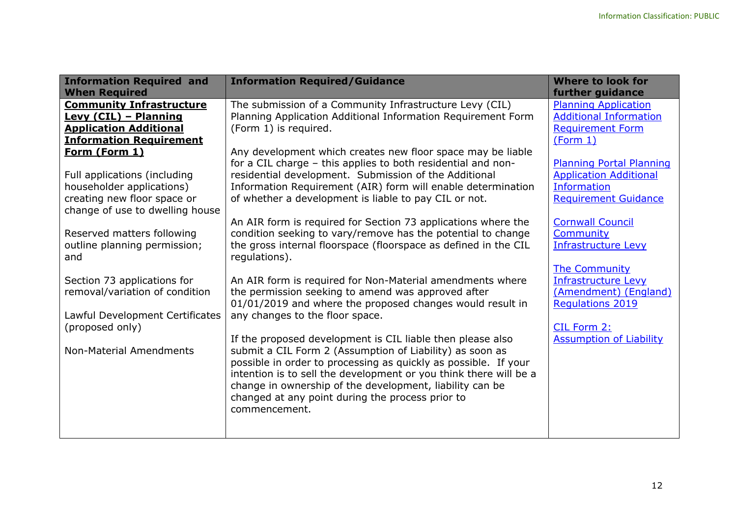| Information Required and When Required | Information Required/Guidance | Where to look for further guidance |
| --- | --- | --- |
| **Community Infrastructure Levy (CIL) – Planning Application Additional Information Requirement Form (Form 1)**<br><br>Full applications (including householder applications) creating new floor space or change of use to dwelling house<br><br>Reserved matters following outline planning permission; and<br><br>Section 73 applications for removal/variation of condition<br><br>Lawful Development Certificates (proposed only)<br><br>Non-Material Amendments | The submission of a Community Infrastructure Levy (CIL) Planning Application Additional Information Requirement Form (Form 1) is required.<br><br>Any development which creates new floor space may be liable for a CIL charge – this applies to both residential and non-residential development. Submission of the Additional Information Requirement (AIR) form will enable determination of whether a development is liable to pay CIL or not.<br><br>An AIR form is required for Section 73 applications where the condition seeking to vary/remove has the potential to change the gross internal floorspace (floorspace as defined in the CIL regulations).<br><br>An AIR form is required for Non-Material amendments where the permission seeking to amend was approved after 01/01/2019 and where the proposed changes would result in any changes to the floor space.<br><br>If the proposed development is CIL liable then please also submit a CIL Form 2 (Assumption of Liability) as soon as possible in order to processing as quickly as possible. If your intention is to sell the development or you think there will be a change in ownership of the development, liability can be changed at any point during the process prior to commencement. | Planning Application Additional Information Requirement Form (Form 1)<br><br>Planning Portal Planning Application Additional Information Requirement Guidance<br><br>Cornwall Council Community Infrastructure Levy<br><br>The Community Infrastructure Levy (Amendment) (England) Regulations 2019<br><br>CIL Form 2: Assumption of Liability |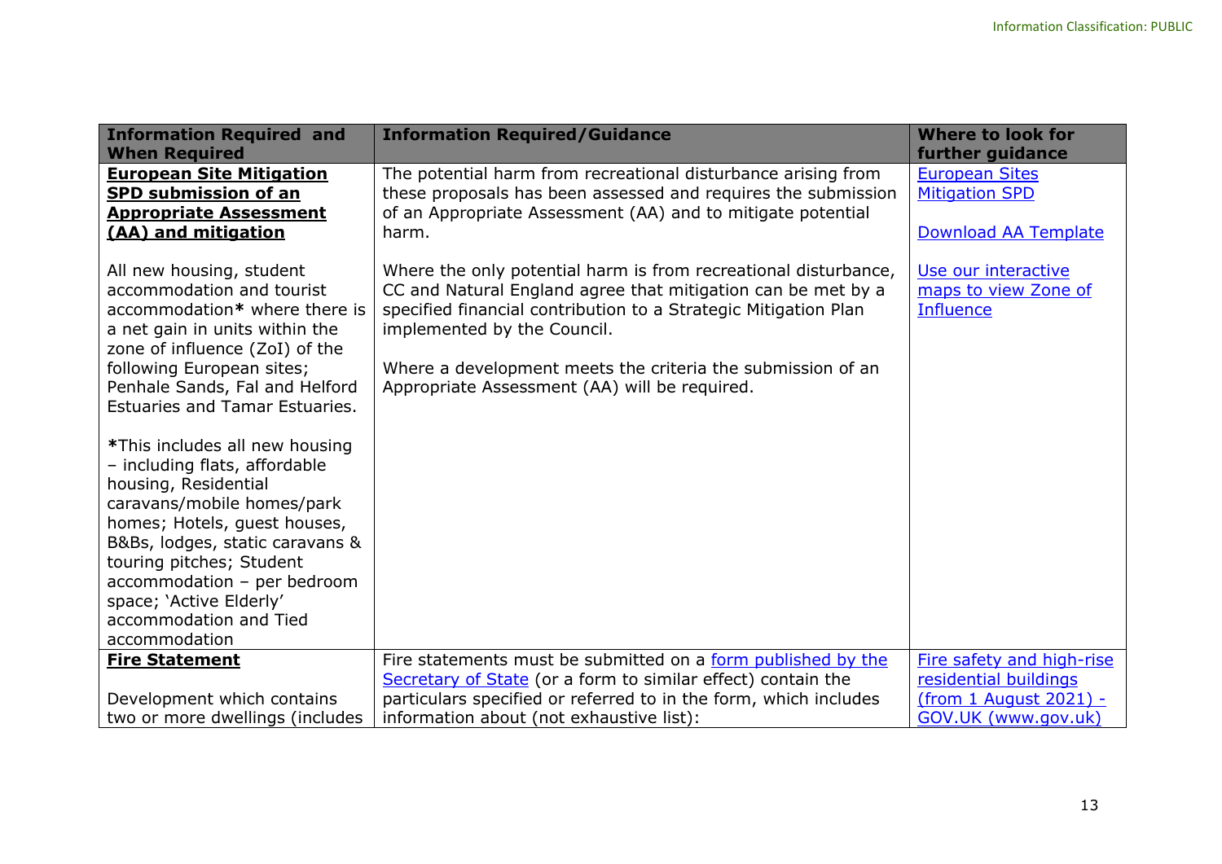| Information Required and When Required | Information Required/Guidance | Where to look for further guidance |
|---|---|---|
| **European Site Mitigation SPD submission of an Appropriate Assessment (AA) and mitigation**<br><br>All new housing, student accommodation and tourist accommodation* where there is a net gain in units within the zone of influence (ZoI) of the following European sites; Penhale Sands, Fal and Helford Estuaries and Tamar Estuaries.<br><br>*This includes all new housing – including flats, affordable housing, Residential caravans/mobile homes/park homes; Hotels, guest houses, B&Bs, lodges, static caravans & touring pitches; Student accommodation – per bedroom space; 'Active Elderly' accommodation and Tied accommodation | The potential harm from recreational disturbance arising from these proposals has been assessed and requires the submission of an Appropriate Assessment (AA) and to mitigate potential harm.<br><br>Where the only potential harm is from recreational disturbance, CC and Natural England agree that mitigation can be met by a specified financial contribution to a Strategic Mitigation Plan implemented by the Council.<br><br>Where a development meets the criteria the submission of an Appropriate Assessment (AA) will be required. | European Sites Mitigation SPD<br><br>Download AA Template<br><br>Use our interactive maps to view Zone of Influence |
| **Fire Statement**<br><br>Development which contains two or more dwellings (includes | Fire statements must be submitted on a form published by the Secretary of State (or a form to similar effect) contain the particulars specified or referred to in the form, which includes information about (not exhaustive list): | Fire safety and high-rise residential buildings (from 1 August 2021) - GOV.UK (www.gov.uk) |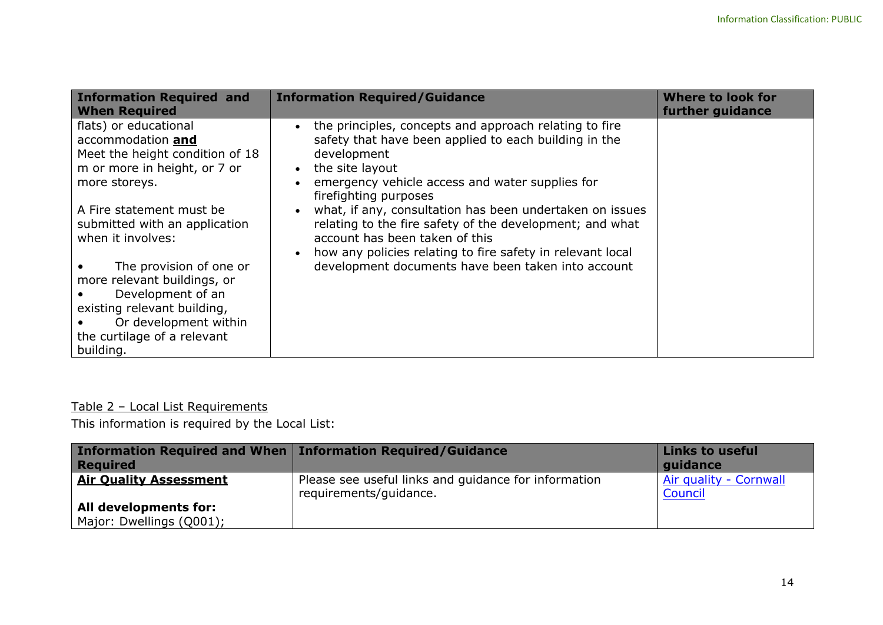| Information Required and When Required | Information Required/Guidance | Where to look for further guidance |
| --- | --- | --- |
| flats) or educational accommodation **and** Meet the height condition of 18 m or more in height, or 7 or more storeys.<br><br>A Fire statement must be submitted with an application when it involves:<br><br>• The provision of one or more relevant buildings, or<br>• Development of an existing relevant building,<br>• Or development within the curtilage of a relevant building. | • the principles, concepts and approach relating to fire safety that have been applied to each building in the development<br>• the site layout<br>• emergency vehicle access and water supplies for firefighting purposes<br>• what, if any, consultation has been undertaken on issues relating to the fire safety of the development; and what account has been taken of this<br>• how any policies relating to fire safety in relevant local development documents have been taken into account | |

Table 2 – Local List Requirements

This information is required by the Local List:

| Information Required and When Required | Information Required/Guidance | Links to useful guidance |
| --- | --- | --- |
| **Air Quality Assessment**<br><br>**All developments for:**<br>Major: Dwellings (Q001); | Please see useful links and guidance for information requirements/guidance. | Air quality - Cornwall Council |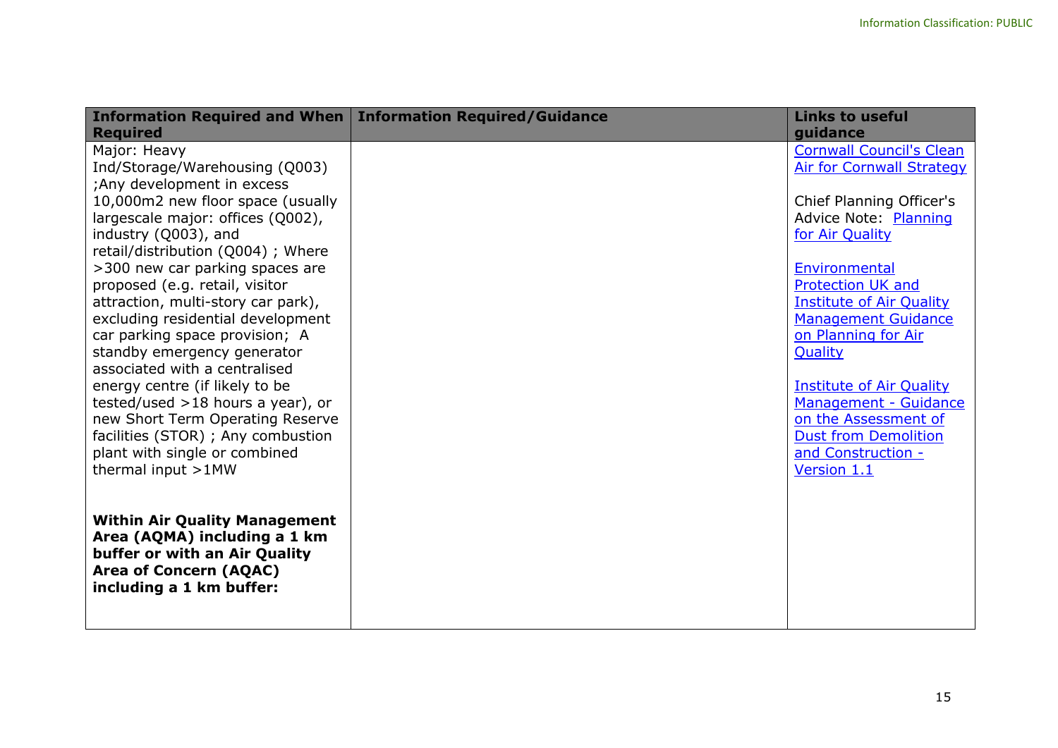| Information Required and When Required | Information Required/Guidance | Links to useful guidance |
|---|---|---|
| Major: Heavy Ind/Storage/Warehousing (Q003) ;Any development in excess 10,000m2 new floor space (usually largescale major: offices (Q002), industry (Q003), and retail/distribution (Q004) ; Where >300 new car parking spaces are proposed (e.g. retail, visitor attraction, multi-story car park), excluding residential development car parking space provision; A standby emergency generator associated with a centralised energy centre (if likely to be tested/used >18 hours a year), or new Short Term Operating Reserve facilities (STOR) ; Any combustion plant with single or combined thermal input >1MW<br><br>**Within Air Quality Management Area (AQMA) including a 1 km buffer or with an Air Quality Area of Concern (AQAC) including a 1 km buffer:** | | Cornwall Council's Clean Air for Cornwall Strategy<br><br>Chief Planning Officer's Advice Note: Planning for Air Quality<br><br>Environmental Protection UK and Institute of Air Quality Management Guidance on Planning for Air Quality<br><br>Institute of Air Quality Management - Guidance on the Assessment of Dust from Demolition and Construction - Version 1.1 |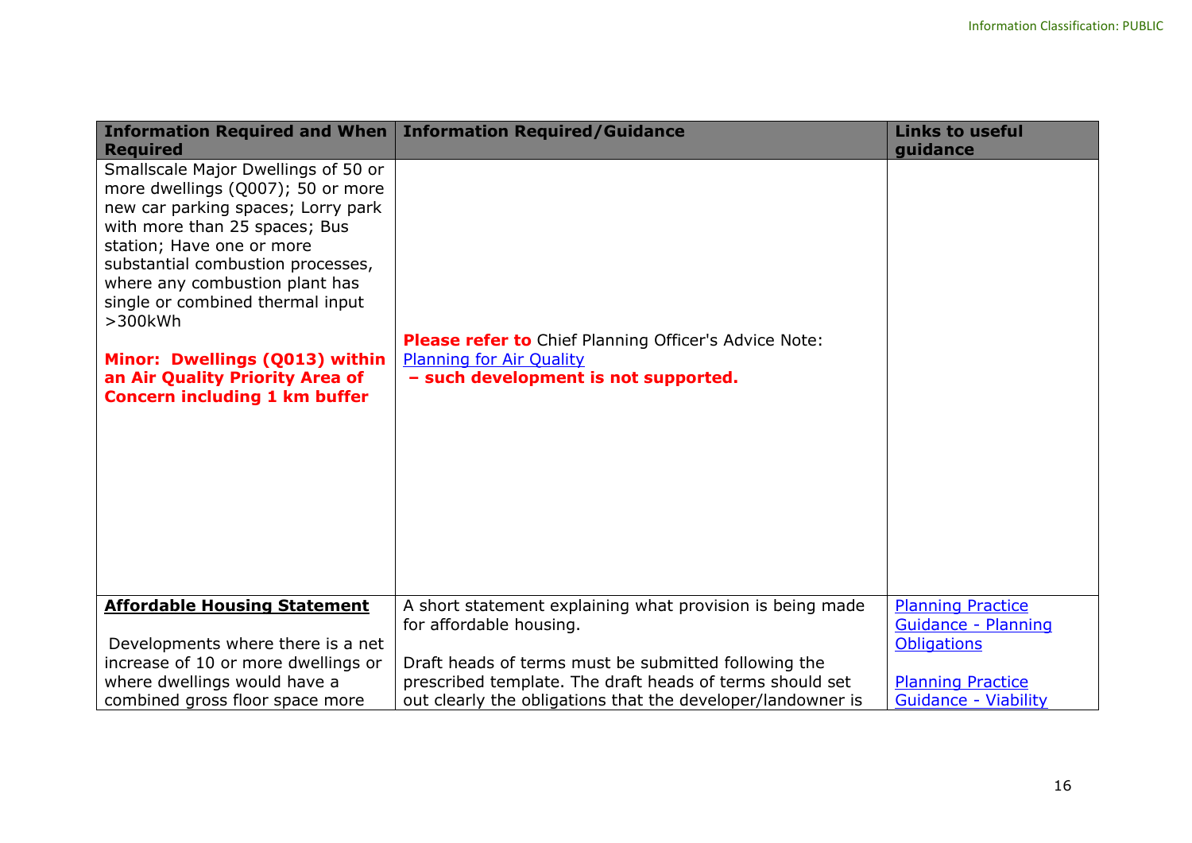| Information Required and When Required | Information Required/Guidance | Links to useful guidance |
| --- | --- | --- |
| Smallscale Major Dwellings of 50 or more dwellings (Q007); 50 or more new car parking spaces; Lorry park with more than 25 spaces; Bus station; Have one or more substantial combustion processes, where any combustion plant has single or combined thermal input >300kWh<br><br>**Minor: Dwellings (Q013) within an Air Quality Priority Area of Concern including 1 km buffer** | **Please refer to** Chief Planning Officer's Advice Note: Planning for Air Quality<br>**– such development is not supported.** | |
| **Affordable Housing Statement**<br><br>Developments where there is a net increase of 10 or more dwellings or where dwellings would have a combined gross floor space more | A short statement explaining what provision is being made for affordable housing.<br><br>Draft heads of terms must be submitted following the prescribed template. The draft heads of terms should set out clearly the obligations that the developer/landowner is | Planning Practice Guidance - Planning Obligations<br><br>Planning Practice Guidance - Viability |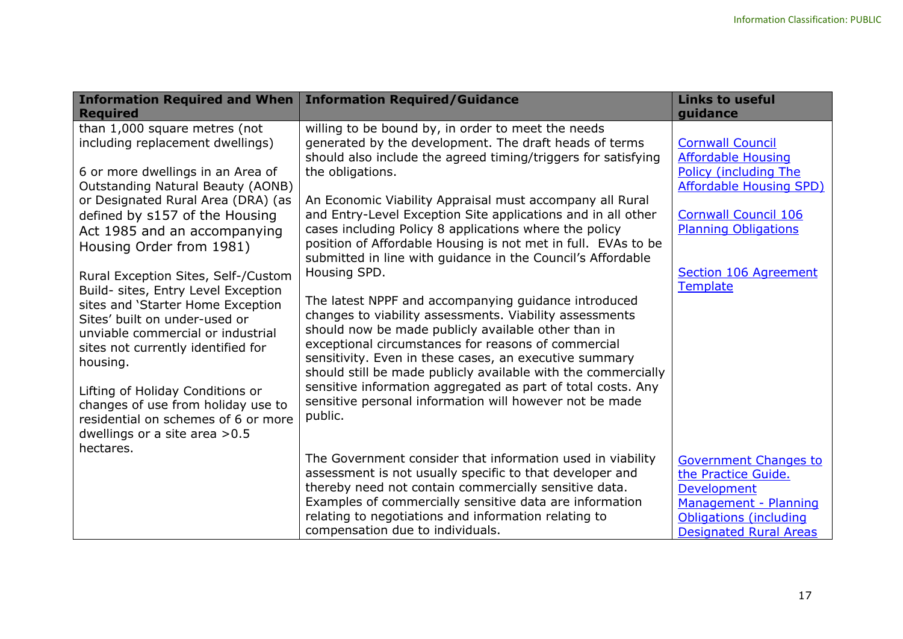| Information Required and When Required | Information Required/Guidance | Links to useful guidance |
| --- | --- | --- |
| than 1,000 square metres (not including replacement dwellings)<br><br>6 or more dwellings in an Area of Outstanding Natural Beauty (AONB) or Designated Rural Area (DRA) (as defined by s157 of the Housing Act 1985 and an accompanying Housing Order from 1981)<br><br>Rural Exception Sites, Self-/Custom Build- sites, Entry Level Exception sites and 'Starter Home Exception Sites' built on under-used or unviable commercial or industrial sites not currently identified for housing.<br><br>Lifting of Holiday Conditions or changes of use from holiday use to residential on schemes of 6 or more dwellings or a site area >0.5 hectares. | willing to be bound by, in order to meet the needs generated by the development. The draft heads of terms should also include the agreed timing/triggers for satisfying the obligations.<br><br>An Economic Viability Appraisal must accompany all Rural and Entry-Level Exception Site applications and in all other cases including Policy 8 applications where the policy position of Affordable Housing is not met in full. EVAs to be submitted in line with guidance in the Council's Affordable Housing SPD.<br><br>The latest NPPF and accompanying guidance introduced changes to viability assessments. Viability assessments should now be made publicly available other than in exceptional circumstances for reasons of commercial sensitivity. Even in these cases, an executive summary should still be made publicly available with the commercially sensitive information aggregated as part of total costs. Any sensitive personal information will however not be made public.<br><br>The Government consider that information used in viability assessment is not usually specific to that developer and thereby need not contain commercially sensitive data. Examples of commercially sensitive data are information relating to negotiations and information relating to compensation due to individuals. | Cornwall Council Affordable Housing Policy (including The Affordable Housing SPD)<br><br>Cornwall Council 106 Planning Obligations<br><br>Section 106 Agreement Template<br><br>Government Changes to the Practice Guide.<br>Development Management - Planning Obligations (including Designated Rural Areas |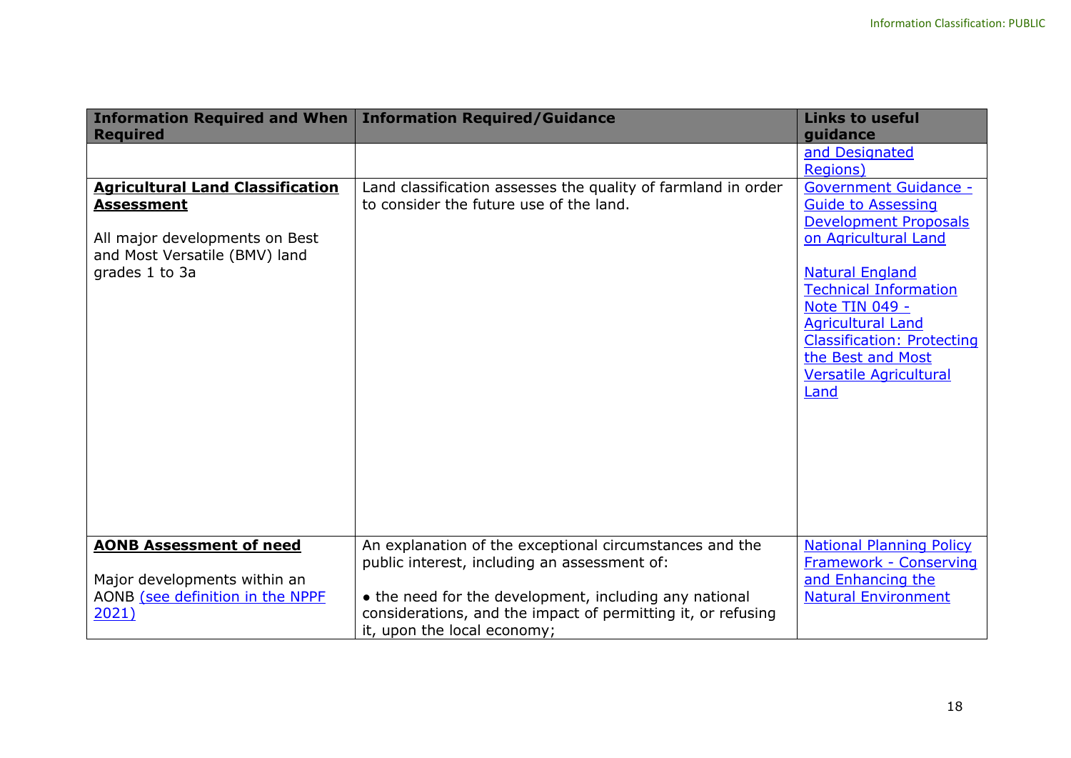| Information Required and When Required | Information Required/Guidance | Links to useful guidance |
| --- | --- | --- |
| | | and Designated Regions) |
| **Agricultural Land Classification Assessment**<br><br>All major developments on Best and Most Versatile (BMV) land grades 1 to 3a | Land classification assesses the quality of farmland in order to consider the future use of the land. | Government Guidance - Guide to Assessing Development Proposals on Agricultural Land<br><br>Natural England Technical Information Note TIN 049 - Agricultural Land Classification: Protecting the Best and Most Versatile Agricultural Land |
| **AONB Assessment of need**<br><br>Major developments within an AONB (see definition in the NPPF 2021) | An explanation of the exceptional circumstances and the public interest, including an assessment of:<br><br>• the need for the development, including any national considerations, and the impact of permitting it, or refusing it, upon the local economy; | National Planning Policy Framework - Conserving and Enhancing the Natural Environment |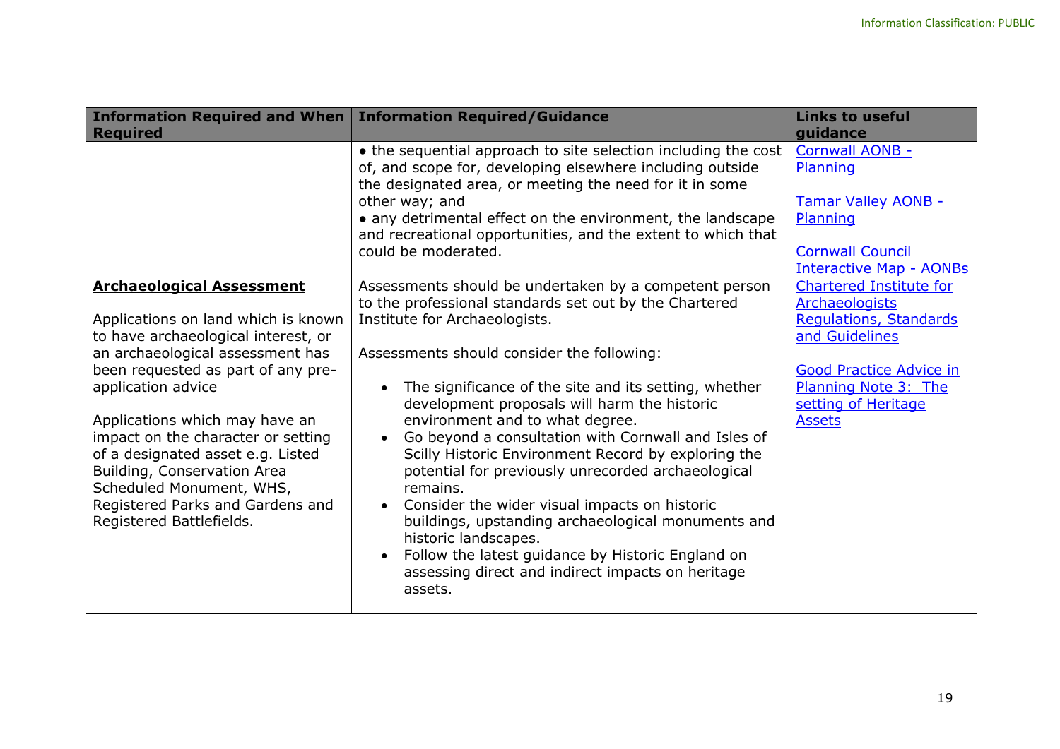| Information Required and When Required | Information Required/Guidance | Links to useful guidance |
|---|---|---|
| | • the sequential approach to site selection including the cost of, and scope for, developing elsewhere including outside the designated area, or meeting the need for it in some other way; and<br>• any detrimental effect on the environment, the landscape and recreational opportunities, and the extent to which that could be moderated. | [Cornwall AONB - Planning]()<br><br>[Tamar Valley AONB - Planning]()<br><br>[Cornwall Council Interactive Map - AONBs]() |
| **Archaeological Assessment**<br><br>Applications on land which is known to have archaeological interest, or an archaeological assessment has been requested as part of any pre-application advice<br><br>Applications which may have an impact on the character or setting of a designated asset e.g. Listed Building, Conservation Area Scheduled Monument, WHS, Registered Parks and Gardens and Registered Battlefields. | Assessments should be undertaken by a competent person to the professional standards set out by the Chartered Institute for Archaeologists.<br><br>Assessments should consider the following:<br><br>• The significance of the site and its setting, whether development proposals will harm the historic environment and to what degree.<br>• Go beyond a consultation with Cornwall and Isles of Scilly Historic Environment Record by exploring the potential for previously unrecorded archaeological remains.<br>• Consider the wider visual impacts on historic buildings, upstanding archaeological monuments and historic landscapes.<br>• Follow the latest guidance by Historic England on assessing direct and indirect impacts on heritage assets. | [Chartered Institute for Archaeologists Regulations, Standards and Guidelines]()<br><br>[Good Practice Advice in Planning Note 3: The setting of Heritage Assets]() |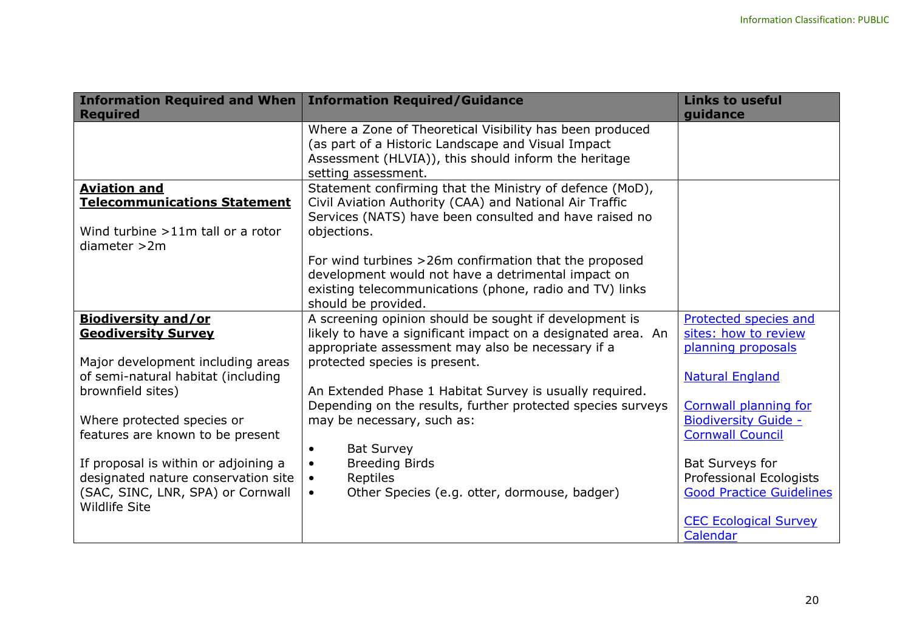| Information Required and When Required | Information Required/Guidance | Links to useful guidance |
|---|---|---|
| | Where a Zone of Theoretical Visibility has been produced (as part of a Historic Landscape and Visual Impact Assessment (HLVIA)), this should inform the heritage setting assessment. | |
| **Aviation and Telecommunications Statement**<br><br>Wind turbine >11m tall or a rotor diameter >2m | Statement confirming that the Ministry of defence (MoD), Civil Aviation Authority (CAA) and National Air Traffic Services (NATS) have been consulted and have raised no objections.<br><br>For wind turbines >26m confirmation that the proposed development would not have a detrimental impact on existing telecommunications (phone, radio and TV) links should be provided. | |
| **Biodiversity and/or Geodiversity Survey**<br><br>Major development including areas of semi-natural habitat (including brownfield sites)<br><br>Where protected species or features are known to be present<br><br>If proposal is within or adjoining a designated nature conservation site (SAC, SINC, LNR, SPA) or Cornwall Wildlife Site | A screening opinion should be sought if development is likely to have a significant impact on a designated area. An appropriate assessment may also be necessary if a protected species is present.<br><br>An Extended Phase 1 Habitat Survey is usually required. Depending on the results, further protected species surveys may be necessary, such as:<br><br>• Bat Survey<br>• Breeding Birds<br>• Reptiles<br>• Other Species (e.g. otter, dormouse, badger) | Protected species and sites: how to review planning proposals<br><br>Natural England<br><br>Cornwall planning for Biodiversity Guide - Cornwall Council<br><br>Bat Surveys for Professional Ecologists Good Practice Guidelines<br><br>CEC Ecological Survey Calendar |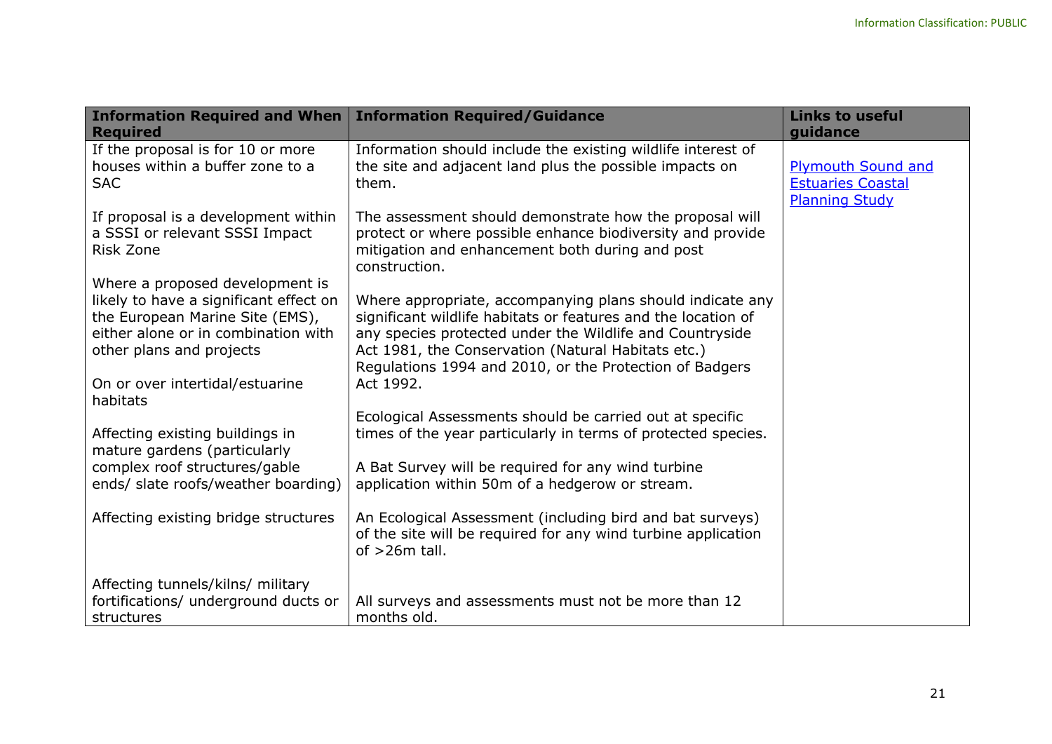| Information Required and When Required | Information Required/Guidance | Links to useful guidance |
| --- | --- | --- |
| If the proposal is for 10 or more houses within a buffer zone to a SAC<br><br>If proposal is a development within a SSSI or relevant SSSI Impact Risk Zone<br><br>Where a proposed development is likely to have a significant effect on the European Marine Site (EMS), either alone or in combination with other plans and projects<br><br>On or over intertidal/estuarine habitats<br><br>Affecting existing buildings in mature gardens (particularly complex roof structures/gable ends/ slate roofs/weather boarding)<br><br>Affecting existing bridge structures<br><br>Affecting tunnels/kilns/ military fortifications/ underground ducts or structures | Information should include the existing wildlife interest of the site and adjacent land plus the possible impacts on them.<br><br>The assessment should demonstrate how the proposal will protect or where possible enhance biodiversity and provide mitigation and enhancement both during and post construction.<br><br>Where appropriate, accompanying plans should indicate any significant wildlife habitats or features and the location of any species protected under the Wildlife and Countryside Act 1981, the Conservation (Natural Habitats etc.) Regulations 1994 and 2010, or the Protection of Badgers Act 1992.<br><br>Ecological Assessments should be carried out at specific times of the year particularly in terms of protected species.<br><br>A Bat Survey will be required for any wind turbine application within 50m of a hedgerow or stream.<br><br>An Ecological Assessment (including bird and bat surveys) of the site will be required for any wind turbine application of >26m tall.<br><br>All surveys and assessments must not be more than 12 months old. | [Plymouth Sound and Estuaries Coastal Planning Study] |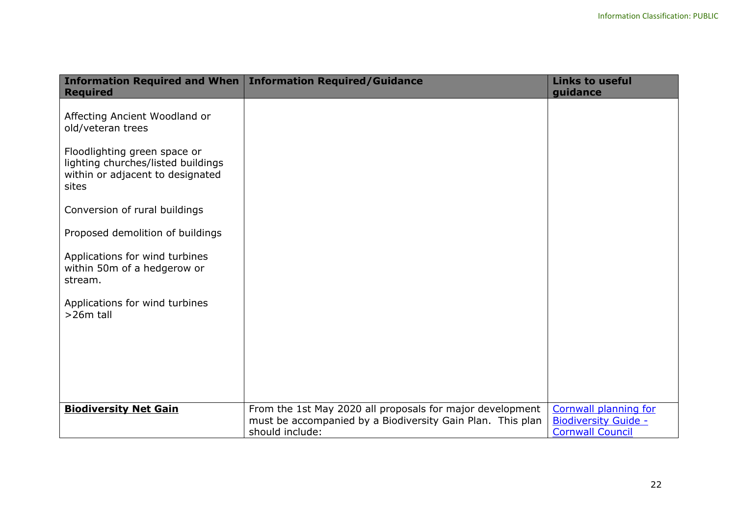| Information Required and When Required | Information Required/Guidance | Links to useful guidance |
|---|---|---|
| Affecting Ancient Woodland or old/veteran trees<br><br>Floodlighting green space or lighting churches/listed buildings within or adjacent to designated sites<br><br>Conversion of rural buildings<br><br>Proposed demolition of buildings<br><br>Applications for wind turbines within 50m of a hedgerow or stream.<br><br>Applications for wind turbines >26m tall | | |
| **Biodiversity Net Gain** | From the 1st May 2020 all proposals for major development must be accompanied by a Biodiversity Gain Plan. This plan should include: | [Cornwall planning for Biodiversity Guide - Cornwall Council]() |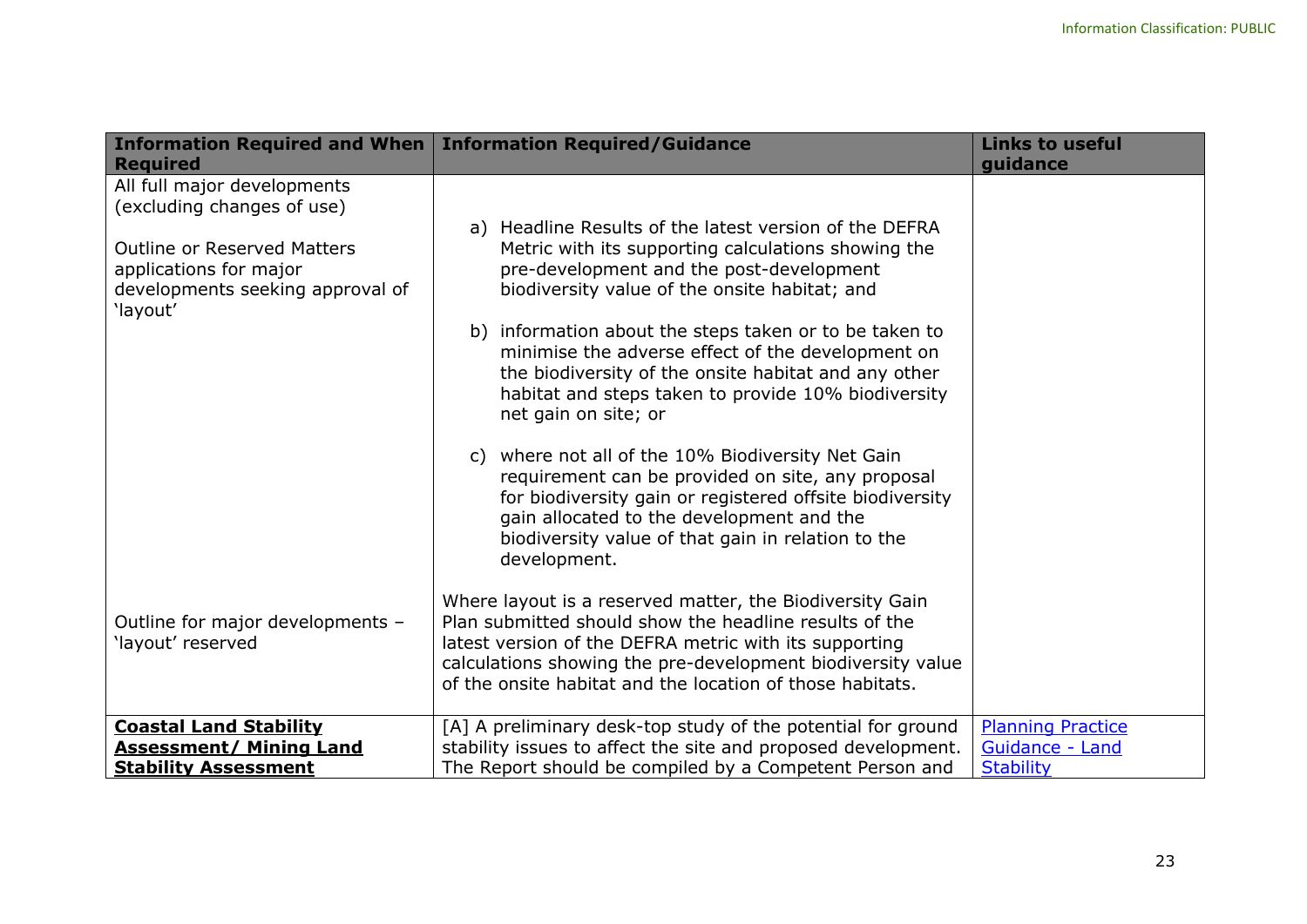| Information Required and When Required | Information Required/Guidance | Links to useful guidance |
|---|---|---|
| All full major developments (excluding changes of use)<br><br>Outline or Reserved Matters applications for major developments seeking approval of 'layout' | a) Headline Results of the latest version of the DEFRA Metric with its supporting calculations showing the pre-development and the post-development biodiversity value of the onsite habitat; and<br><br>b) information about the steps taken or to be taken to minimise the adverse effect of the development on the biodiversity of the onsite habitat and any other habitat and steps taken to provide 10% biodiversity net gain on site; or<br><br>c) where not all of the 10% Biodiversity Net Gain requirement can be provided on site, any proposal for biodiversity gain or registered offsite biodiversity gain allocated to the development and the biodiversity value of that gain in relation to the development. | |
| Outline for major developments – 'layout' reserved | Where layout is a reserved matter, the Biodiversity Gain Plan submitted should show the headline results of the latest version of the DEFRA metric with its supporting calculations showing the pre-development biodiversity value of the onsite habitat and the location of those habitats. | |
| **Coastal Land Stability Assessment/ Mining Land Stability Assessment** | [A] A preliminary desk-top study of the potential for ground stability issues to affect the site and proposed development. The Report should be compiled by a Competent Person and | Planning Practice Guidance - Land Stability |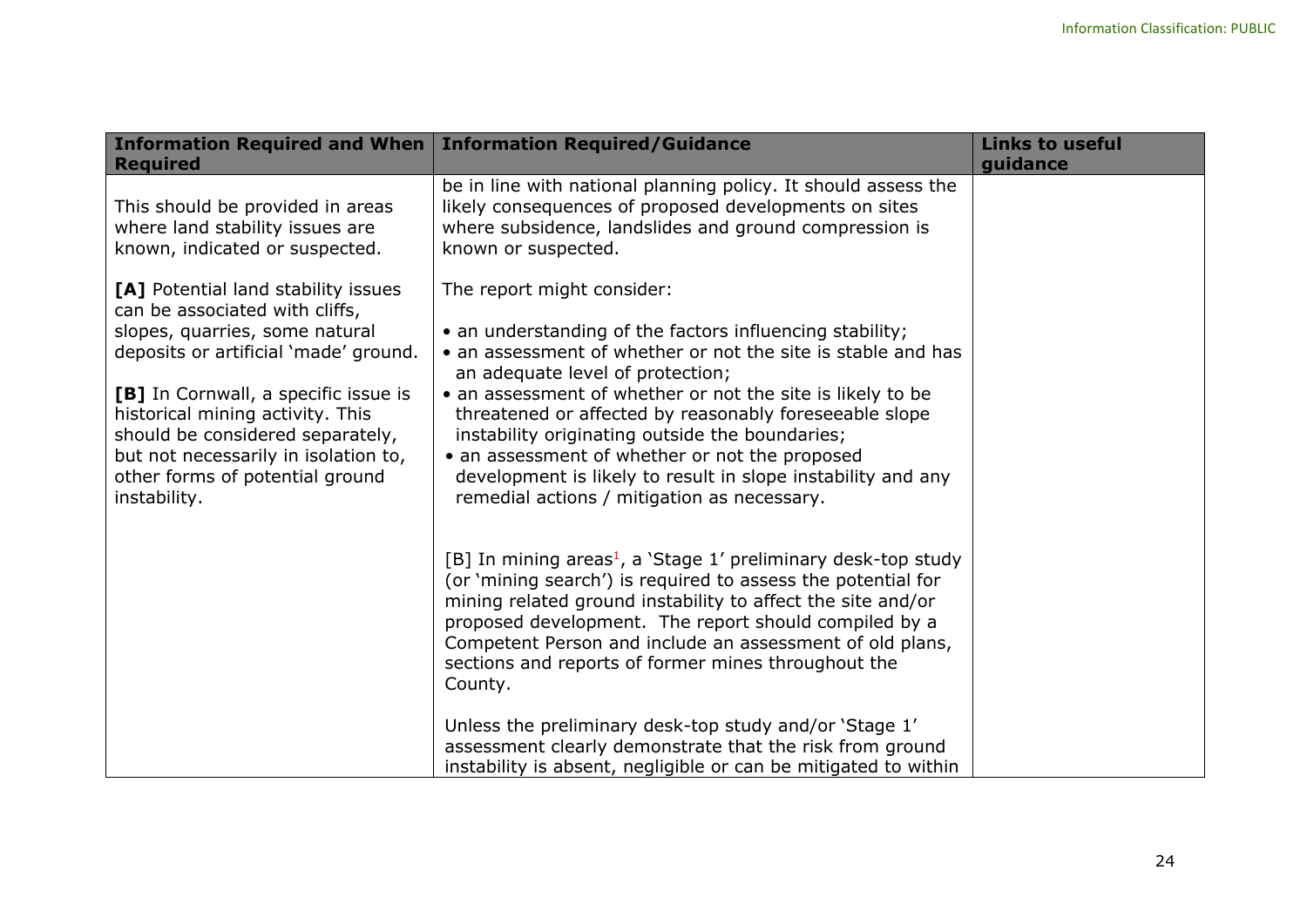| Information Required and When Required | Information Required/Guidance | Links to useful guidance |
| --- | --- | --- |
| This should be provided in areas where land stability issues are known, indicated or suspected.<br><br>**[A]** Potential land stability issues can be associated with cliffs, slopes, quarries, some natural deposits or artificial 'made' ground.<br><br>**[B]** In Cornwall, a specific issue is historical mining activity. This should be considered separately, but not necessarily in isolation to, other forms of potential ground instability. | be in line with national planning policy. It should assess the likely consequences of proposed developments on sites where subsidence, landslides and ground compression is known or suspected.<br><br>The report might consider:<br><br>• an understanding of the factors influencing stability;<br>• an assessment of whether or not the site is stable and has an adequate level of protection;<br>• an assessment of whether or not the site is likely to be threatened or affected by reasonably foreseeable slope instability originating outside the boundaries;<br>• an assessment of whether or not the proposed development is likely to result in slope instability and any remedial actions / mitigation as necessary.<br><br>[B] In mining areas[1], a 'Stage 1' preliminary desk-top study (or 'mining search') is required to assess the potential for mining related ground instability to affect the site and/or proposed development. The report should compiled by a Competent Person and include an assessment of old plans, sections and reports of former mines throughout the County.<br><br>Unless the preliminary desk-top study and/or 'Stage 1' assessment clearly demonstrate that the risk from ground instability is absent, negligible or can be mitigated to within | |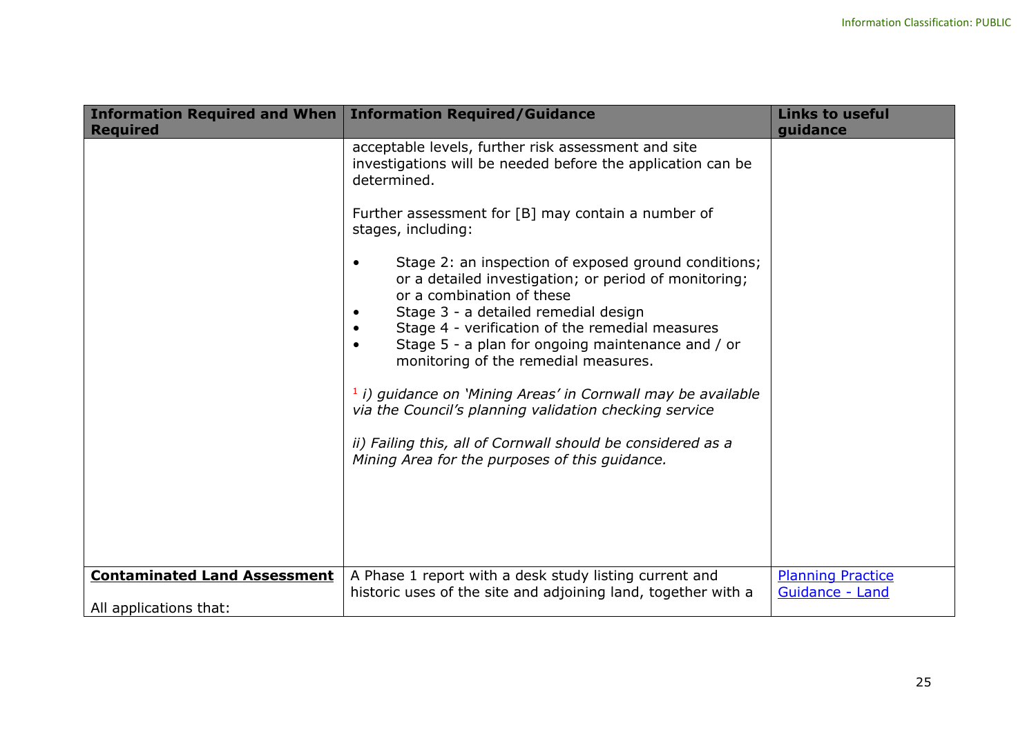| Information Required and When Required | Information Required/Guidance | Links to useful guidance |
| --- | --- | --- |
| | acceptable levels, further risk assessment and site investigations will be needed before the application can be determined.<br><br>Further assessment for [B] may contain a number of stages, including:<br><br>• Stage 2: an inspection of exposed ground conditions; or a detailed investigation; or period of monitoring; or a combination of these<br>• Stage 3 - a detailed remedial design<br>• Stage 4 - verification of the remedial measures<br>• Stage 5 - a plan for ongoing maintenance and / or monitoring of the remedial measures.<br><br>[1] *i) guidance on 'Mining Areas' in Cornwall may be available via the Council's planning validation checking service*<br><br>*ii) Failing this, all of Cornwall should be considered as a Mining Area for the purposes of this guidance.* | |
| **Contaminated Land Assessment**<br><br>All applications that: | A Phase 1 report with a desk study listing current and historic uses of the site and adjoining land, together with a | Planning Practice Guidance - Land |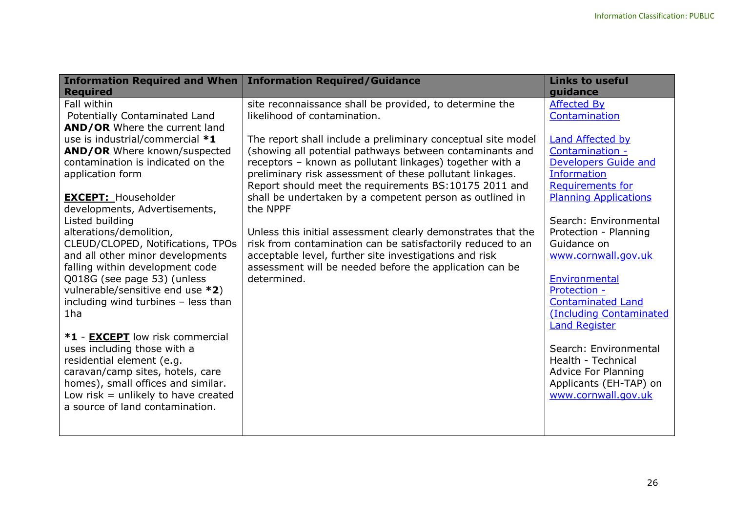| Information Required and When Required | Information Required/Guidance | Links to useful guidance |
| --- | --- | --- |
| Fall within Potentially Contaminated Land **AND/OR** Where the current land use is industrial/commercial ***1** **AND/OR** Where known/suspected contamination is indicated on the application form<br><br>**EXCEPT:** Householder developments, Advertisements, Listed building alterations/demolition, CLEUD/CLOPED, Notifications, TPOs and all other minor developments falling within development code Q018G (see page 53) (unless vulnerable/sensitive end use ***2**) including wind turbines – less than 1ha<br><br>***1** - **EXCEPT** low risk commercial uses including those with a residential element (e.g. caravan/camp sites, hotels, care homes), small offices and similar. Low risk = unlikely to have created a source of land contamination. | site reconnaissance shall be provided, to determine the likelihood of contamination.<br><br>The report shall include a preliminary conceptual site model (showing all potential pathways between contaminants and receptors – known as pollutant linkages) together with a preliminary risk assessment of these pollutant linkages. Report should meet the requirements BS:10175 2011 and shall be undertaken by a competent person as outlined in the NPPF<br><br>Unless this initial assessment clearly demonstrates that the risk from contamination can be satisfactorily reduced to an acceptable level, further site investigations and risk assessment will be needed before the application can be determined. | Affected By Contamination<br><br>Land Affected by Contamination - Developers Guide and Information Requirements for Planning Applications<br><br>Search: Environmental Protection - Planning Guidance on www.cornwall.gov.uk<br><br>Environmental Protection - Contaminated Land (Including Contaminated Land Register<br><br>Search: Environmental Health - Technical Advice For Planning Applicants (EH-TAP) on www.cornwall.gov.uk |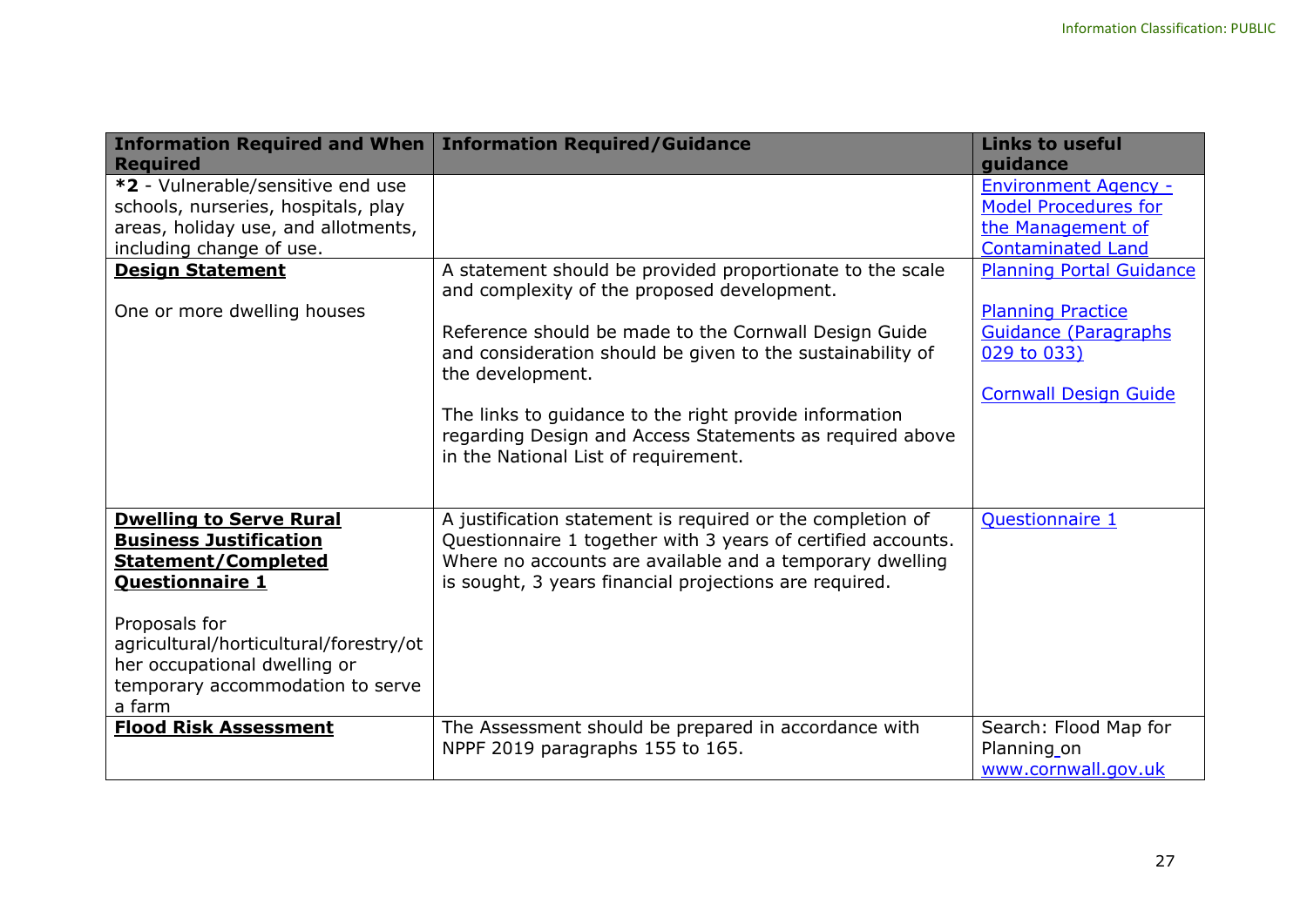| Information Required and When Required | Information Required/Guidance | Links to useful guidance |
|---|---|---|
| ***2** - Vulnerable/sensitive end use schools, nurseries, hospitals, play areas, holiday use, and allotments, including change of use. | | Environment Agency - Model Procedures for the Management of Contaminated Land |
| **Design Statement**<br><br>One or more dwelling houses | A statement should be provided proportionate to the scale and complexity of the proposed development.<br><br>Reference should be made to the Cornwall Design Guide and consideration should be given to the sustainability of the development.<br><br>The links to guidance to the right provide information regarding Design and Access Statements as required above in the National List of requirement. | Planning Portal Guidance<br><br>Planning Practice Guidance (Paragraphs 029 to 033)<br><br>Cornwall Design Guide |
| **Dwelling to Serve Rural Business Justification Statement/Completed Questionnaire 1**<br><br>Proposals for agricultural/horticultural/forestry/other occupational dwelling or temporary accommodation to serve a farm | A justification statement is required or the completion of Questionnaire 1 together with 3 years of certified accounts. Where no accounts are available and a temporary dwelling is sought, 3 years financial projections are required. | Questionnaire 1 |
| **Flood Risk Assessment** | The Assessment should be prepared in accordance with NPPF 2019 paragraphs 155 to 165. | Search: Flood Map for Planning on www.cornwall.gov.uk |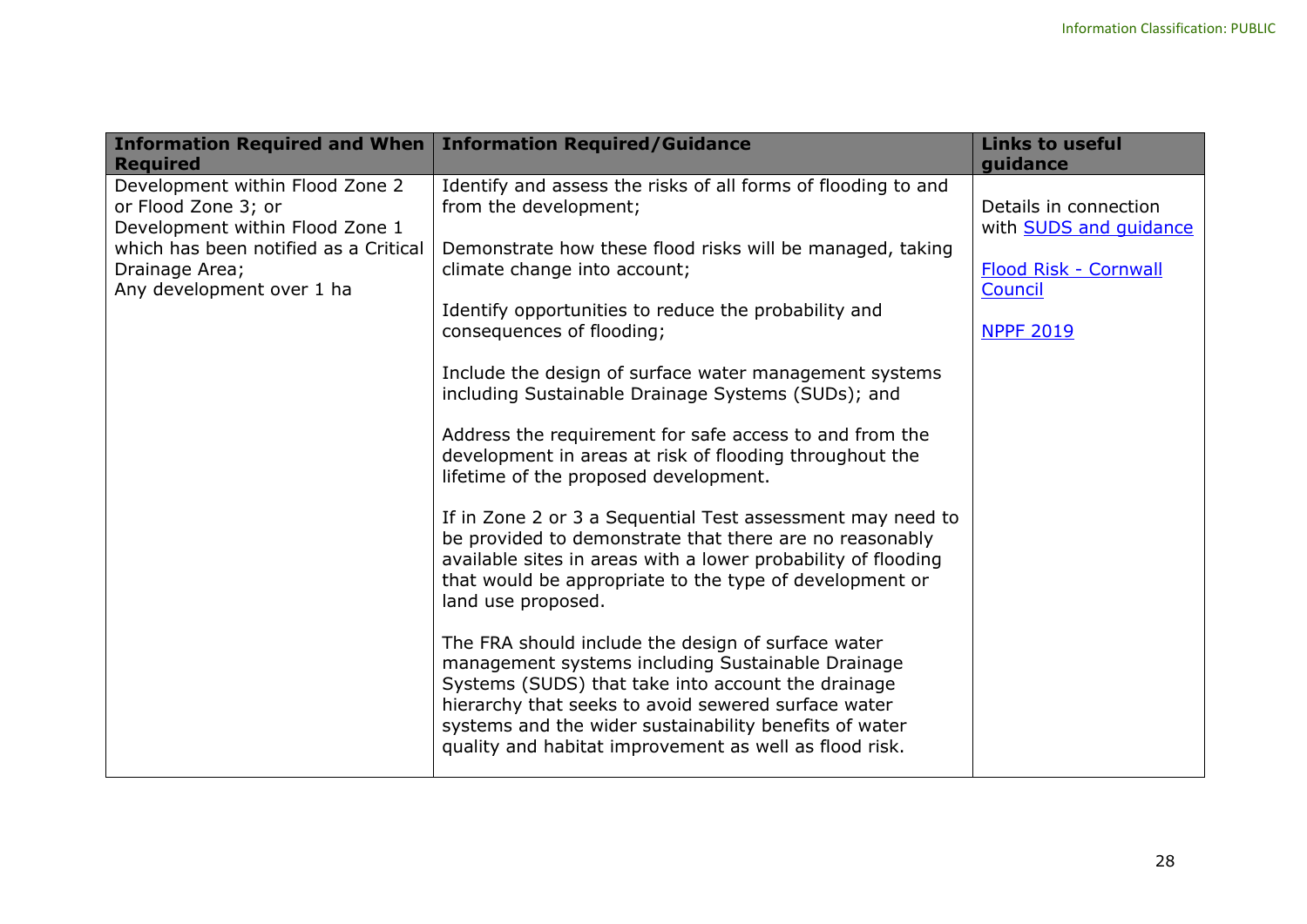| Information Required and When Required | Information Required/Guidance | Links to useful guidance |
|---|---|---|
| Development within Flood Zone 2 or Flood Zone 3; or Development within Flood Zone 1 which has been notified as a Critical Drainage Area; Any development over 1 ha | Identify and assess the risks of all forms of flooding to and from the development;<br><br>Demonstrate how these flood risks will be managed, taking climate change into account;<br><br>Identify opportunities to reduce the probability and consequences of flooding;<br><br>Include the design of surface water management systems including Sustainable Drainage Systems (SUDs); and<br><br>Address the requirement for safe access to and from the development in areas at risk of flooding throughout the lifetime of the proposed development.<br><br>If in Zone 2 or 3 a Sequential Test assessment may need to be provided to demonstrate that there are no reasonably available sites in areas with a lower probability of flooding that would be appropriate to the type of development or land use proposed.<br><br>The FRA should include the design of surface water management systems including Sustainable Drainage Systems (SUDS) that take into account the drainage hierarchy that seeks to avoid sewered surface water systems and the wider sustainability benefits of water quality and habitat improvement as well as flood risk. | Details in connection with SUDS and guidance<br><br>Flood Risk - Cornwall Council<br><br>NPPF 2019 |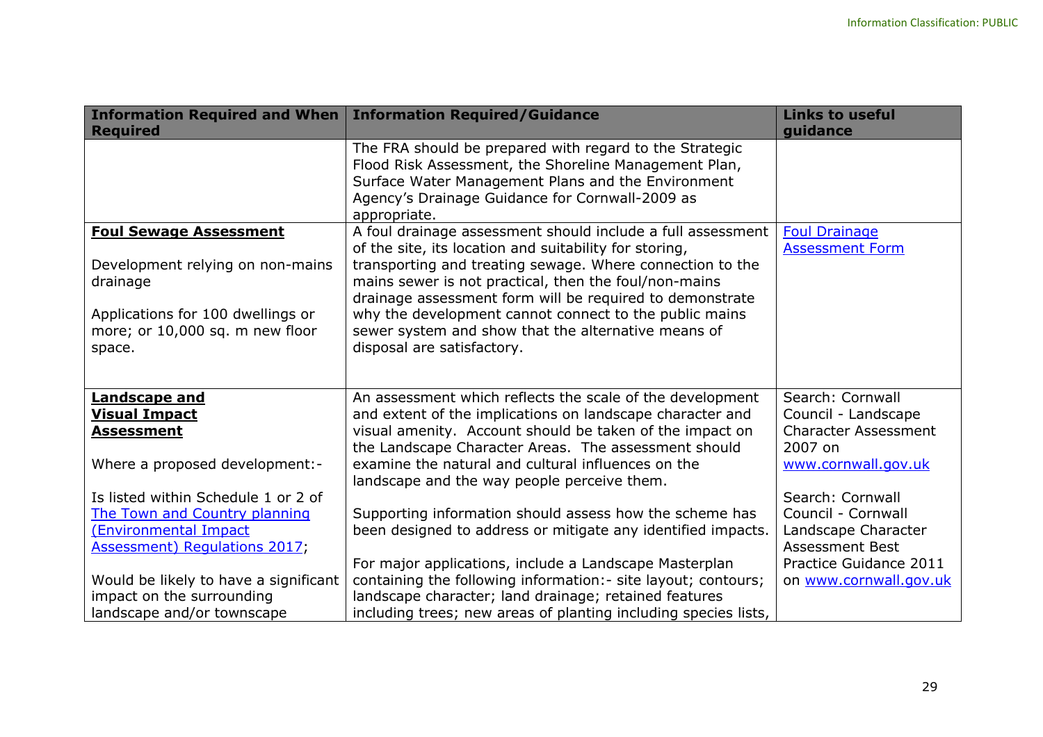| Information Required and When Required | Information Required/Guidance | Links to useful guidance |
|---|---|---|
| | The FRA should be prepared with regard to the Strategic Flood Risk Assessment, the Shoreline Management Plan, Surface Water Management Plans and the Environment Agency's Drainage Guidance for Cornwall-2009 as appropriate. | |
| **Foul Sewage Assessment**<br><br>Development relying on non-mains drainage<br><br>Applications for 100 dwellings or more; or 10,000 sq. m new floor space. | A foul drainage assessment should include a full assessment of the site, its location and suitability for storing, transporting and treating sewage. Where connection to the mains sewer is not practical, then the foul/non-mains drainage assessment form will be required to demonstrate why the development cannot connect to the public mains sewer system and show that the alternative means of disposal are satisfactory. | Foul Drainage Assessment Form |
| **Landscape and Visual Impact Assessment**<br><br>Where a proposed development:-<br><br>Is listed within Schedule 1 or 2 of The Town and Country planning (Environmental Impact Assessment) Regulations 2017;<br><br>Would be likely to have a significant impact on the surrounding landscape and/or townscape | An assessment which reflects the scale of the development and extent of the implications on landscape character and visual amenity. Account should be taken of the impact on the Landscape Character Areas. The assessment should examine the natural and cultural influences on the landscape and the way people perceive them.<br><br>Supporting information should assess how the scheme has been designed to address or mitigate any identified impacts.<br><br>For major applications, include a Landscape Masterplan containing the following information:- site layout; contours; landscape character; land drainage; retained features including trees; new areas of planting including species lists, | Search: Cornwall Council - Landscape Character Assessment 2007 on www.cornwall.gov.uk<br><br>Search: Cornwall Council - Cornwall Landscape Character Assessment Best Practice Guidance 2011 on www.cornwall.gov.uk |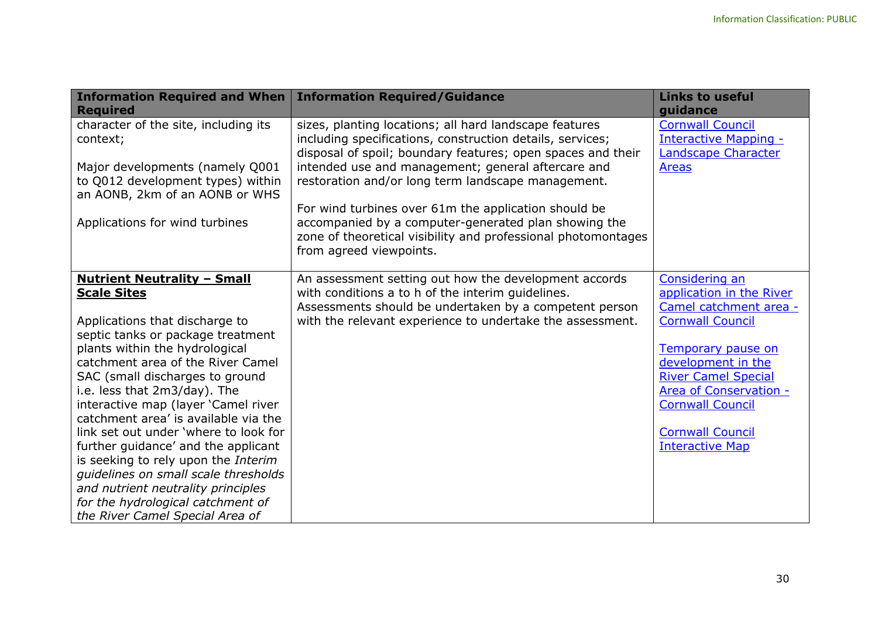| Information Required and When Required | Information Required/Guidance | Links to useful guidance |
|---|---|---|
| character of the site, including its context;<br><br>Major developments (namely Q001 to Q012 development types) within an AONB, 2km of an AONB or WHS<br><br>Applications for wind turbines | sizes, planting locations; all hard landscape features including specifications, construction details, services; disposal of spoil; boundary features; open spaces and their intended use and management; general aftercare and restoration and/or long term landscape management.<br><br>For wind turbines over 61m the application should be accompanied by a computer-generated plan showing the zone of theoretical visibility and professional photomontages from agreed viewpoints. | [Cornwall Council Interactive Mapping - Landscape Character Areas]() |
| **<u>Nutrient Neutrality – Small Scale Sites</u>**<br><br>Applications that discharge to septic tanks or package treatment plants within the hydrological catchment area of the River Camel SAC (small discharges to ground i.e. less that 2m3/day). The interactive map (layer 'Camel river catchment area' is available via the link set out under 'where to look for further guidance' and the applicant is seeking to rely upon the *Interim guidelines on small scale thresholds and nutrient neutrality principles for the hydrological catchment of the River Camel Special Area of* | An assessment setting out how the development accords with conditions a to h of the interim guidelines. Assessments should be undertaken by a competent person with the relevant experience to undertake the assessment. | [Considering an application in the River Camel catchment area - Cornwall Council]()<br><br>[Temporary pause on development in the River Camel Special Area of Conservation - Cornwall Council]()<br><br>[Cornwall Council Interactive Map]() |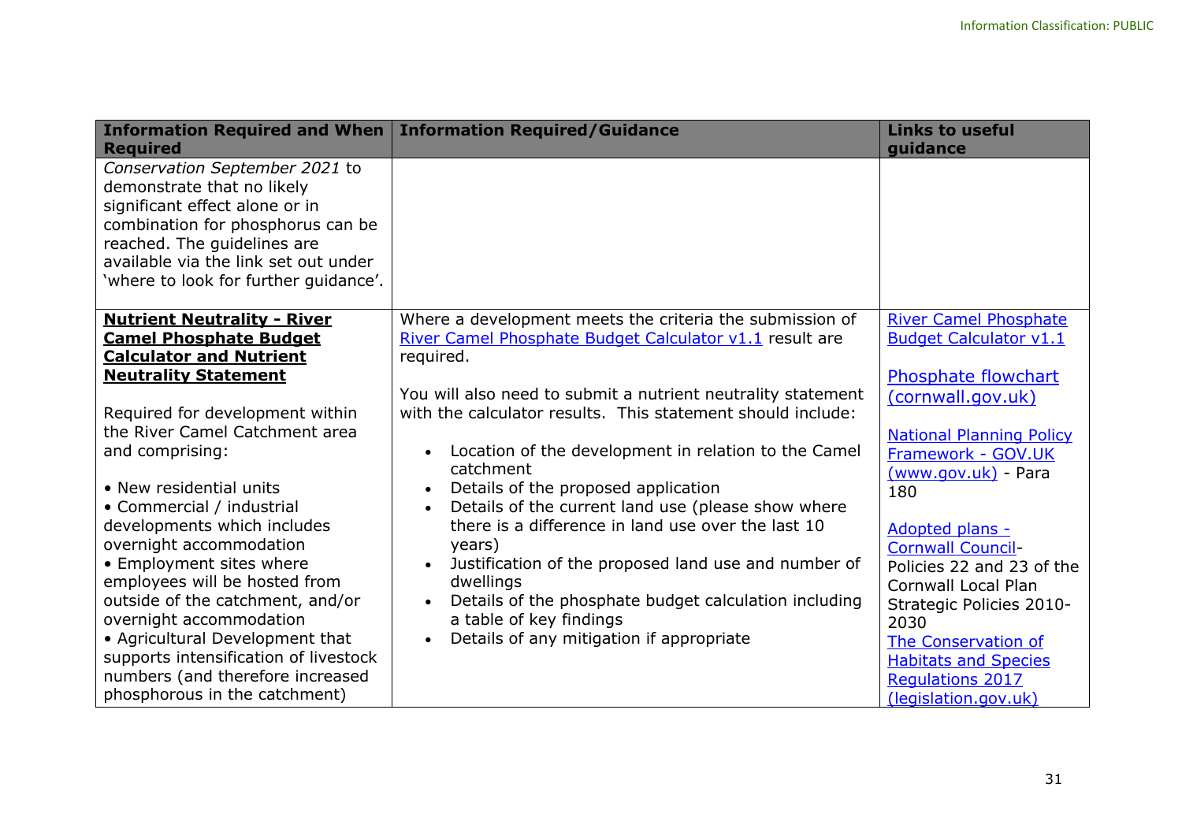| Information Required and When Required | Information Required/Guidance | Links to useful guidance |
|---|---|---|
| *Conservation September 2021* to demonstrate that no likely significant effect alone or in combination for phosphorus can be reached. The guidelines are available via the link set out under 'where to look for further guidance'. | | |
| **Nutrient Neutrality - River Camel Phosphate Budget Calculator and Nutrient Neutrality Statement**<br><br>Required for development within the River Camel Catchment area and comprising:<br><br>• New residential units<br>• Commercial / industrial developments which includes overnight accommodation<br>• Employment sites where employees will be hosted from outside of the catchment, and/or overnight accommodation<br>• Agricultural Development that supports intensification of livestock numbers (and therefore increased phosphorous in the catchment) | Where a development meets the criteria the submission of River Camel Phosphate Budget Calculator v1.1 result are required.<br><br>You will also need to submit a nutrient neutrality statement with the calculator results. This statement should include:<br><br>• Location of the development in relation to the Camel catchment<br>• Details of the proposed application<br>• Details of the current land use (please show where there is a difference in land use over the last 10 years)<br>• Justification of the proposed land use and number of dwellings<br>• Details of the phosphate budget calculation including a table of key findings<br>• Details of any mitigation if appropriate | River Camel Phosphate Budget Calculator v1.1<br><br>Phosphate flowchart (cornwall.gov.uk)<br><br>National Planning Policy Framework - GOV.UK (www.gov.uk) - Para 180<br><br>Adopted plans - Cornwall Council- Policies 22 and 23 of the Cornwall Local Plan Strategic Policies 2010-2030<br>The Conservation of Habitats and Species Regulations 2017 (legislation.gov.uk) |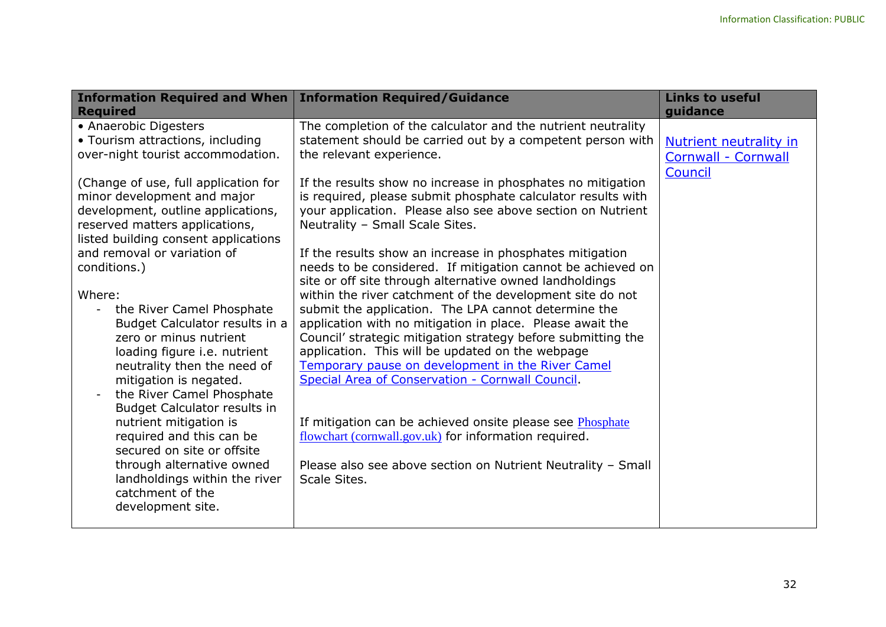| Information Required and When Required | Information Required/Guidance | Links to useful guidance |
|---|---|---|
| • Anaerobic Digesters<br>• Tourism attractions, including over-night tourist accommodation.<br><br>(Change of use, full application for minor development and major development, outline applications, reserved matters applications, listed building consent applications and removal or variation of conditions.)<br><br>Where:<br>- the River Camel Phosphate Budget Calculator results in a zero or minus nutrient loading figure i.e. nutrient neutrality then the need of mitigation is negated.<br>- the River Camel Phosphate Budget Calculator results in nutrient mitigation is required and this can be secured on site or offsite through alternative owned landholdings within the river catchment of the development site. | The completion of the calculator and the nutrient neutrality statement should be carried out by a competent person with the relevant experience.<br><br>If the results show no increase in phosphates no mitigation is required, please submit phosphate calculator results with your application. Please also see above section on Nutrient Neutrality – Small Scale Sites.<br><br>If the results show an increase in phosphates mitigation needs to be considered. If mitigation cannot be achieved on site or off site through alternative owned landholdings within the river catchment of the development site do not submit the application. The LPA cannot determine the application with no mitigation in place. Please await the Council' strategic mitigation strategy before submitting the application. This will be updated on the webpage [Temporary pause on development in the River Camel Special Area of Conservation - Cornwall Council].<br><br>If mitigation can be achieved onsite please see [Phosphate flowchart (cornwall.gov.uk)] for information required.<br><br>Please also see above section on Nutrient Neutrality – Small Scale Sites. | [Nutrient neutrality in Cornwall - Cornwall Council] |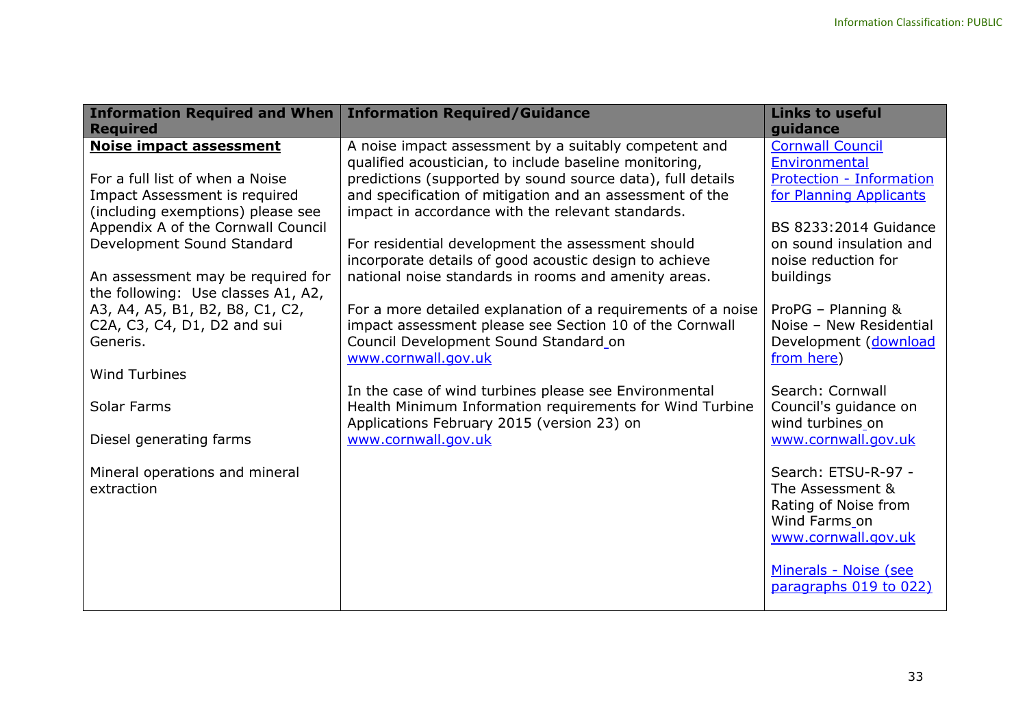| Information Required and When Required | Information Required/Guidance | Links to useful guidance |
|---|---|---|
| **Noise impact assessment**<br><br>For a full list of when a Noise Impact Assessment is required (including exemptions) please see Appendix A of the Cornwall Council Development Sound Standard<br><br>An assessment may be required for the following: Use classes A1, A2, A3, A4, A5, B1, B2, B8, C1, C2, C2A, C3, C4, D1, D2 and sui Generis.<br><br>Wind Turbines<br><br>Solar Farms<br><br>Diesel generating farms<br><br>Mineral operations and mineral extraction | A noise impact assessment by a suitably competent and qualified acoustician, to include baseline monitoring, predictions (supported by sound source data), full details and specification of mitigation and an assessment of the impact in accordance with the relevant standards.<br><br>For residential development the assessment should incorporate details of good acoustic design to achieve national noise standards in rooms and amenity areas.<br><br>For a more detailed explanation of a requirements of a noise impact assessment please see Section 10 of the Cornwall Council Development Sound Standard on www.cornwall.gov.uk<br><br>In the case of wind turbines please see Environmental Health Minimum Information requirements for Wind Turbine Applications February 2015 (version 23) on www.cornwall.gov.uk | Cornwall Council Environmental Protection - Information for Planning Applicants<br><br>BS 8233:2014 Guidance on sound insulation and noise reduction for buildings<br><br>ProPG – Planning & Noise – New Residential Development (download from here)<br><br>Search: Cornwall Council's guidance on wind turbines on www.cornwall.gov.uk<br><br>Search: ETSU-R-97 - The Assessment & Rating of Noise from Wind Farms on www.cornwall.gov.uk<br><br>Minerals - Noise (see paragraphs 019 to 022) |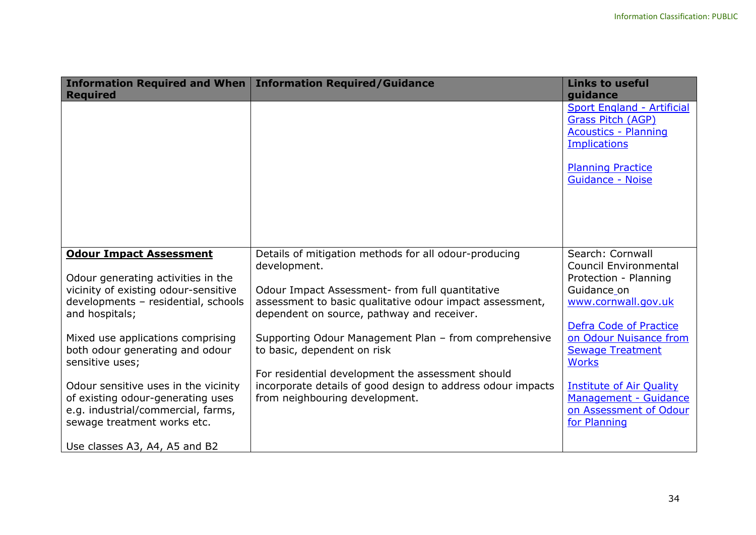| Information Required and When Required | Information Required/Guidance | Links to useful guidance |
|---|---|---|
| | | Sport England - Artificial Grass Pitch (AGP) Acoustics - Planning Implications<br><br>Planning Practice Guidance - Noise |
| **Odour Impact Assessment**<br><br>Odour generating activities in the vicinity of existing odour-sensitive developments – residential, schools and hospitals;<br><br>Mixed use applications comprising both odour generating and odour sensitive uses;<br><br>Odour sensitive uses in the vicinity of existing odour-generating uses e.g. industrial/commercial, farms, sewage treatment works etc.<br><br>Use classes A3, A4, A5 and B2 | Details of mitigation methods for all odour-producing development.<br><br>Odour Impact Assessment- from full quantitative assessment to basic qualitative odour impact assessment, dependent on source, pathway and receiver.<br><br>Supporting Odour Management Plan – from comprehensive to basic, dependent on risk<br><br>For residential development the assessment should incorporate details of good design to address odour impacts from neighbouring development. | Search: Cornwall Council Environmental Protection - Planning Guidance on www.cornwall.gov.uk<br><br>Defra Code of Practice on Odour Nuisance from Sewage Treatment Works<br><br>Institute of Air Quality Management - Guidance on Assessment of Odour for Planning |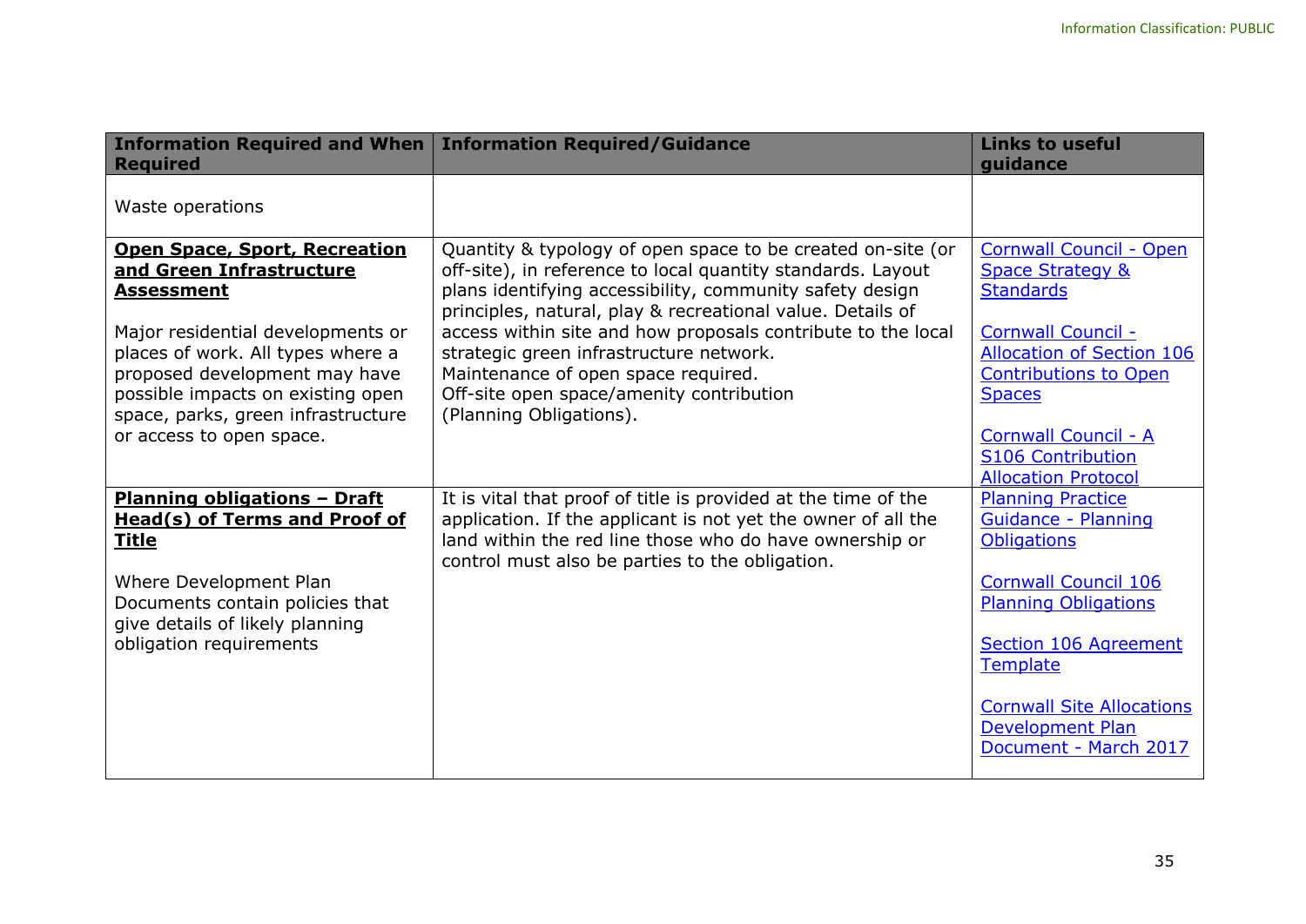| Information Required and When Required | Information Required/Guidance | Links to useful guidance |
|---|---|---|
| Waste operations | | |
| **Open Space, Sport, Recreation and Green Infrastructure Assessment**<br><br>Major residential developments or places of work. All types where a proposed development may have possible impacts on existing open space, parks, green infrastructure or access to open space. | Quantity & typology of open space to be created on-site (or off-site), in reference to local quantity standards. Layout plans identifying accessibility, community safety design principles, natural, play & recreational value. Details of access within site and how proposals contribute to the local strategic green infrastructure network.<br>Maintenance of open space required.<br>Off-site open space/amenity contribution (Planning Obligations). | Cornwall Council - Open Space Strategy & Standards<br><br>Cornwall Council - Allocation of Section 106 Contributions to Open Spaces<br><br>Cornwall Council - A S106 Contribution Allocation Protocol |
| **Planning obligations – Draft Head(s) of Terms and Proof of Title**<br><br>Where Development Plan Documents contain policies that give details of likely planning obligation requirements | It is vital that proof of title is provided at the time of the application. If the applicant is not yet the owner of all the land within the red line those who do have ownership or control must also be parties to the obligation. | Planning Practice Guidance - Planning Obligations<br><br>Cornwall Council 106 Planning Obligations<br><br>Section 106 Agreement Template<br><br>Cornwall Site Allocations Development Plan Document - March 2017 |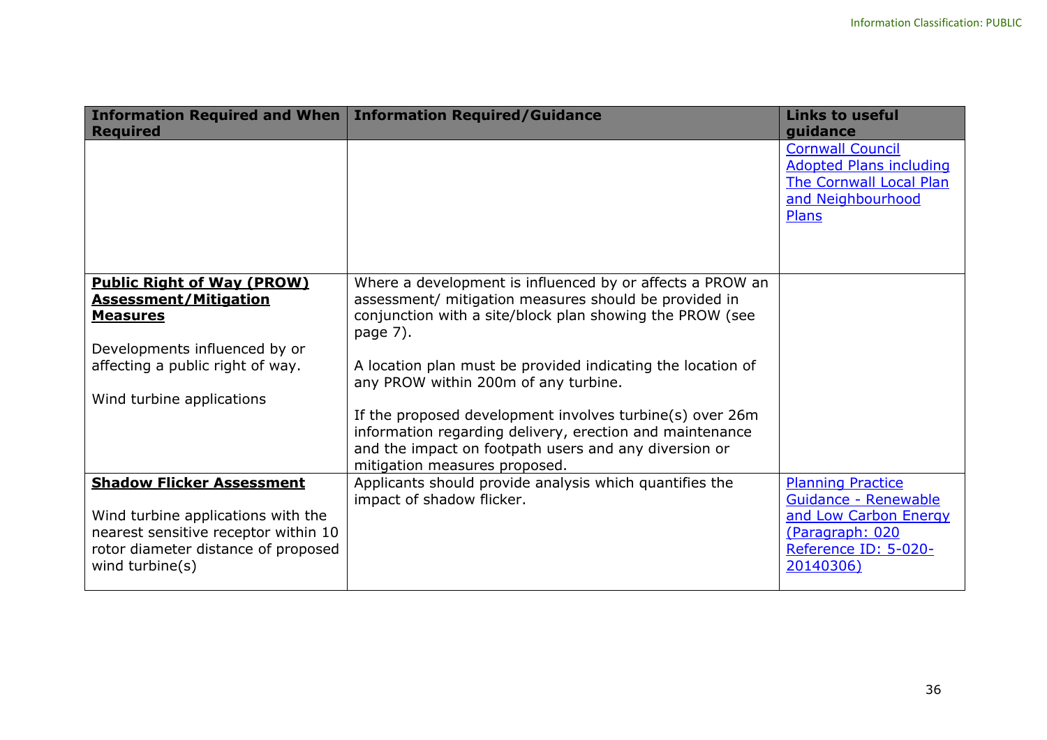| Information Required and When Required | Information Required/Guidance | Links to useful guidance |
|---|---|---|
| | | [Cornwall Council Adopted Plans including The Cornwall Local Plan and Neighbourhood Plans]() |
| **Public Right of Way (PROW) Assessment/Mitigation Measures**<br><br>Developments influenced by or affecting a public right of way.<br><br>Wind turbine applications | Where a development is influenced by or affects a PROW an assessment/ mitigation measures should be provided in conjunction with a site/block plan showing the PROW (see page 7).<br><br>A location plan must be provided indicating the location of any PROW within 200m of any turbine.<br><br>If the proposed development involves turbine(s) over 26m information regarding delivery, erection and maintenance and the impact on footpath users and any diversion or mitigation measures proposed. | |
| **Shadow Flicker Assessment**<br><br>Wind turbine applications with the nearest sensitive receptor within 10 rotor diameter distance of proposed wind turbine(s) | Applicants should provide analysis which quantifies the impact of shadow flicker. | [Planning Practice Guidance - Renewable and Low Carbon Energy (Paragraph: 020 Reference ID: 5-020-20140306)]() |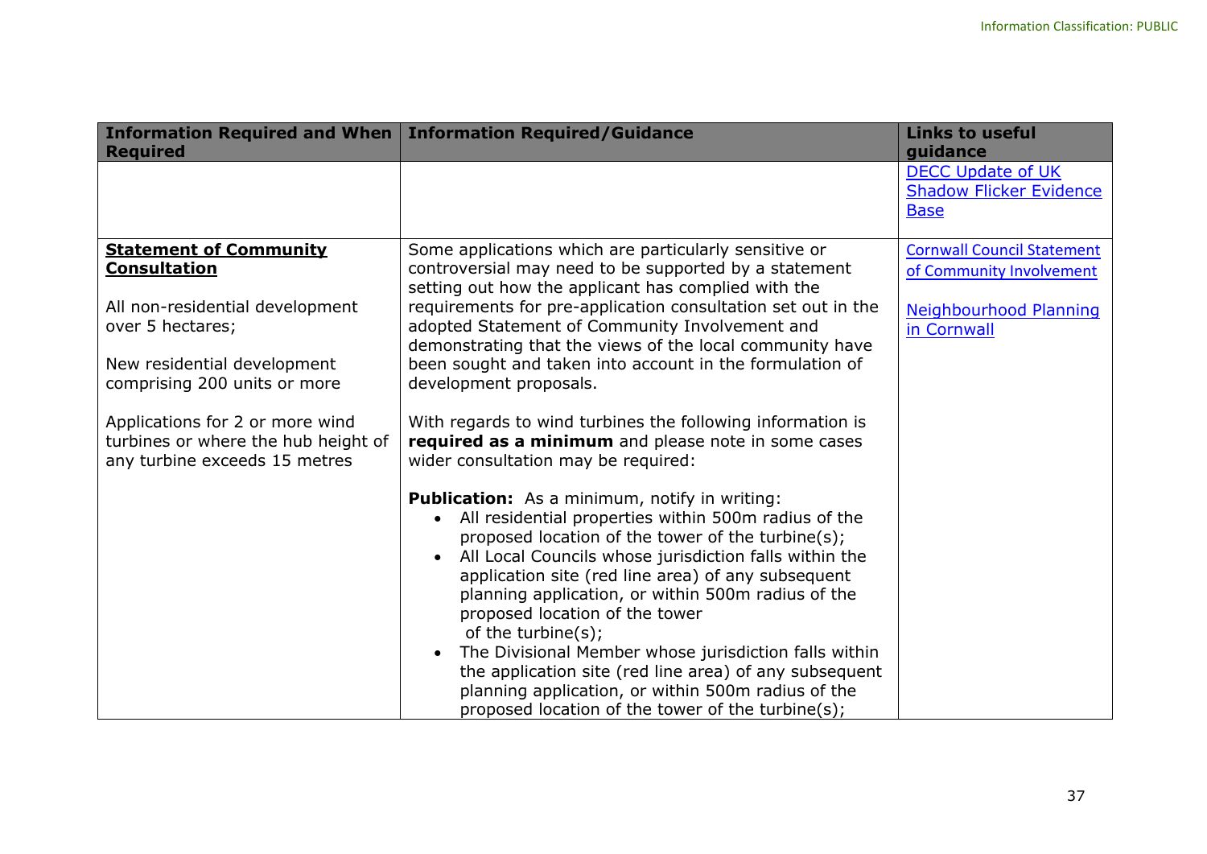| Information Required and When Required | Information Required/Guidance | Links to useful guidance |
|---|---|---|
| | | DECC Update of UK Shadow Flicker Evidence Base |
| **Statement of Community Consultation**<br><br>All non-residential development over 5 hectares;<br><br>New residential development comprising 200 units or more<br><br>Applications for 2 or more wind turbines or where the hub height of any turbine exceeds 15 metres | Some applications which are particularly sensitive or controversial may need to be supported by a statement setting out how the applicant has complied with the requirements for pre-application consultation set out in the adopted Statement of Community Involvement and demonstrating that the views of the local community have been sought and taken into account in the formulation of development proposals.<br><br>With regards to wind turbines the following information is **required as a minimum** and please note in some cases wider consultation may be required:<br><br>**Publication:** As a minimum, notify in writing:<br>• All residential properties within 500m radius of the proposed location of the tower of the turbine(s);<br>• All Local Councils whose jurisdiction falls within the application site (red line area) of any subsequent planning application, or within 500m radius of the proposed location of the tower of the turbine(s);<br>• The Divisional Member whose jurisdiction falls within the application site (red line area) of any subsequent planning application, or within 500m radius of the proposed location of the tower of the turbine(s); | Cornwall Council Statement of Community Involvement<br><br>Neighbourhood Planning in Cornwall |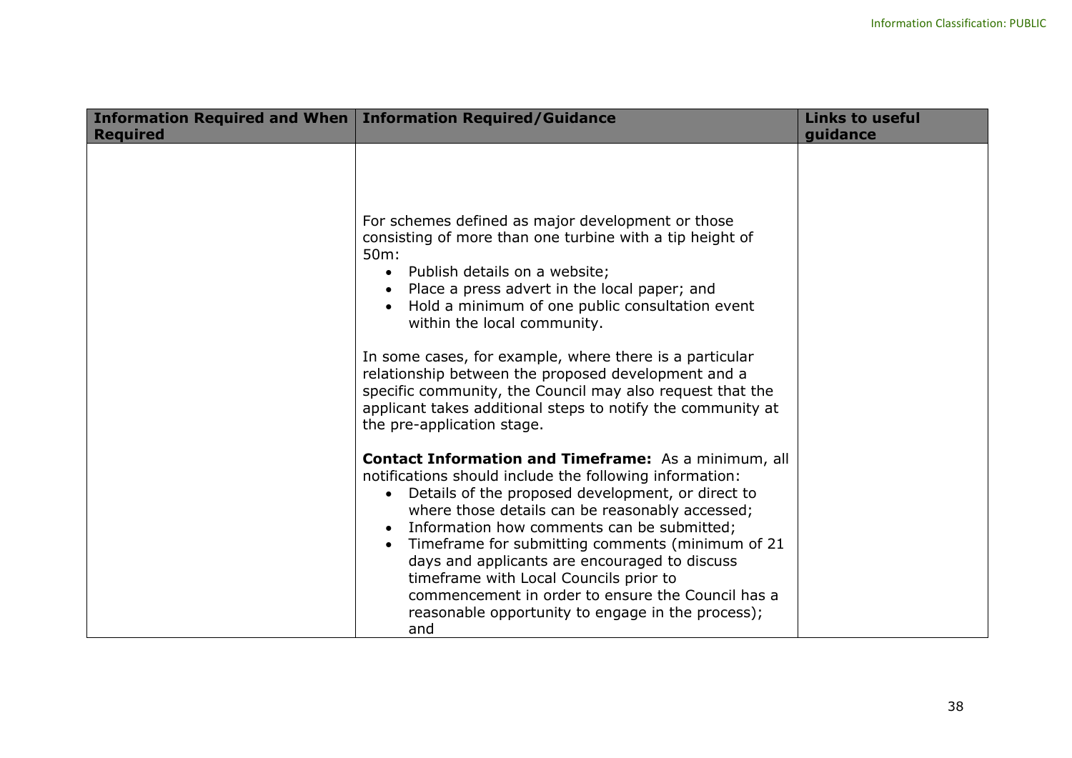| Information Required and When Required | Information Required/Guidance | Links to useful guidance |
|---|---|---|
| | For schemes defined as major development or those consisting of more than one turbine with a tip height of 50m:<br>• Publish details on a website;<br>• Place a press advert in the local paper; and<br>• Hold a minimum of one public consultation event within the local community.<br><br>In some cases, for example, where there is a particular relationship between the proposed development and a specific community, the Council may also request that the applicant takes additional steps to notify the community at the pre-application stage.<br><br>**Contact Information and Timeframe:** As a minimum, all notifications should include the following information:<br>• Details of the proposed development, or direct to where those details can be reasonably accessed;<br>• Information how comments can be submitted;<br>• Timeframe for submitting comments (minimum of 21 days and applicants are encouraged to discuss timeframe with Local Councils prior to commencement in order to ensure the Council has a reasonable opportunity to engage in the process); and | |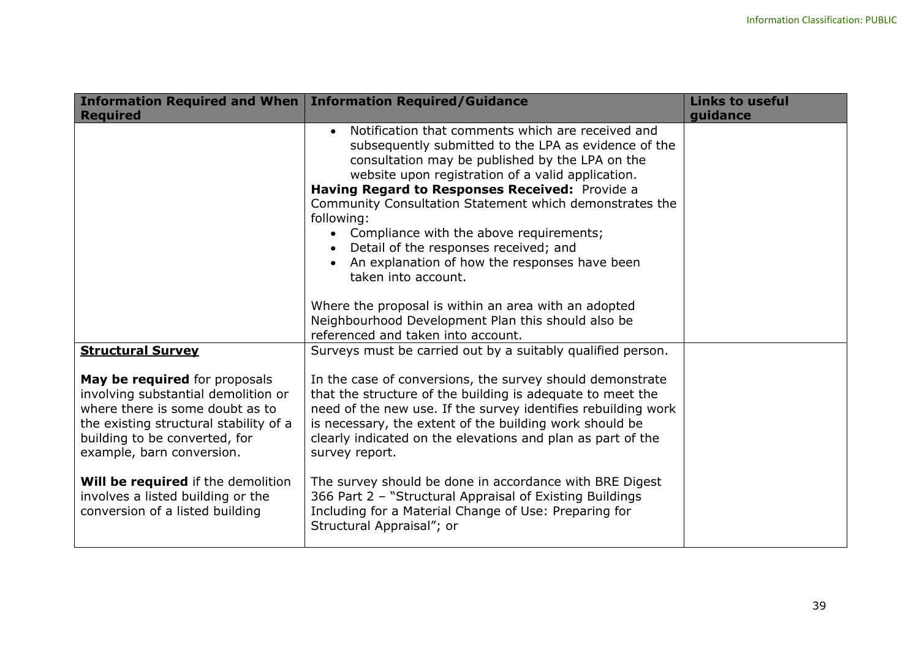| Information Required and When Required | Information Required/Guidance | Links to useful guidance |
|---|---|---|
| | • Notification that comments which are received and subsequently submitted to the LPA as evidence of the consultation may be published by the LPA on the website upon registration of a valid application.<br>**Having Regard to Responses Received:** Provide a Community Consultation Statement which demonstrates the following:<br>• Compliance with the above requirements;<br>• Detail of the responses received; and<br>• An explanation of how the responses have been taken into account.<br><br>Where the proposal is within an area with an adopted Neighbourhood Development Plan this should also be referenced and taken into account. | |
| **Structural Survey**<br><br>**May be required** for proposals involving substantial demolition or where there is some doubt as to the existing structural stability of a building to be converted, for example, barn conversion.<br><br>**Will be required** if the demolition involves a listed building or the conversion of a listed building | Surveys must be carried out by a suitably qualified person.<br><br>In the case of conversions, the survey should demonstrate that the structure of the building is adequate to meet the need of the new use. If the survey identifies rebuilding work is necessary, the extent of the building work should be clearly indicated on the elevations and plan as part of the survey report.<br><br>The survey should be done in accordance with BRE Digest 366 Part 2 – "Structural Appraisal of Existing Buildings Including for a Material Change of Use: Preparing for Structural Appraisal"; or | |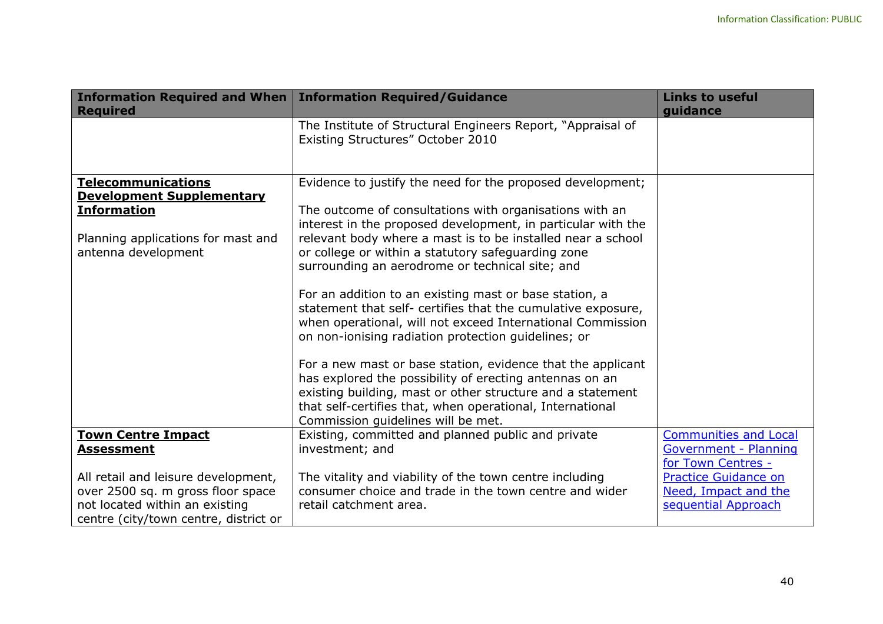| Information Required and When Required | Information Required/Guidance | Links to useful guidance |
|---|---|---|
| | The Institute of Structural Engineers Report, "Appraisal of Existing Structures" October 2010 | |
| **Telecommunications Development Supplementary Information**<br><br>Planning applications for mast and antenna development | Evidence to justify the need for the proposed development;<br><br>The outcome of consultations with organisations with an interest in the proposed development, in particular with the relevant body where a mast is to be installed near a school or college or within a statutory safeguarding zone surrounding an aerodrome or technical site; and<br><br>For an addition to an existing mast or base station, a statement that self- certifies that the cumulative exposure, when operational, will not exceed International Commission on non-ionising radiation protection guidelines; or<br><br>For a new mast or base station, evidence that the applicant has explored the possibility of erecting antennas on an existing building, mast or other structure and a statement that self-certifies that, when operational, International Commission guidelines will be met. | |
| **Town Centre Impact Assessment**<br><br>All retail and leisure development, over 2500 sq. m gross floor space not located within an existing centre (city/town centre, district or | Existing, committed and planned public and private investment; and<br><br>The vitality and viability of the town centre including consumer choice and trade in the town centre and wider retail catchment area. | Communities and Local Government - Planning for Town Centres - Practice Guidance on Need, Impact and the sequential Approach |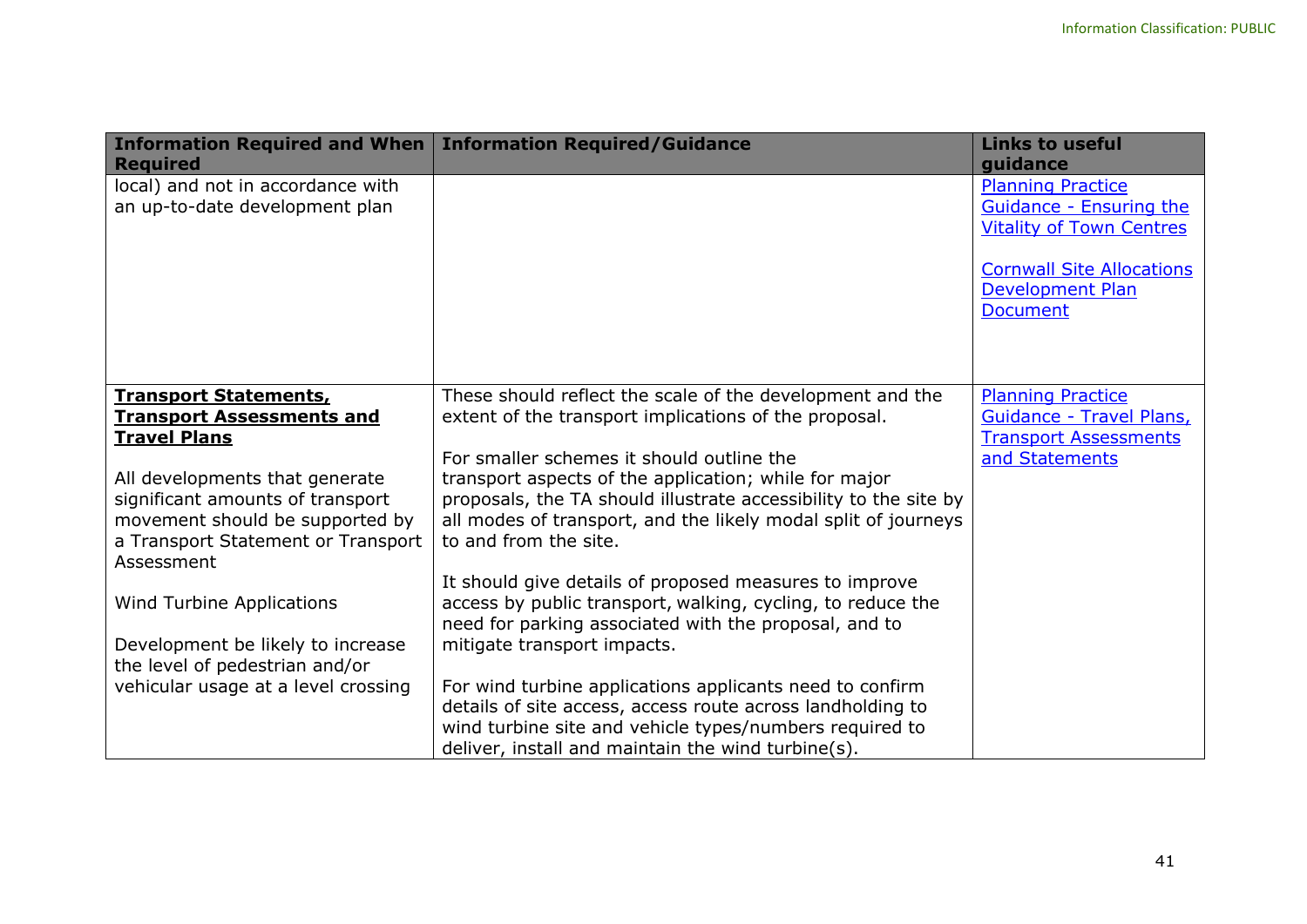| Information Required and When Required | Information Required/Guidance | Links to useful guidance |
|---|---|---|
| local) and not in accordance with an up-to-date development plan | | [Planning Practice Guidance - Ensuring the Vitality of Town Centres]<br><br>[Cornwall Site Allocations Development Plan Document] |
| **Transport Statements, Transport Assessments and Travel Plans**<br><br>All developments that generate significant amounts of transport movement should be supported by a Transport Statement or Transport Assessment<br><br>Wind Turbine Applications<br><br>Development be likely to increase the level of pedestrian and/or vehicular usage at a level crossing | These should reflect the scale of the development and the extent of the transport implications of the proposal.<br><br>For smaller schemes it should outline the transport aspects of the application; while for major proposals, the TA should illustrate accessibility to the site by all modes of transport, and the likely modal split of journeys to and from the site.<br><br>It should give details of proposed measures to improve access by public transport, walking, cycling, to reduce the need for parking associated with the proposal, and to mitigate transport impacts.<br><br>For wind turbine applications applicants need to confirm details of site access, access route across landholding to wind turbine site and vehicle types/numbers required to deliver, install and maintain the wind turbine(s). | [Planning Practice Guidance - Travel Plans, Transport Assessments and Statements] |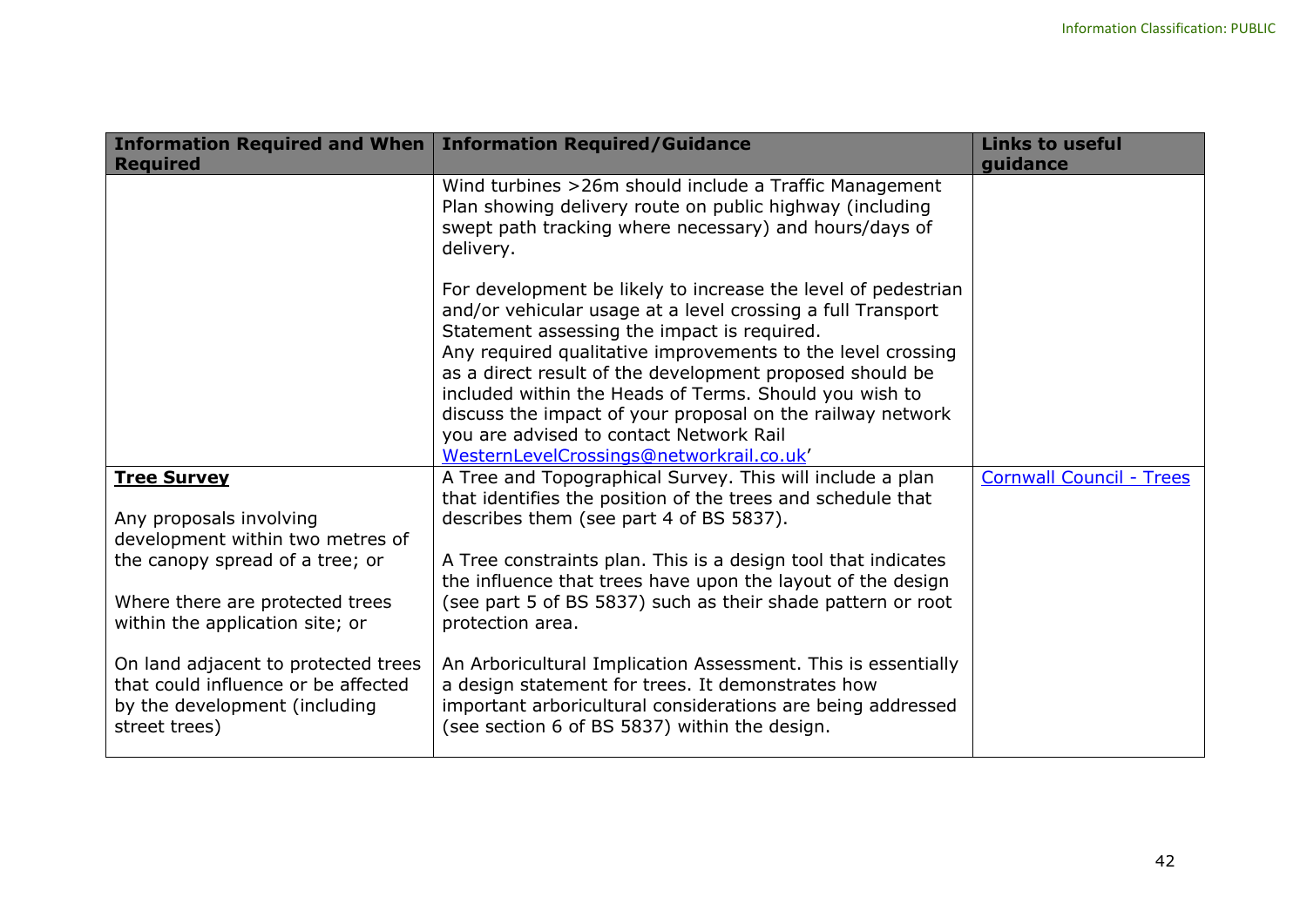| Information Required and When Required | Information Required/Guidance | Links to useful guidance |
|---|---|---|
| | Wind turbines >26m should include a Traffic Management Plan showing delivery route on public highway (including swept path tracking where necessary) and hours/days of delivery.<br><br>For development be likely to increase the level of pedestrian and/or vehicular usage at a level crossing a full Transport Statement assessing the impact is required.<br>Any required qualitative improvements to the level crossing as a direct result of the development proposed should be included within the Heads of Terms. Should you wish to discuss the impact of your proposal on the railway network you are advised to contact Network Rail WesternLevelCrossings@networkrail.co.uk' | |
| **Tree Survey**<br><br>Any proposals involving development within two metres of the canopy spread of a tree; or<br><br>Where there are protected trees within the application site; or<br><br>On land adjacent to protected trees that could influence or be affected by the development (including street trees) | A Tree and Topographical Survey. This will include a plan that identifies the position of the trees and schedule that describes them (see part 4 of BS 5837).<br><br>A Tree constraints plan. This is a design tool that indicates the influence that trees have upon the layout of the design (see part 5 of BS 5837) such as their shade pattern or root protection area.<br><br>An Arboricultural Implication Assessment. This is essentially a design statement for trees. It demonstrates how important arboricultural considerations are being addressed (see section 6 of BS 5837) within the design. | Cornwall Council - Trees |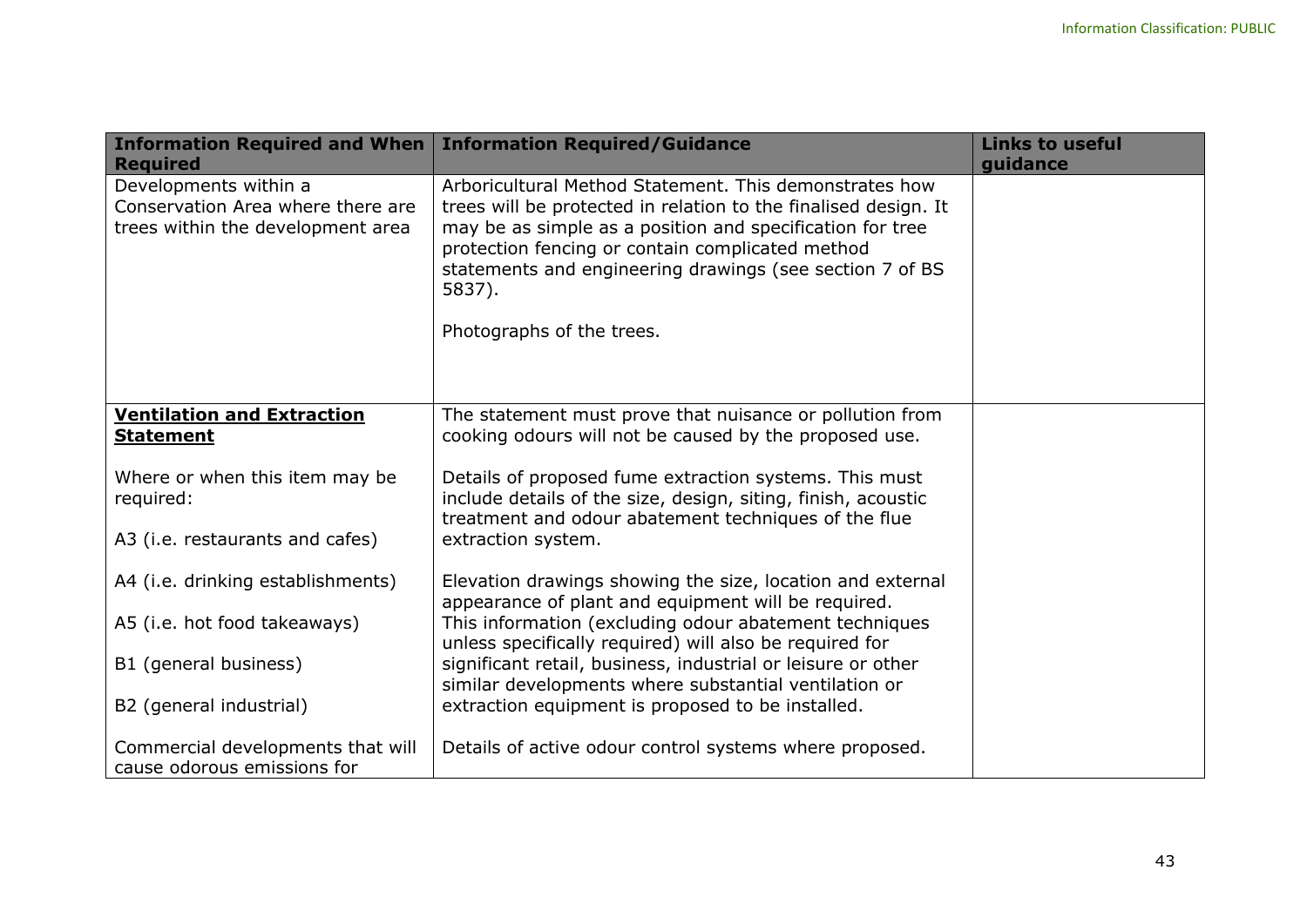| Information Required and When Required | Information Required/Guidance | Links to useful guidance |
| --- | --- | --- |
| Developments within a Conservation Area where there are trees within the development area | Arboricultural Method Statement. This demonstrates how trees will be protected in relation to the finalised design. It may be as simple as a position and specification for tree protection fencing or contain complicated method statements and engineering drawings (see section 7 of BS 5837).<br><br>Photographs of the trees. | |
| **<u>Ventilation and Extraction Statement</u>**<br><br>Where or when this item may be required:<br><br>A3 (i.e. restaurants and cafes)<br><br>A4 (i.e. drinking establishments)<br><br>A5 (i.e. hot food takeaways)<br><br>B1 (general business)<br><br>B2 (general industrial)<br><br>Commercial developments that will cause odorous emissions for | The statement must prove that nuisance or pollution from cooking odours will not be caused by the proposed use.<br><br>Details of proposed fume extraction systems. This must include details of the size, design, siting, finish, acoustic treatment and odour abatement techniques of the flue extraction system.<br><br>Elevation drawings showing the size, location and external appearance of plant and equipment will be required. This information (excluding odour abatement techniques unless specifically required) will also be required for significant retail, business, industrial or leisure or other similar developments where substantial ventilation or extraction equipment is proposed to be installed.<br><br>Details of active odour control systems where proposed. | |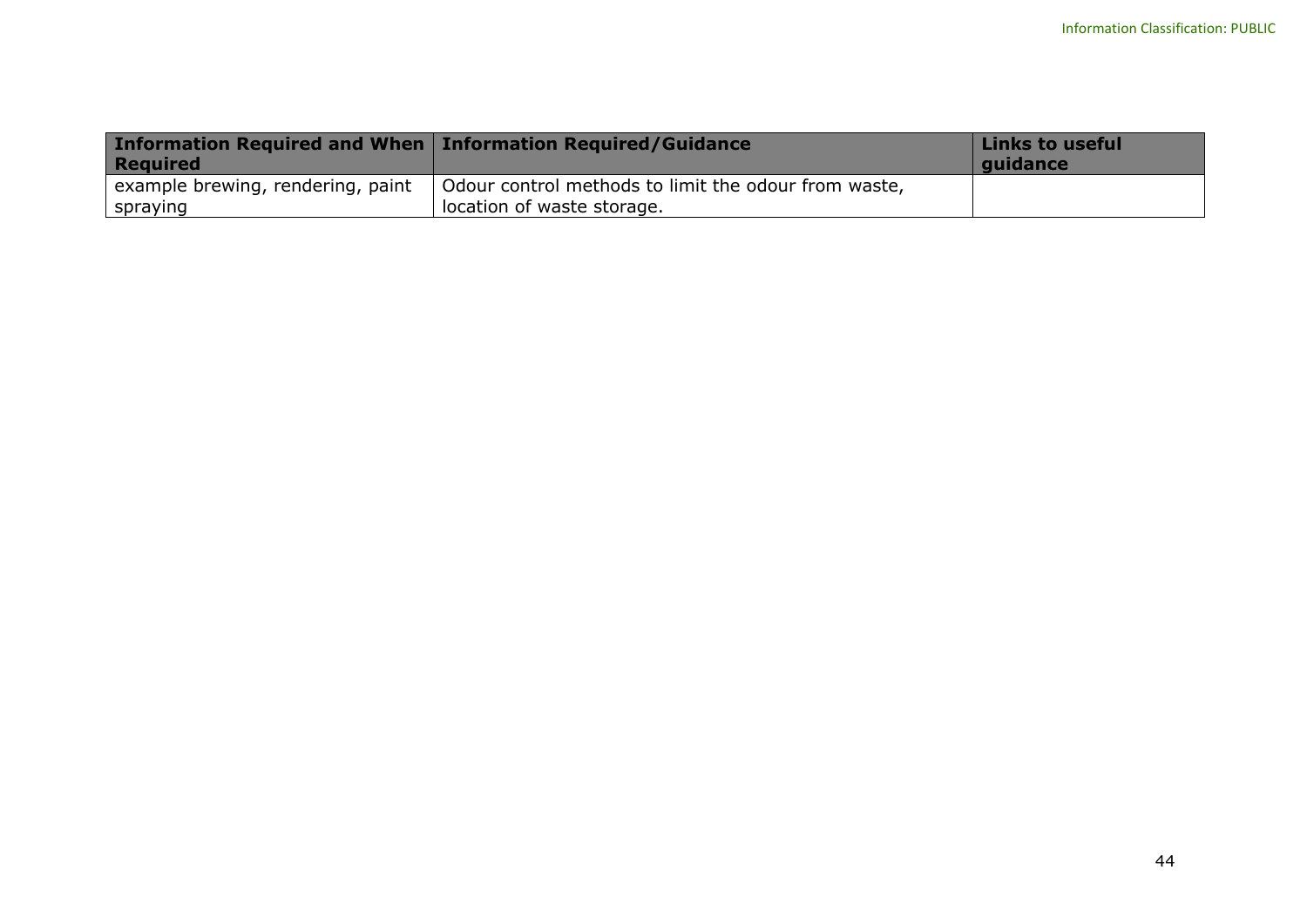| Information Required and When Required | Information Required/Guidance | Links to useful guidance |
| --- | --- | --- |
| example brewing, rendering, paint spraying | Odour control methods to limit the odour from waste, location of waste storage. | |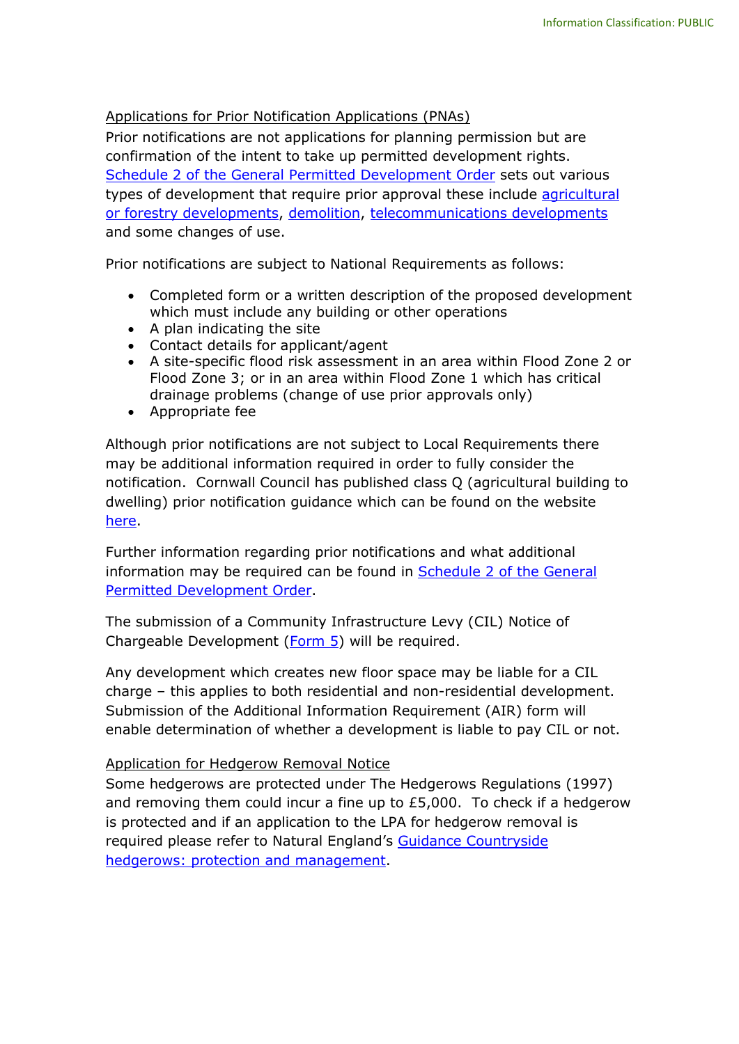Applications for Prior Notification Applications (PNAs)

Prior notifications are not applications for planning permission but are confirmation of the intent to take up permitted development rights. Schedule 2 of the General Permitted Development Order sets out various types of development that require prior approval these include agricultural or forestry developments, demolition, telecommunications developments and some changes of use.

Prior notifications are subject to National Requirements as follows:

- Completed form or a written description of the proposed development which must include any building or other operations
- A plan indicating the site
- Contact details for applicant/agent
- A site-specific flood risk assessment in an area within Flood Zone 2 or Flood Zone 3; or in an area within Flood Zone 1 which has critical drainage problems (change of use prior approvals only)
- Appropriate fee

Although prior notifications are not subject to Local Requirements there may be additional information required in order to fully consider the notification. Cornwall Council has published class Q (agricultural building to dwelling) prior notification guidance which can be found on the website here.

Further information regarding prior notifications and what additional information may be required can be found in Schedule 2 of the General Permitted Development Order.

The submission of a Community Infrastructure Levy (CIL) Notice of Chargeable Development (Form 5) will be required.

Any development which creates new floor space may be liable for a CIL charge – this applies to both residential and non-residential development. Submission of the Additional Information Requirement (AIR) form will enable determination of whether a development is liable to pay CIL or not.

Application for Hedgerow Removal Notice

Some hedgerows are protected under The Hedgerows Regulations (1997) and removing them could incur a fine up to £5,000. To check if a hedgerow is protected and if an application to the LPA for hedgerow removal is required please refer to Natural England's Guidance Countryside hedgerows: protection and management.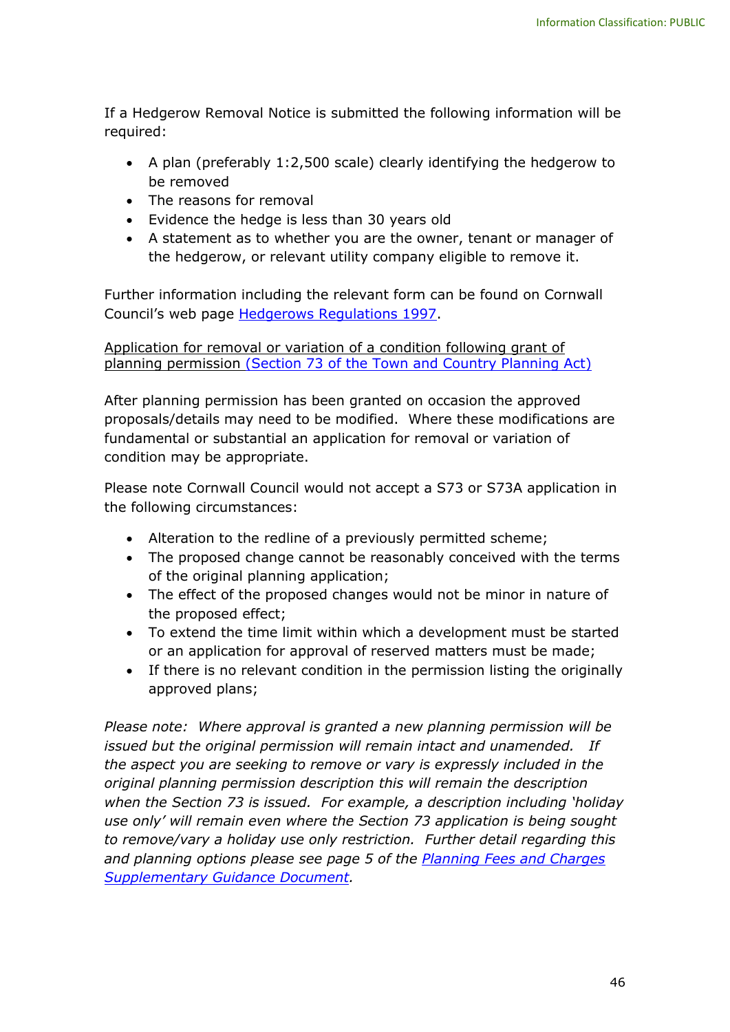If a Hedgerow Removal Notice is submitted the following information will be required:

- A plan (preferably 1:2,500 scale) clearly identifying the hedgerow to be removed
- The reasons for removal
- Evidence the hedge is less than 30 years old
- A statement as to whether you are the owner, tenant or manager of the hedgerow, or relevant utility company eligible to remove it.

Further information including the relevant form can be found on Cornwall Council's web page [Hedgerows Regulations 1997](#).

Application for removal or variation of a condition following grant of planning permission [(Section 73 of the Town and Country Planning Act)](#)

After planning permission has been granted on occasion the approved proposals/details may need to be modified. Where these modifications are fundamental or substantial an application for removal or variation of condition may be appropriate.

Please note Cornwall Council would not accept a S73 or S73A application in the following circumstances:

- Alteration to the redline of a previously permitted scheme;
- The proposed change cannot be reasonably conceived with the terms of the original planning application;
- The effect of the proposed changes would not be minor in nature of the proposed effect;
- To extend the time limit within which a development must be started or an application for approval of reserved matters must be made;
- If there is no relevant condition in the permission listing the originally approved plans;

*Please note: Where approval is granted a new planning permission will be issued but the original permission will remain intact and unamended. If the aspect you are seeking to remove or vary is expressly included in the original planning permission description this will remain the description when the Section 73 is issued. For example, a description including 'holiday use only' will remain even where the Section 73 application is being sought to remove/vary a holiday use only restriction. Further detail regarding this and planning options please see page 5 of the [Planning Fees and Charges Supplementary Guidance Document](#).*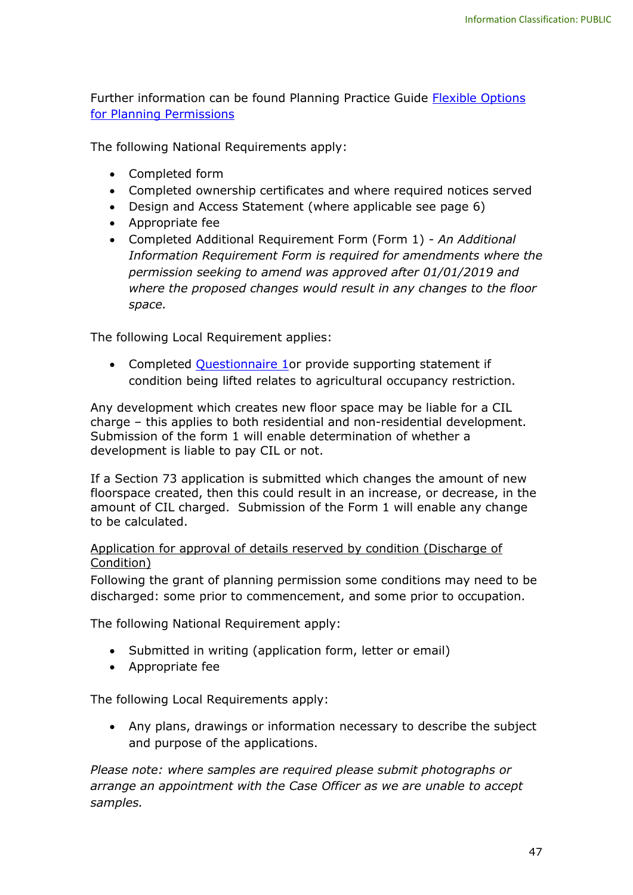Further information can be found Planning Practice Guide [Flexible Options for Planning Permissions]()

The following National Requirements apply:

- Completed form
- Completed ownership certificates and where required notices served
- Design and Access Statement (where applicable see page 6)
- Appropriate fee
- Completed Additional Requirement Form (Form 1) - *An Additional Information Requirement Form is required for amendments where the permission seeking to amend was approved after 01/01/2019 and where the proposed changes would result in any changes to the floor space.*

The following Local Requirement applies:

- Completed [Questionnaire 1]()or provide supporting statement if condition being lifted relates to agricultural occupancy restriction.

Any development which creates new floor space may be liable for a CIL charge – this applies to both residential and non-residential development. Submission of the form 1 will enable determination of whether a development is liable to pay CIL or not.

If a Section 73 application is submitted which changes the amount of new floorspace created, then this could result in an increase, or decrease, in the amount of CIL charged. Submission of the Form 1 will enable any change to be calculated.

<u>Application for approval of details reserved by condition (Discharge of Condition)</u>

Following the grant of planning permission some conditions may need to be discharged: some prior to commencement, and some prior to occupation.

The following National Requirement apply:

- Submitted in writing (application form, letter or email)
- Appropriate fee

The following Local Requirements apply:

- Any plans, drawings or information necessary to describe the subject and purpose of the applications.

*Please note: where samples are required please submit photographs or arrange an appointment with the Case Officer as we are unable to accept samples.*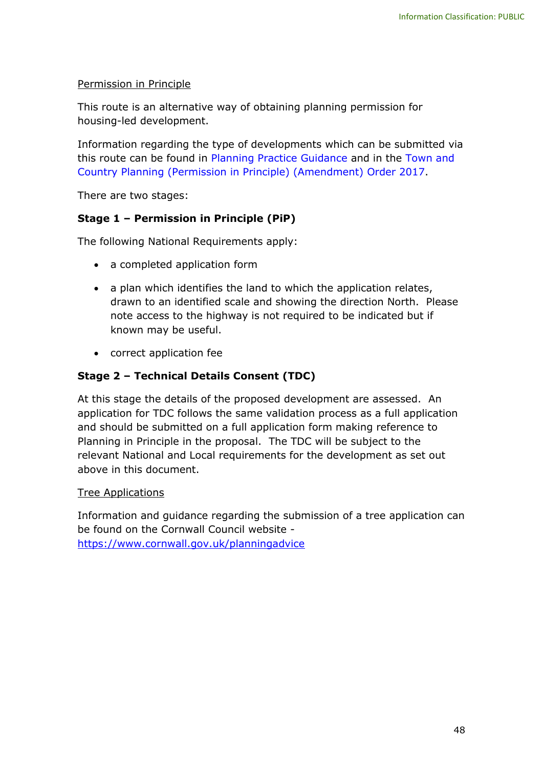## Permission in Principle

This route is an alternative way of obtaining planning permission for housing-led development.

Information regarding the type of developments which can be submitted via this route can be found in Planning Practice Guidance and in the Town and Country Planning (Permission in Principle) (Amendment) Order 2017.

There are two stages:

### Stage 1 – Permission in Principle (PiP)

The following National Requirements apply:

- a completed application form
- a plan which identifies the land to which the application relates, drawn to an identified scale and showing the direction North. Please note access to the highway is not required to be indicated but if known may be useful.
- correct application fee

### Stage 2 – Technical Details Consent (TDC)

At this stage the details of the proposed development are assessed. An application for TDC follows the same validation process as a full application and should be submitted on a full application form making reference to Planning in Principle in the proposal. The TDC will be subject to the relevant National and Local requirements for the development as set out above in this document.

## Tree Applications

Information and guidance regarding the submission of a tree application can be found on the Cornwall Council website - https://www.cornwall.gov.uk/planningadvice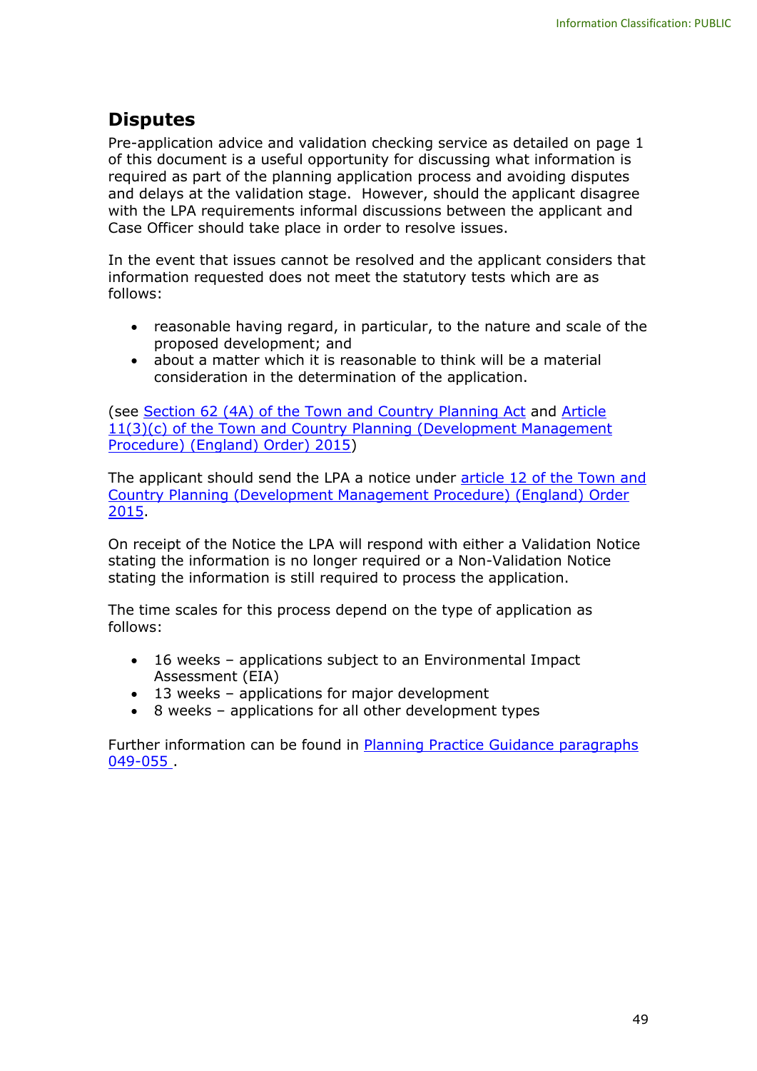## Disputes

Pre-application advice and validation checking service as detailed on page 1 of this document is a useful opportunity for discussing what information is required as part of the planning application process and avoiding disputes and delays at the validation stage. However, should the applicant disagree with the LPA requirements informal discussions between the applicant and Case Officer should take place in order to resolve issues.

In the event that issues cannot be resolved and the applicant considers that information requested does not meet the statutory tests which are as follows:

- reasonable having regard, in particular, to the nature and scale of the proposed development; and
- about a matter which it is reasonable to think will be a material consideration in the determination of the application.

(see Section 62 (4A) of the Town and Country Planning Act and Article 11(3)(c) of the Town and Country Planning (Development Management Procedure) (England) Order) 2015)

The applicant should send the LPA a notice under article 12 of the Town and Country Planning (Development Management Procedure) (England) Order 2015.

On receipt of the Notice the LPA will respond with either a Validation Notice stating the information is no longer required or a Non-Validation Notice stating the information is still required to process the application.

The time scales for this process depend on the type of application as follows:

- 16 weeks – applications subject to an Environmental Impact Assessment (EIA)
- 13 weeks – applications for major development
- 8 weeks – applications for all other development types

Further information can be found in Planning Practice Guidance paragraphs 049-055 .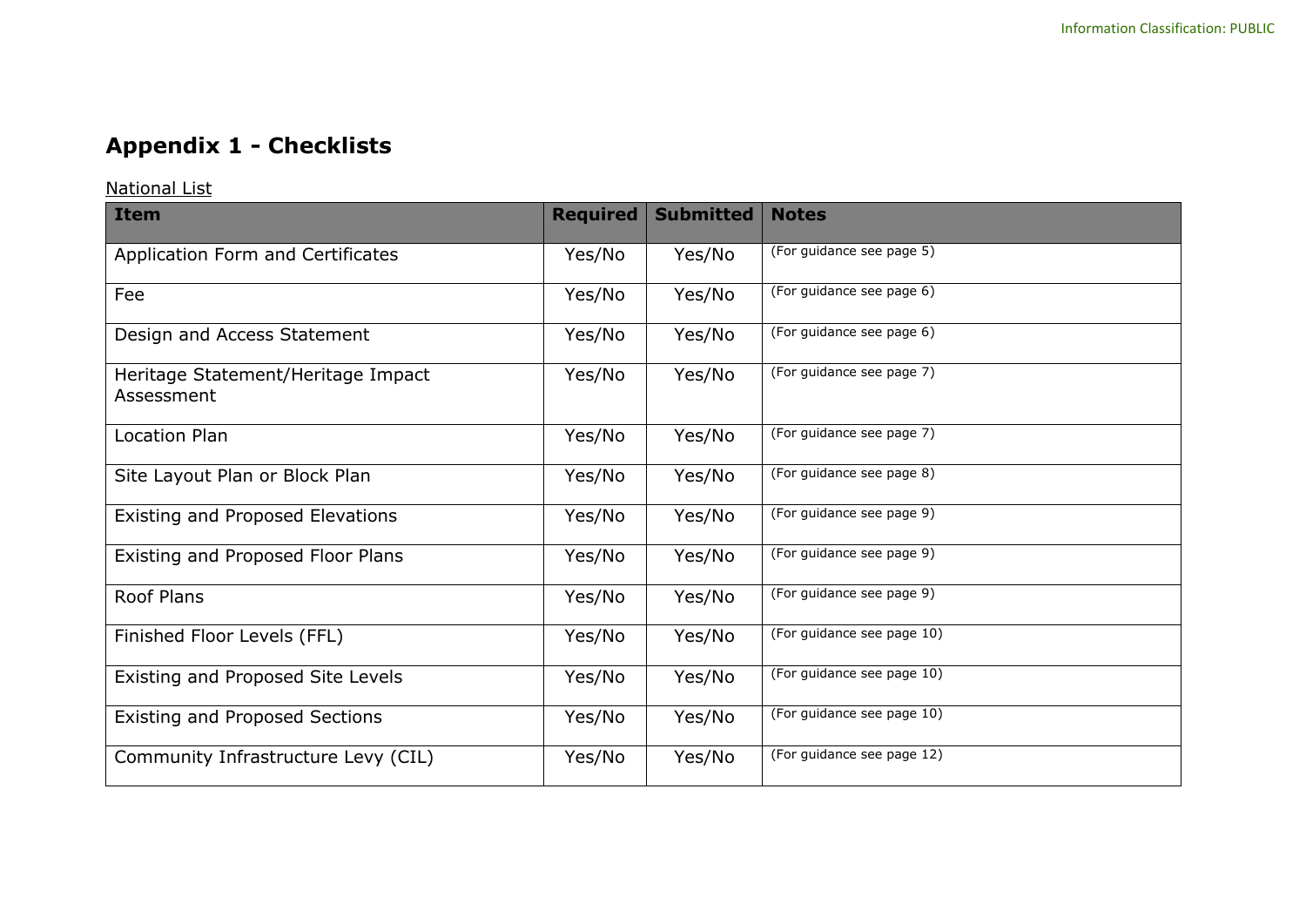# Appendix 1 - Checklists

National List

| Item | Required | Submitted | Notes |
|---|---|---|---|
| Application Form and Certificates | Yes/No | Yes/No | (For guidance see page 5) |
| Fee | Yes/No | Yes/No | (For guidance see page 6) |
| Design and Access Statement | Yes/No | Yes/No | (For guidance see page 6) |
| Heritage Statement/Heritage Impact Assessment | Yes/No | Yes/No | (For guidance see page 7) |
| Location Plan | Yes/No | Yes/No | (For guidance see page 7) |
| Site Layout Plan or Block Plan | Yes/No | Yes/No | (For guidance see page 8) |
| Existing and Proposed Elevations | Yes/No | Yes/No | (For guidance see page 9) |
| Existing and Proposed Floor Plans | Yes/No | Yes/No | (For guidance see page 9) |
| Roof Plans | Yes/No | Yes/No | (For guidance see page 9) |
| Finished Floor Levels (FFL) | Yes/No | Yes/No | (For guidance see page 10) |
| Existing and Proposed Site Levels | Yes/No | Yes/No | (For guidance see page 10) |
| Existing and Proposed Sections | Yes/No | Yes/No | (For guidance see page 10) |
| Community Infrastructure Levy (CIL) | Yes/No | Yes/No | (For guidance see page 12) |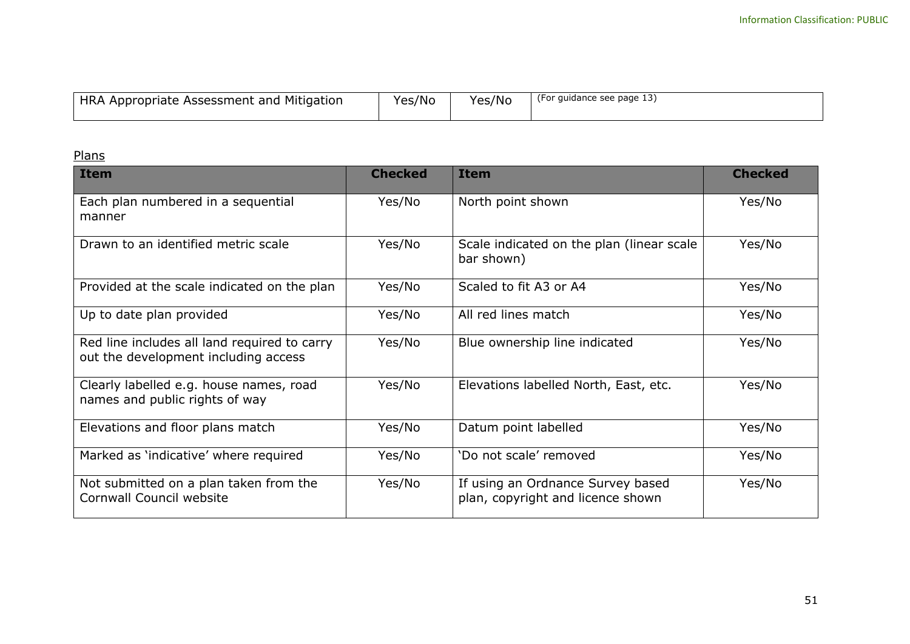| HRA Appropriate Assessment and Mitigation | Yes/No | Yes/No | (For guidance see page 13) |
|---|---|---|---|

<u>Plans</u>

| Item | Checked | Item | Checked |
|---|---|---|---|
| Each plan numbered in a sequential manner | Yes/No | North point shown | Yes/No |
| Drawn to an identified metric scale | Yes/No | Scale indicated on the plan (linear scale bar shown) | Yes/No |
| Provided at the scale indicated on the plan | Yes/No | Scaled to fit A3 or A4 | Yes/No |
| Up to date plan provided | Yes/No | All red lines match | Yes/No |
| Red line includes all land required to carry out the development including access | Yes/No | Blue ownership line indicated | Yes/No |
| Clearly labelled e.g. house names, road names and public rights of way | Yes/No | Elevations labelled North, East, etc. | Yes/No |
| Elevations and floor plans match | Yes/No | Datum point labelled | Yes/No |
| Marked as 'indicative' where required | Yes/No | 'Do not scale' removed | Yes/No |
| Not submitted on a plan taken from the Cornwall Council website | Yes/No | If using an Ordnance Survey based plan, copyright and licence shown | Yes/No |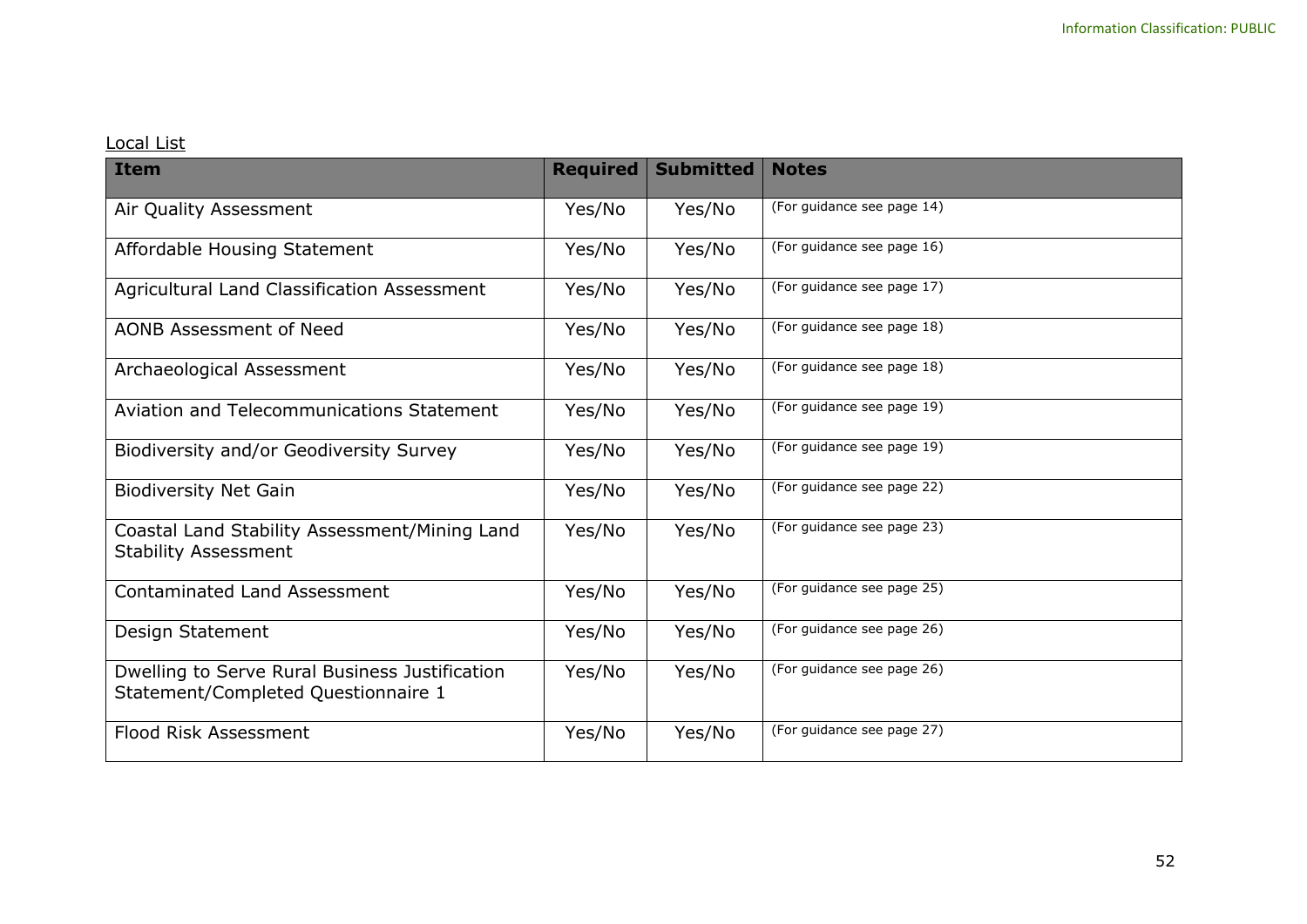Local List

| Item | Required | Submitted | Notes |
| --- | --- | --- | --- |
| Air Quality Assessment | Yes/No | Yes/No | (For guidance see page 14) |
| Affordable Housing Statement | Yes/No | Yes/No | (For guidance see page 16) |
| Agricultural Land Classification Assessment | Yes/No | Yes/No | (For guidance see page 17) |
| AONB Assessment of Need | Yes/No | Yes/No | (For guidance see page 18) |
| Archaeological Assessment | Yes/No | Yes/No | (For guidance see page 18) |
| Aviation and Telecommunications Statement | Yes/No | Yes/No | (For guidance see page 19) |
| Biodiversity and/or Geodiversity Survey | Yes/No | Yes/No | (For guidance see page 19) |
| Biodiversity Net Gain | Yes/No | Yes/No | (For guidance see page 22) |
| Coastal Land Stability Assessment/Mining Land Stability Assessment | Yes/No | Yes/No | (For guidance see page 23) |
| Contaminated Land Assessment | Yes/No | Yes/No | (For guidance see page 25) |
| Design Statement | Yes/No | Yes/No | (For guidance see page 26) |
| Dwelling to Serve Rural Business Justification Statement/Completed Questionnaire 1 | Yes/No | Yes/No | (For guidance see page 26) |
| Flood Risk Assessment | Yes/No | Yes/No | (For guidance see page 27) |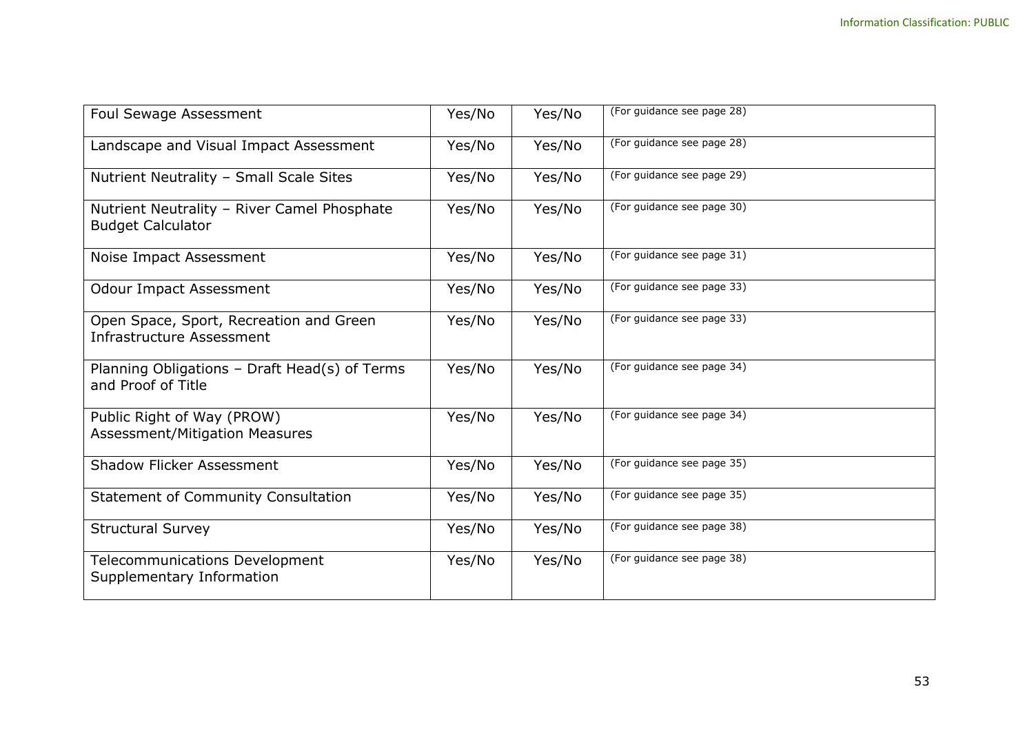| Foul Sewage Assessment | Yes/No | Yes/No | (For guidance see page 28) |
|---|---|---|---|
| Landscape and Visual Impact Assessment | Yes/No | Yes/No | (For guidance see page 28) |
| Nutrient Neutrality – Small Scale Sites | Yes/No | Yes/No | (For guidance see page 29) |
| Nutrient Neutrality – River Camel Phosphate Budget Calculator | Yes/No | Yes/No | (For guidance see page 30) |
| Noise Impact Assessment | Yes/No | Yes/No | (For guidance see page 31) |
| Odour Impact Assessment | Yes/No | Yes/No | (For guidance see page 33) |
| Open Space, Sport, Recreation and Green Infrastructure Assessment | Yes/No | Yes/No | (For guidance see page 33) |
| Planning Obligations – Draft Head(s) of Terms and Proof of Title | Yes/No | Yes/No | (For guidance see page 34) |
| Public Right of Way (PROW) Assessment/Mitigation Measures | Yes/No | Yes/No | (For guidance see page 34) |
| Shadow Flicker Assessment | Yes/No | Yes/No | (For guidance see page 35) |
| Statement of Community Consultation | Yes/No | Yes/No | (For guidance see page 35) |
| Structural Survey | Yes/No | Yes/No | (For guidance see page 38) |
| Telecommunications Development Supplementary Information | Yes/No | Yes/No | (For guidance see page 38) |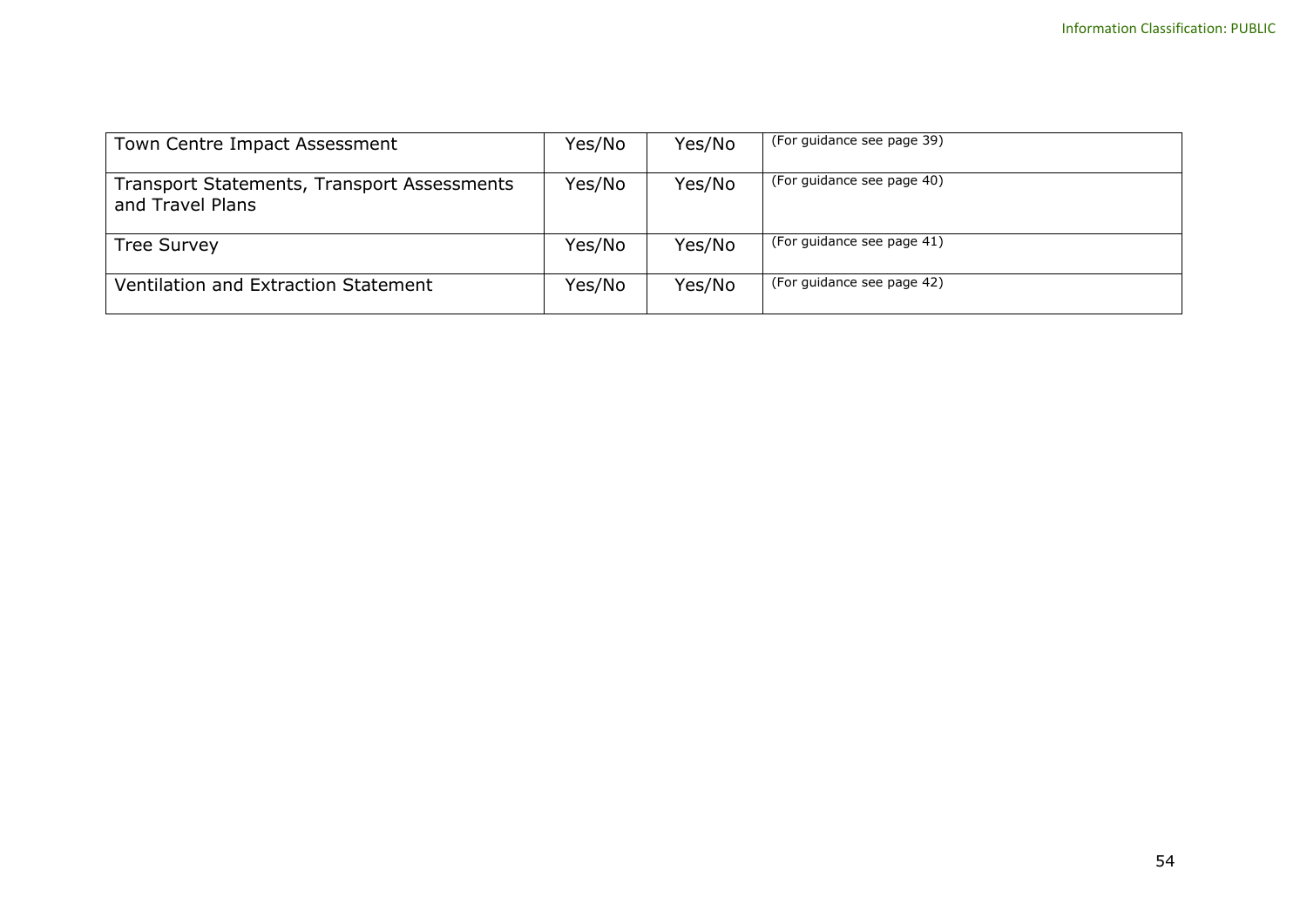| Town Centre Impact Assessment | Yes/No | Yes/No | (For guidance see page 39) |
|---|---|---|---|
| Transport Statements, Transport Assessments and Travel Plans | Yes/No | Yes/No | (For guidance see page 40) |
| Tree Survey | Yes/No | Yes/No | (For guidance see page 41) |
| Ventilation and Extraction Statement | Yes/No | Yes/No | (For guidance see page 42) |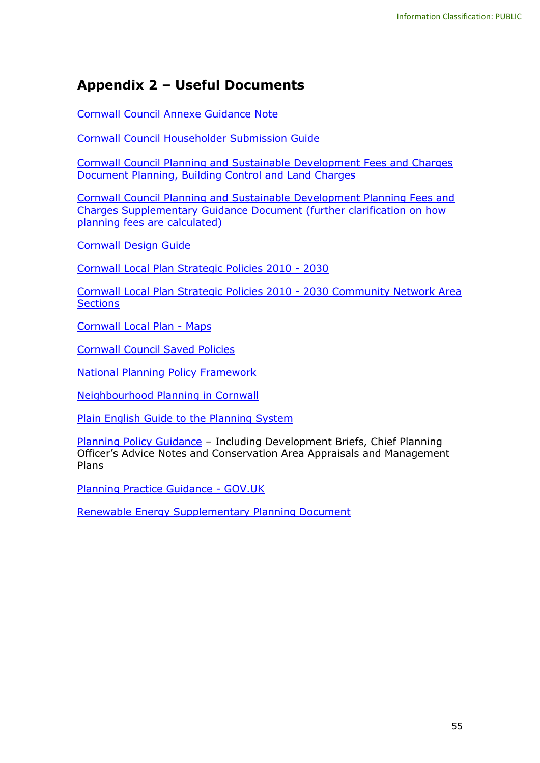## Appendix 2 – Useful Documents

Cornwall Council Annexe Guidance Note

Cornwall Council Householder Submission Guide

Cornwall Council Planning and Sustainable Development Fees and Charges Document Planning, Building Control and Land Charges

Cornwall Council Planning and Sustainable Development Planning Fees and Charges Supplementary Guidance Document (further clarification on how planning fees are calculated)

Cornwall Design Guide

Cornwall Local Plan Strategic Policies 2010 - 2030

Cornwall Local Plan Strategic Policies 2010 - 2030 Community Network Area Sections

Cornwall Local Plan - Maps

Cornwall Council Saved Policies

National Planning Policy Framework

Neighbourhood Planning in Cornwall

Plain English Guide to the Planning System

Planning Policy Guidance – Including Development Briefs, Chief Planning Officer's Advice Notes and Conservation Area Appraisals and Management Plans

Planning Practice Guidance - GOV.UK

Renewable Energy Supplementary Planning Document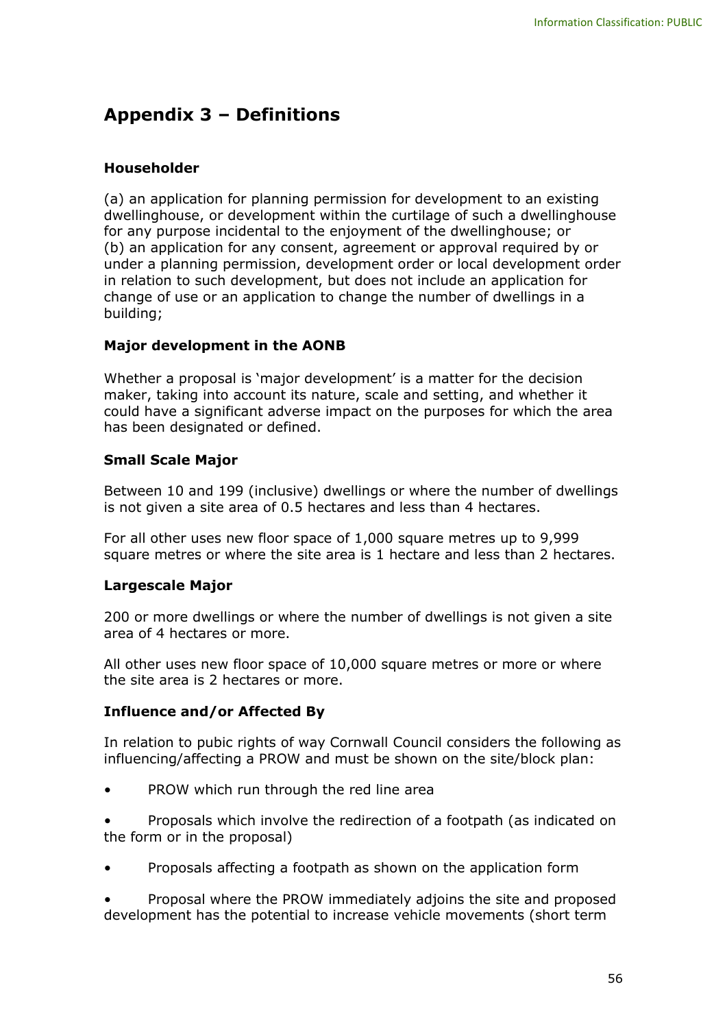## Appendix 3 – Definitions

### Householder

(a) an application for planning permission for development to an existing dwellinghouse, or development within the curtilage of such a dwellinghouse for any purpose incidental to the enjoyment of the dwellinghouse; or
(b) an application for any consent, agreement or approval required by or under a planning permission, development order or local development order in relation to such development, but does not include an application for change of use or an application to change the number of dwellings in a building;

### Major development in the AONB

Whether a proposal is 'major development' is a matter for the decision maker, taking into account its nature, scale and setting, and whether it could have a significant adverse impact on the purposes for which the area has been designated or defined.

### Small Scale Major

Between 10 and 199 (inclusive) dwellings or where the number of dwellings is not given a site area of 0.5 hectares and less than 4 hectares.

For all other uses new floor space of 1,000 square metres up to 9,999 square metres or where the site area is 1 hectare and less than 2 hectares.

### Largescale Major

200 or more dwellings or where the number of dwellings is not given a site area of 4 hectares or more.

All other uses new floor space of 10,000 square metres or more or where the site area is 2 hectares or more.

### Influence and/or Affected By

In relation to pubic rights of way Cornwall Council considers the following as influencing/affecting a PROW and must be shown on the site/block plan:

- PROW which run through the red line area
- Proposals which involve the redirection of a footpath (as indicated on the form or in the proposal)
- Proposals affecting a footpath as shown on the application form
- Proposal where the PROW immediately adjoins the site and proposed development has the potential to increase vehicle movements (short term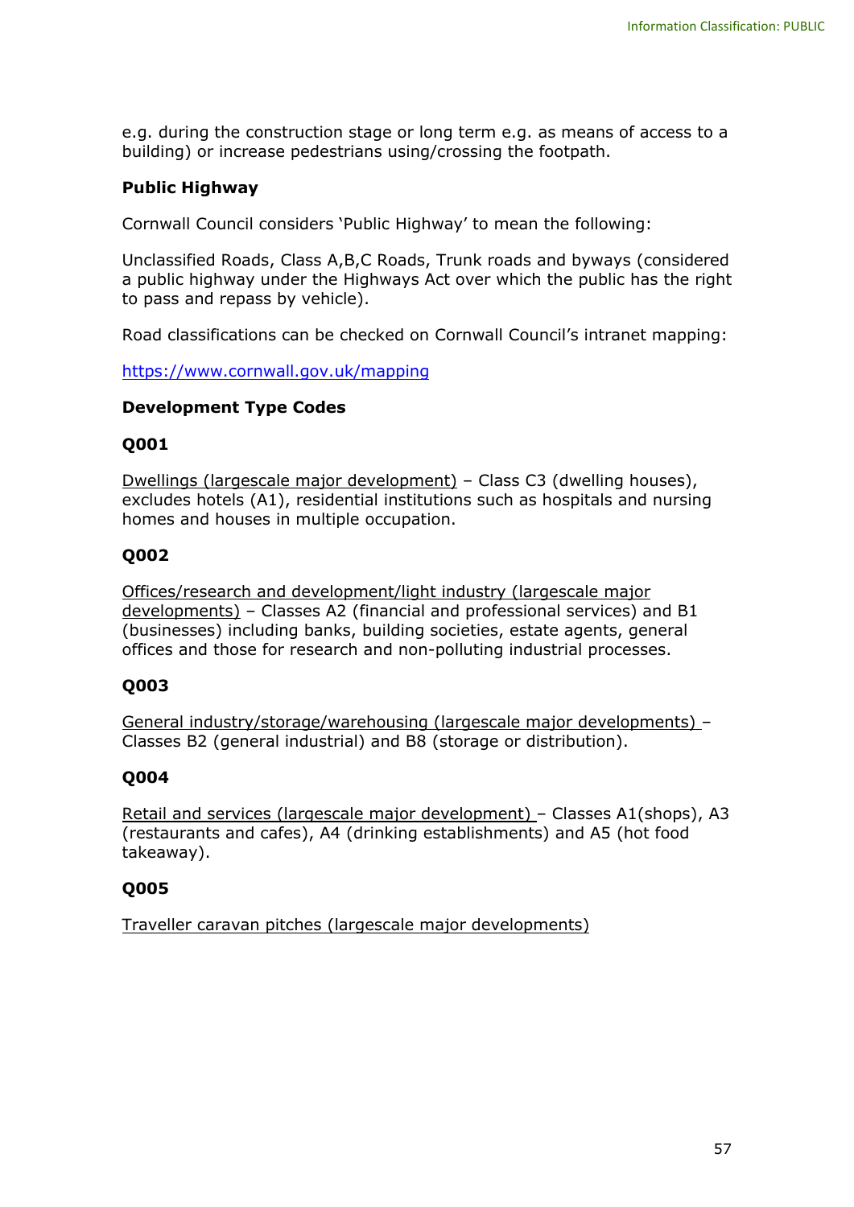e.g. during the construction stage or long term e.g. as means of access to a building) or increase pedestrians using/crossing the footpath.

**Public Highway**

Cornwall Council considers 'Public Highway' to mean the following:

Unclassified Roads, Class A,B,C Roads, Trunk roads and byways (considered a public highway under the Highways Act over which the public has the right to pass and repass by vehicle).

Road classifications can be checked on Cornwall Council's intranet mapping:

https://www.cornwall.gov.uk/mapping

**Development Type Codes**

**Q001**

Dwellings (largescale major development) – Class C3 (dwelling houses), excludes hotels (A1), residential institutions such as hospitals and nursing homes and houses in multiple occupation.

**Q002**

Offices/research and development/light industry (largescale major developments) – Classes A2 (financial and professional services) and B1 (businesses) including banks, building societies, estate agents, general offices and those for research and non-polluting industrial processes.

**Q003**

General industry/storage/warehousing (largescale major developments) – Classes B2 (general industrial) and B8 (storage or distribution).

**Q004**

Retail and services (largescale major development) – Classes A1(shops), A3 (restaurants and cafes), A4 (drinking establishments) and A5 (hot food takeaway).

**Q005**

Traveller caravan pitches (largescale major developments)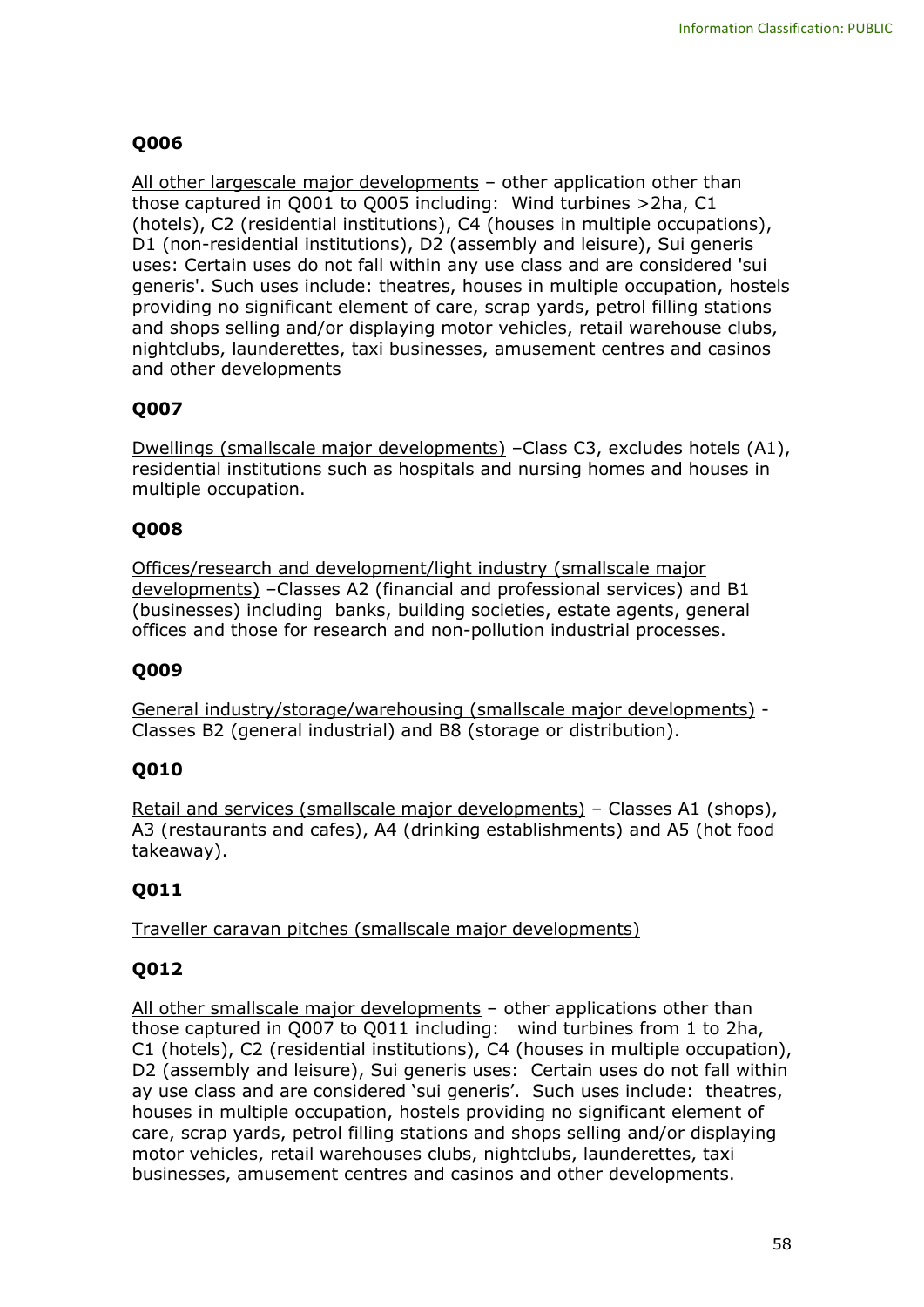**Q006**

<u>All other largescale major developments</u> – other application other than those captured in Q001 to Q005 including:  Wind turbines >2ha, C1 (hotels), C2 (residential institutions), C4 (houses in multiple occupations), D1 (non-residential institutions), D2 (assembly and leisure), Sui generis uses: Certain uses do not fall within any use class and are considered 'sui generis'. Such uses include: theatres, houses in multiple occupation, hostels providing no significant element of care, scrap yards, petrol filling stations and shops selling and/or displaying motor vehicles, retail warehouse clubs, nightclubs, launderettes, taxi businesses, amusement centres and casinos and other developments

**Q007**

<u>Dwellings (smallscale major developments)</u> –Class C3, excludes hotels (A1), residential institutions such as hospitals and nursing homes and houses in multiple occupation.

**Q008**

<u>Offices/research and development/light industry (smallscale major developments)</u> –Classes A2 (financial and professional services) and B1 (businesses) including  banks, building societies, estate agents, general offices and those for research and non-pollution industrial processes.

**Q009**

<u>General industry/storage/warehousing (smallscale major developments)</u> - Classes B2 (general industrial) and B8 (storage or distribution).

**Q010**

<u>Retail and services (smallscale major developments)</u> – Classes A1 (shops), A3 (restaurants and cafes), A4 (drinking establishments) and A5 (hot food takeaway).

**Q011**

<u>Traveller caravan pitches (smallscale major developments)</u>

**Q012**

<u>All other smallscale major developments</u> – other applications other than those captured in Q007 to Q011 including:   wind turbines from 1 to 2ha, C1 (hotels), C2 (residential institutions), C4 (houses in multiple occupation), D2 (assembly and leisure), Sui generis uses:  Certain uses do not fall within ay use class and are considered 'sui generis'.  Such uses include:  theatres, houses in multiple occupation, hostels providing no significant element of care, scrap yards, petrol filling stations and shops selling and/or displaying motor vehicles, retail warehouses clubs, nightclubs, launderettes, taxi businesses, amusement centres and casinos and other developments.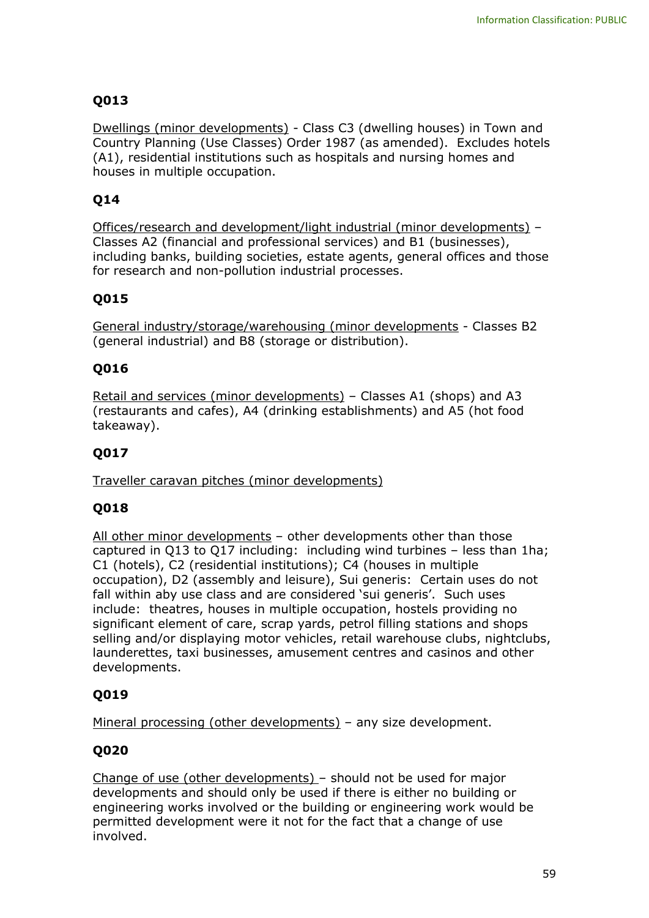## Q013

Dwellings (minor developments) - Class C3 (dwelling houses) in Town and Country Planning (Use Classes) Order 1987 (as amended). Excludes hotels (A1), residential institutions such as hospitals and nursing homes and houses in multiple occupation.

## Q14

Offices/research and development/light industrial (minor developments) – Classes A2 (financial and professional services) and B1 (businesses), including banks, building societies, estate agents, general offices and those for research and non-pollution industrial processes.

## Q015

General industry/storage/warehousing (minor developments - Classes B2 (general industrial) and B8 (storage or distribution).

## Q016

Retail and services (minor developments) – Classes A1 (shops) and A3 (restaurants and cafes), A4 (drinking establishments) and A5 (hot food takeaway).

## Q017

Traveller caravan pitches (minor developments)

## Q018

All other minor developments – other developments other than those captured in Q13 to Q17 including: including wind turbines – less than 1ha; C1 (hotels), C2 (residential institutions); C4 (houses in multiple occupation), D2 (assembly and leisure), Sui generis: Certain uses do not fall within aby use class and are considered 'sui generis'. Such uses include: theatres, houses in multiple occupation, hostels providing no significant element of care, scrap yards, petrol filling stations and shops selling and/or displaying motor vehicles, retail warehouse clubs, nightclubs, launderettes, taxi businesses, amusement centres and casinos and other developments.

## Q019

Mineral processing (other developments) – any size development.

## Q020

Change of use (other developments) – should not be used for major developments and should only be used if there is either no building or engineering works involved or the building or engineering work would be permitted development were it not for the fact that a change of use involved.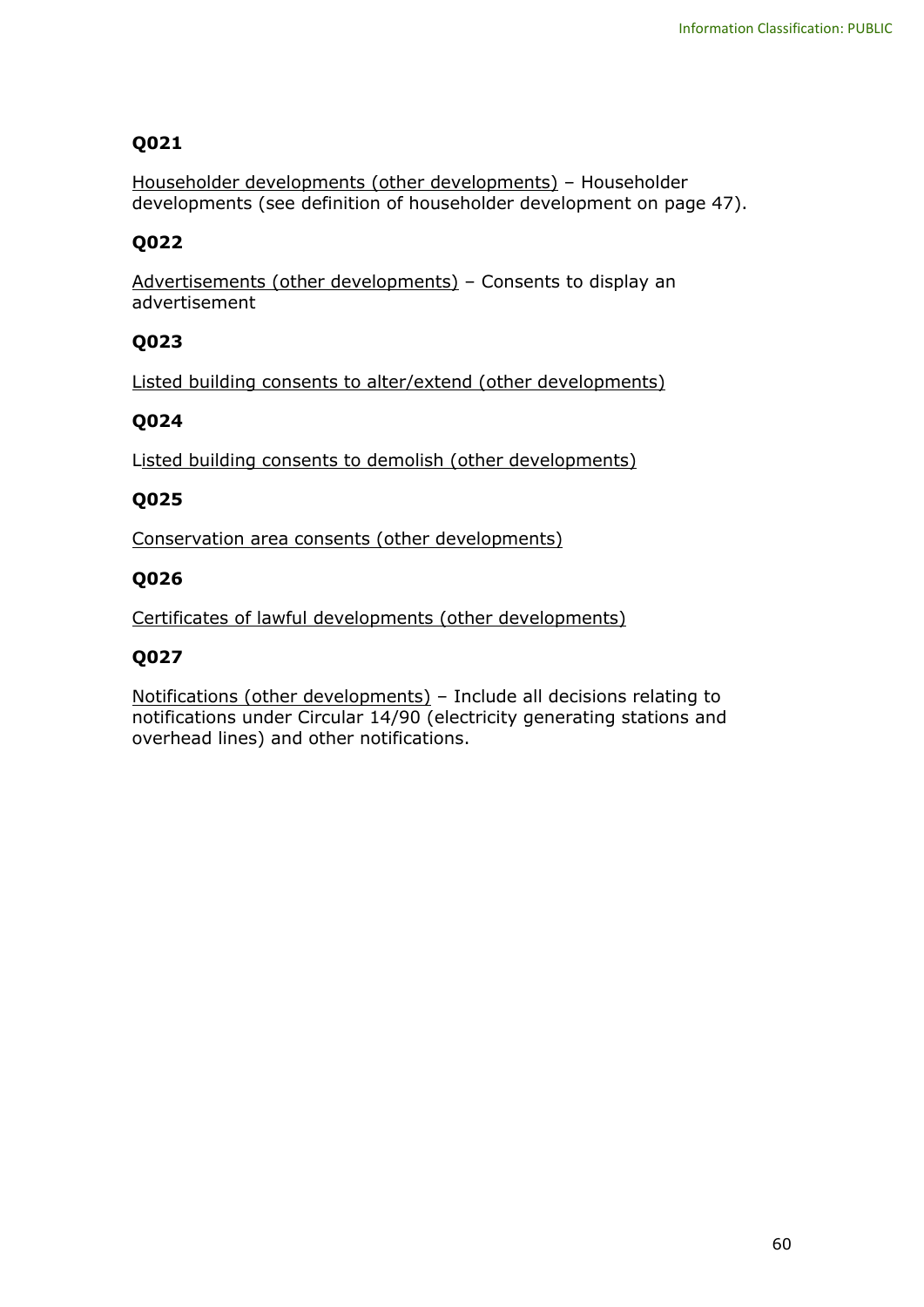**Q021**

Householder developments (other developments) – Householder developments (see definition of householder development on page 47).

**Q022**

Advertisements (other developments) – Consents to display an advertisement

**Q023**

Listed building consents to alter/extend (other developments)

**Q024**

Listed building consents to demolish (other developments)

**Q025**

Conservation area consents (other developments)

**Q026**

Certificates of lawful developments (other developments)

**Q027**

Notifications (other developments) – Include all decisions relating to notifications under Circular 14/90 (electricity generating stations and overhead lines) and other notifications.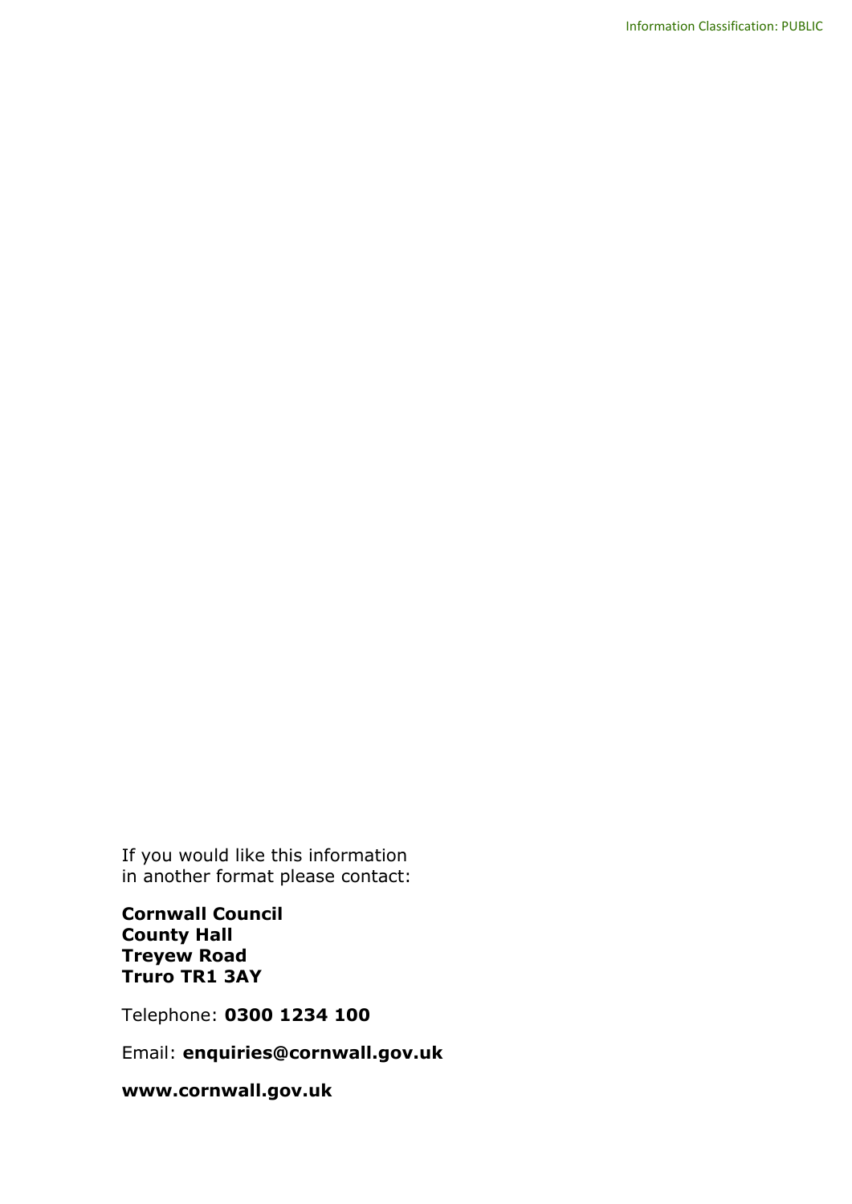If you would like this information in another format please contact:

**Cornwall Council**
**County Hall**
**Treyew Road**
**Truro TR1 3AY**

Telephone: **0300 1234 100**

Email: **enquiries@cornwall.gov.uk**

**www.cornwall.gov.uk**